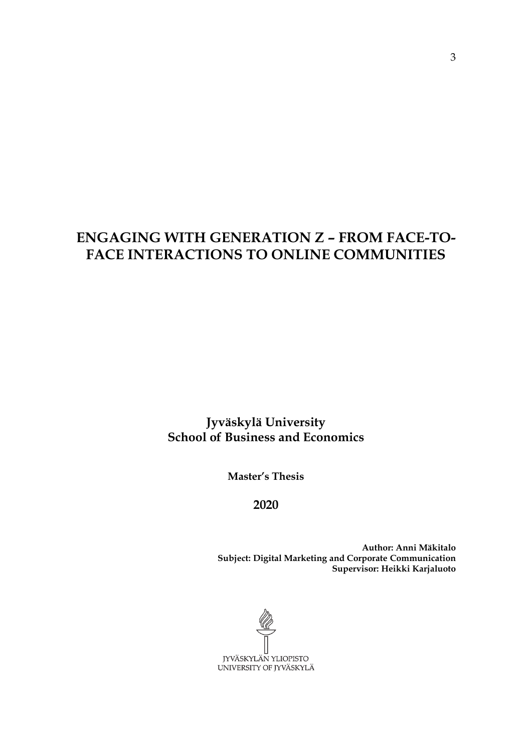# ENGAGING WITH GENERATION Z – FROM FACE-TO-FACE INTERACTIONS TO ONLINE COMMUNITIES

**Jyväskylä University**
**School of Business and Economics**

**Master's Thesis**

**2020**

**Author: Anni Mäkitalo**
**Subject: Digital Marketing and Corporate Communication**
**Supervisor: Heikki Karjaluoto**

JYVÄSKYLÄN YLIOPISTO
UNIVERSITY OF JYVÄSKYLÄ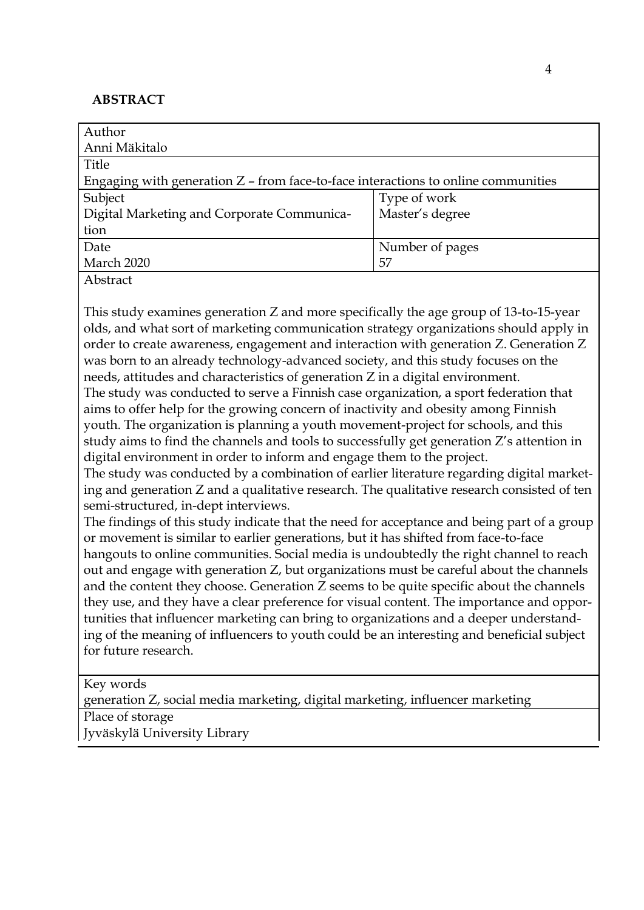**ABSTRACT**

| Author | |
|---|---|
| Anni Mäkitalo | |
| Title | |
| Engaging with generation Z – from face-to-face interactions to online communities | |
| Subject<br>Digital Marketing and Corporate Communication | Type of work<br>Master's degree |
| Date<br>March 2020 | Number of pages<br>57 |

Abstract

This study examines generation Z and more specifically the age group of 13-to-15-year olds, and what sort of marketing communication strategy organizations should apply in order to create awareness, engagement and interaction with generation Z. Generation Z was born to an already technology-advanced society, and this study focuses on the needs, attitudes and characteristics of generation Z in a digital environment.
The study was conducted to serve a Finnish case organization, a sport federation that aims to offer help for the growing concern of inactivity and obesity among Finnish youth. The organization is planning a youth movement-project for schools, and this study aims to find the channels and tools to successfully get generation Z's attention in digital environment in order to inform and engage them to the project.
The study was conducted by a combination of earlier literature regarding digital marketing and generation Z and a qualitative research. The qualitative research consisted of ten semi-structured, in-dept interviews.
The findings of this study indicate that the need for acceptance and being part of a group or movement is similar to earlier generations, but it has shifted from face-to-face hangouts to online communities. Social media is undoubtedly the right channel to reach out and engage with generation Z, but organizations must be careful about the channels and the content they choose. Generation Z seems to be quite specific about the channels they use, and they have a clear preference for visual content. The importance and opportunities that influencer marketing can bring to organizations and a deeper understanding of the meaning of influencers to youth could be an interesting and beneficial subject for future research.

Key words
generation Z, social media marketing, digital marketing, influencer marketing

Place of storage
Jyväskylä University Library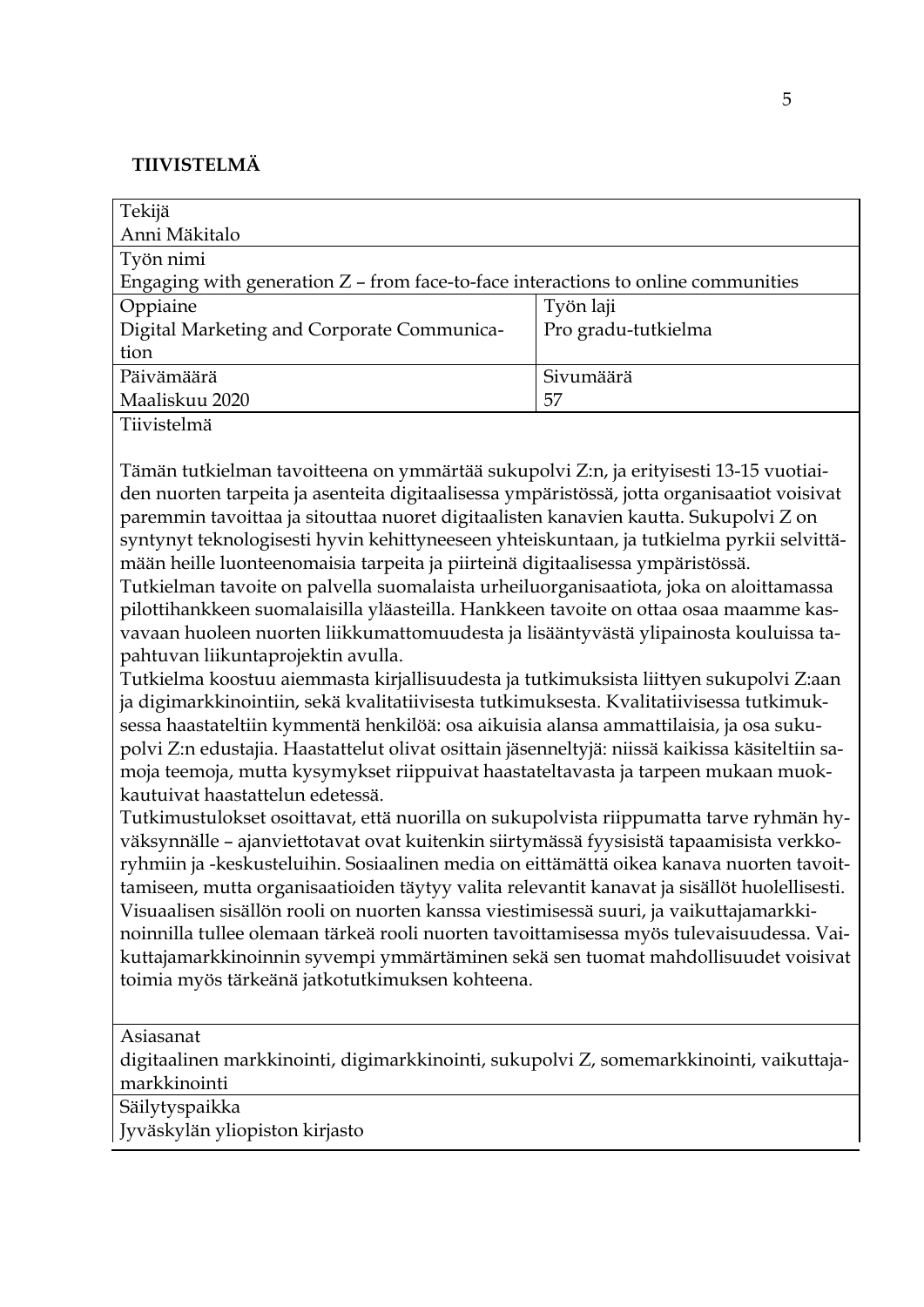## TIIVISTELMÄ

| Tekijä | |
|---|---|
| Anni Mäkitalo | |
| Työn nimi | |
| Engaging with generation Z – from face-to-face interactions to online communities | |
| Oppiaine | Työn laji |
| Digital Marketing and Corporate Communication | Pro gradu-tutkielma |
| Päivämäärä | Sivumäärä |
| Maaliskuu 2020 | 57 |

Tiivistelmä

Tämän tutkielman tavoitteena on ymmärtää sukupolvi Z:n, ja erityisesti 13-15 vuotiaiden nuorten tarpeita ja asenteita digitaalisessa ympäristössä, jotta organisaatiot voisivat paremmin tavoittaa ja sitouttaa nuoret digitaalisten kanavien kautta. Sukupolvi Z on syntynyt teknologisesti hyvin kehittyneeseen yhteiskuntaan, ja tutkielma pyrkii selvittämään heille luonteenomaisia tarpeita ja piirteinä digitaalisessa ympäristössä.
Tutkielman tavoite on palvella suomalaista urheiluorganisaatiota, joka on aloittamassa pilottihankkeen suomalaisilla yläasteilla. Hankkeen tavoite on ottaa osaa maamme kasvavaan huoleen nuorten liikkumattomuudesta ja lisääntyvästä ylipainosta kouluissa tapahtuvan liikuntaprojektin avulla.
Tutkielma koostuu aiemmasta kirjallisuudesta ja tutkimuksista liittyen sukupolvi Z:aan ja digimarkkinointiin, sekä kvalitatiivisesta tutkimuksesta. Kvalitatiivisessa tutkimuksessa haastateltiin kymmentä henkilöä: osa aikuisia alansa ammattilaisia, ja osa sukupolvi Z:n edustajia. Haastattelut olivat osittain jäsenneltyjä: niissä kaikissa käsiteltiin samoja teemoja, mutta kysymykset riippuivat haastateltavasta ja tarpeen mukaan muokkautuivat haastattelun edetessä.
Tutkimustulokset osoittavat, että nuorilla on sukupolvista riippumatta tarve ryhmän hyväksynnälle – ajanviettotavat ovat kuitenkin siirtymässä fyysisistä tapaamisista verkkoryhmiin ja -keskusteluihin. Sosiaalinen media on eittämättä oikea kanava nuorten tavoittamiseen, mutta organisaatioiden täytyy valita relevantit kanavat ja sisällöt huolellisesti. Visuaalisen sisällön rooli on nuorten kanssa viestimisessä suuri, ja vaikuttajamarkkinoinnilla tullee olemaan tärkeä rooli nuorten tavoittamisessa myös tulevaisuudessa. Vaikuttajamarkkinoinnin syvempi ymmärtäminen sekä sen tuomat mahdollisuudet voisivat toimia myös tärkeänä jatkotutkimuksen kohteena.

Asiasanat

digitaalinen markkinointi, digimarkkinointi, sukupolvi Z, somemarkkinointi, vaikuttajamarkkinointi

Säilytyspaikka

Jyväskylän yliopiston kirjasto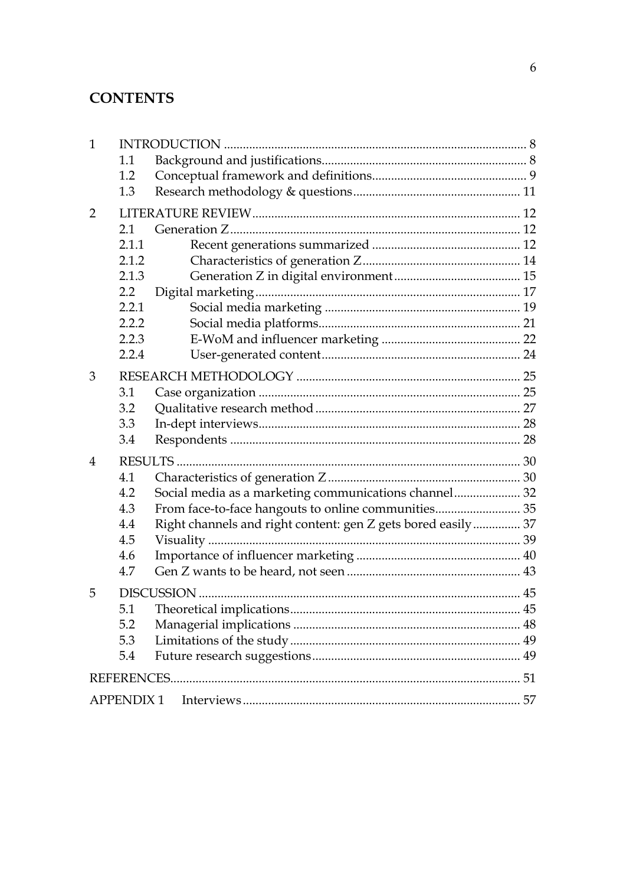# CONTENTS

1 INTRODUCTION ............................................................................................. 8
   1.1 Background and justifications............................................................... 8
   1.2 Conceptual framework and definitions............................................... 9
   1.3 Research methodology & questions.................................................... 11

2 LITERATURE REVIEW.................................................................................. 12
   2.1 Generation Z .......................................................................................... 12
   2.1.1 Recent generations summarized .............................................. 12
   2.1.2 Characteristics of generation Z................................................. 14
   2.1.3 Generation Z in digital environment....................................... 15
   2.2 Digital marketing.................................................................................. 17
   2.2.1 Social media marketing ............................................................ 19
   2.2.2 Social media platforms.............................................................. 21
   2.2.3 E-WoM and influencer marketing ........................................... 22
   2.2.4 User-generated content............................................................. 24

3 RESEARCH METHODOLOGY ..................................................................... 25
   3.1 Case organization ................................................................................. 25
   3.2 Qualitative research method ............................................................... 27
   3.3 In-dept interviews................................................................................. 28
   3.4 Respondents .......................................................................................... 28

4 RESULTS .......................................................................................................... 30
   4.1 Characteristics of generation Z ........................................................... 30
   4.2 Social media as a marketing communications channel..................... 32
   4.3 From face-to-face hangouts to online communities........................... 35
   4.4 Right channels and right content: gen Z gets bored easily............... 37
   4.5 Visuality ................................................................................................. 39
   4.6 Importance of influencer marketing ................................................... 40
   4.7 Gen Z wants to be heard, not seen ..................................................... 43

5 DISCUSSION .................................................................................................... 45
   5.1 Theoretical implications....................................................................... 45
   5.2 Managerial implications ...................................................................... 48
   5.3 Limitations of the study ....................................................................... 49
   5.4 Future research suggestions................................................................ 49

REFERENCES..................................................................................................... 51

APPENDIX 1 Interviews..................................................................................... 57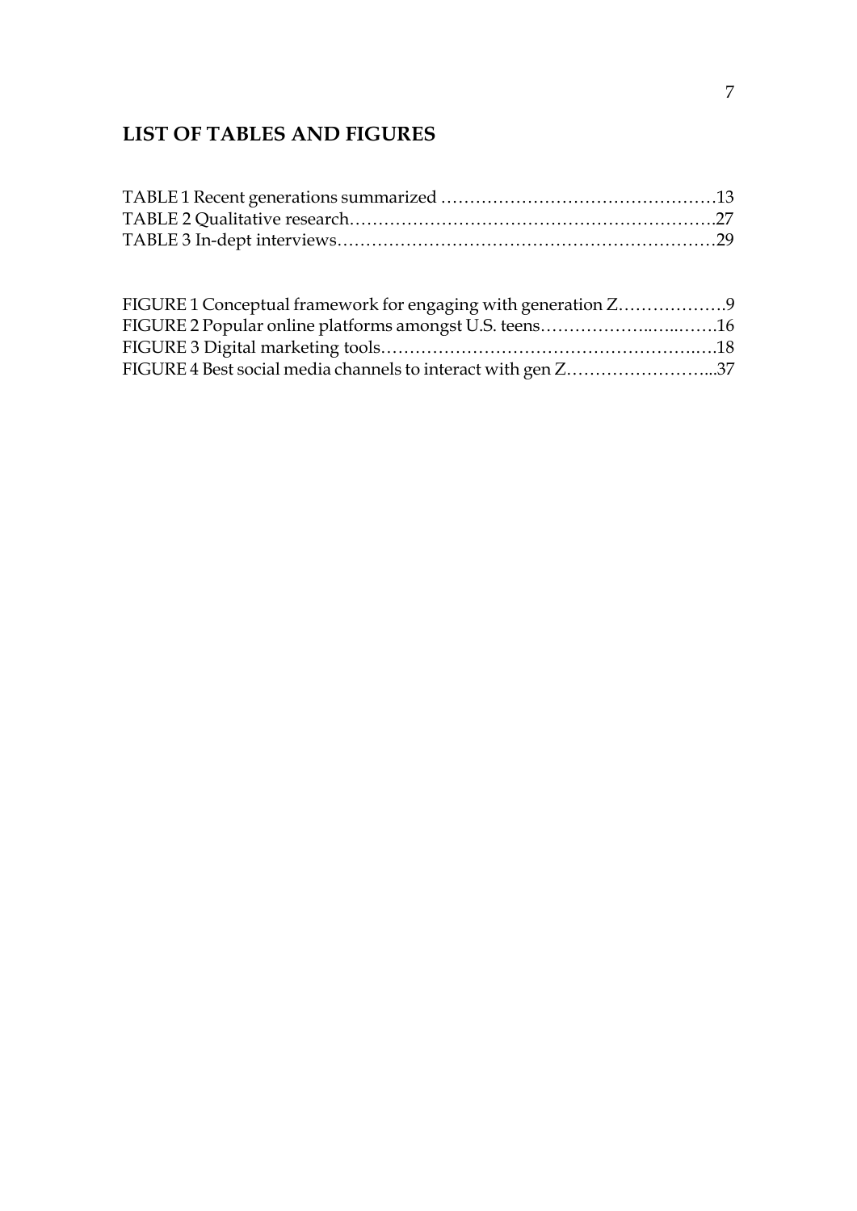# LIST OF TABLES AND FIGURES

TABLE 1 Recent generations summarized ..........................................13
TABLE 2 Qualitative research..........................................................27
TABLE 3 In-dept interviews.............................................................29

FIGURE 1 Conceptual framework for engaging with generation Z.................9
FIGURE 2 Popular online platforms amongst U.S. teens..............................16
FIGURE 3 Digital marketing tools.......................................................18
FIGURE 4 Best social media channels to interact with gen Z.........................37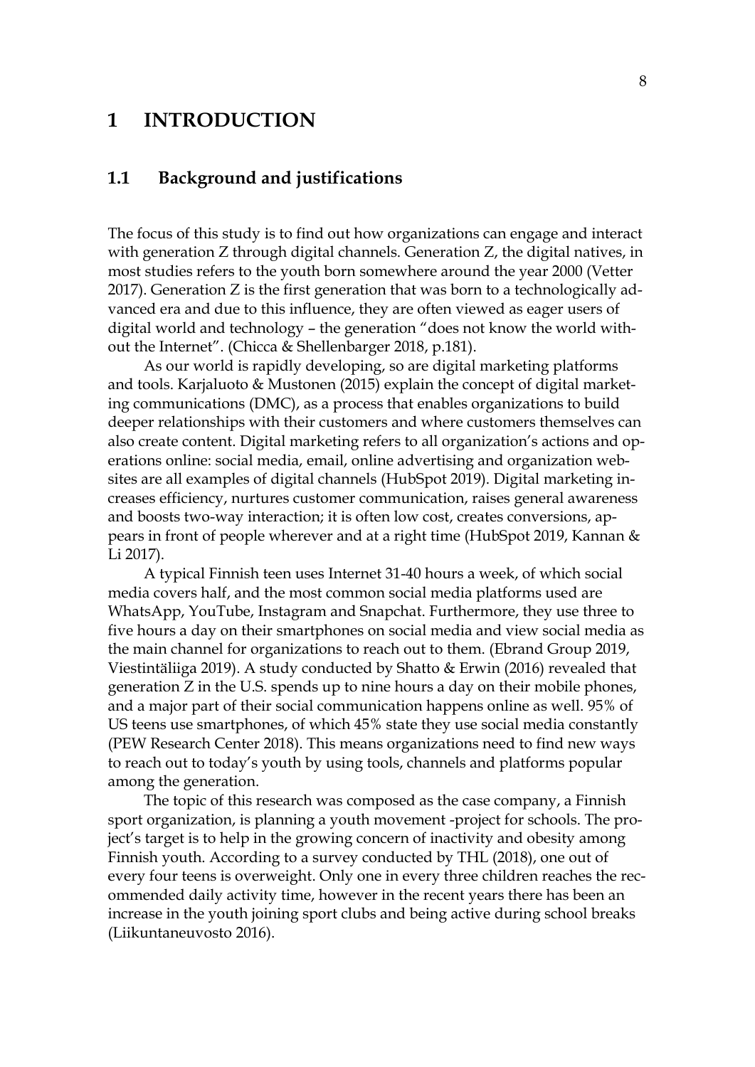# 1 INTRODUCTION

## 1.1 Background and justifications

The focus of this study is to find out how organizations can engage and interact with generation Z through digital channels. Generation Z, the digital natives, in most studies refers to the youth born somewhere around the year 2000 (Vetter 2017). Generation Z is the first generation that was born to a technologically advanced era and due to this influence, they are often viewed as eager users of digital world and technology – the generation "does not know the world without the Internet". (Chicca & Shellenbarger 2018, p.181).

As our world is rapidly developing, so are digital marketing platforms and tools. Karjaluoto & Mustonen (2015) explain the concept of digital marketing communications (DMC), as a process that enables organizations to build deeper relationships with their customers and where customers themselves can also create content. Digital marketing refers to all organization's actions and operations online: social media, email, online advertising and organization websites are all examples of digital channels (HubSpot 2019). Digital marketing increases efficiency, nurtures customer communication, raises general awareness and boosts two-way interaction; it is often low cost, creates conversions, appears in front of people wherever and at a right time (HubSpot 2019, Kannan & Li 2017).

A typical Finnish teen uses Internet 31-40 hours a week, of which social media covers half, and the most common social media platforms used are WhatsApp, YouTube, Instagram and Snapchat. Furthermore, they use three to five hours a day on their smartphones on social media and view social media as the main channel for organizations to reach out to them. (Ebrand Group 2019, Viestintäliiga 2019). A study conducted by Shatto & Erwin (2016) revealed that generation Z in the U.S. spends up to nine hours a day on their mobile phones, and a major part of their social communication happens online as well. 95% of US teens use smartphones, of which 45% state they use social media constantly (PEW Research Center 2018). This means organizations need to find new ways to reach out to today's youth by using tools, channels and platforms popular among the generation.

The topic of this research was composed as the case company, a Finnish sport organization, is planning a youth movement -project for schools. The project's target is to help in the growing concern of inactivity and obesity among Finnish youth. According to a survey conducted by THL (2018), one out of every four teens is overweight. Only one in every three children reaches the recommended daily activity time, however in the recent years there has been an increase in the youth joining sport clubs and being active during school breaks (Liikuntaneuvosto 2016).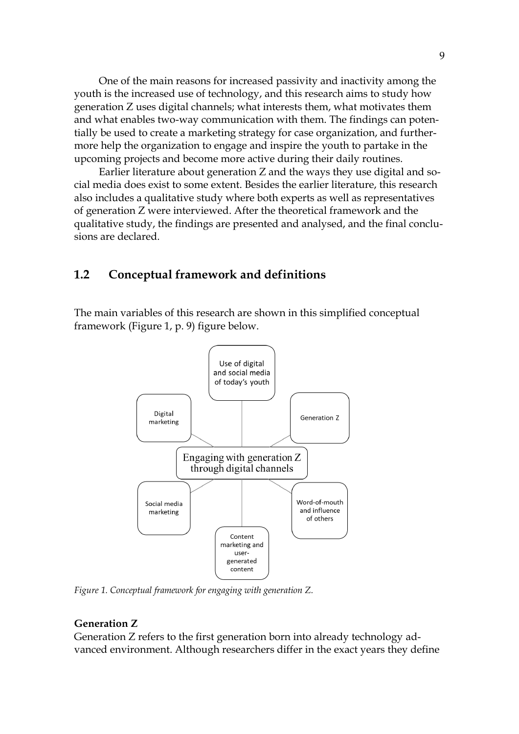One of the main reasons for increased passivity and inactivity among the youth is the increased use of technology, and this research aims to study how generation Z uses digital channels; what interests them, what motivates them and what enables two-way communication with them. The findings can potentially be used to create a marketing strategy for case organization, and furthermore help the organization to engage and inspire the youth to partake in the upcoming projects and become more active during their daily routines.

Earlier literature about generation Z and the ways they use digital and social media does exist to some extent. Besides the earlier literature, this research also includes a qualitative study where both experts as well as representatives of generation Z were interviewed. After the theoretical framework and the qualitative study, the findings are presented and analysed, and the final conclusions are declared.

## 1.2 Conceptual framework and definitions

The main variables of this research are shown in this simplified conceptual framework (Figure 1, p. 9) figure below.

Use of digital and social media of today's youth

Digital marketing

Generation Z

Engaging with generation Z through digital channels

Social media marketing

Word-of-mouth and influence of others

Content marketing and user-generated content

*Figure 1. Conceptual framework for engaging with generation Z.*

**Generation Z**

Generation Z refers to the first generation born into already technology advanced environment. Although researchers differ in the exact years they define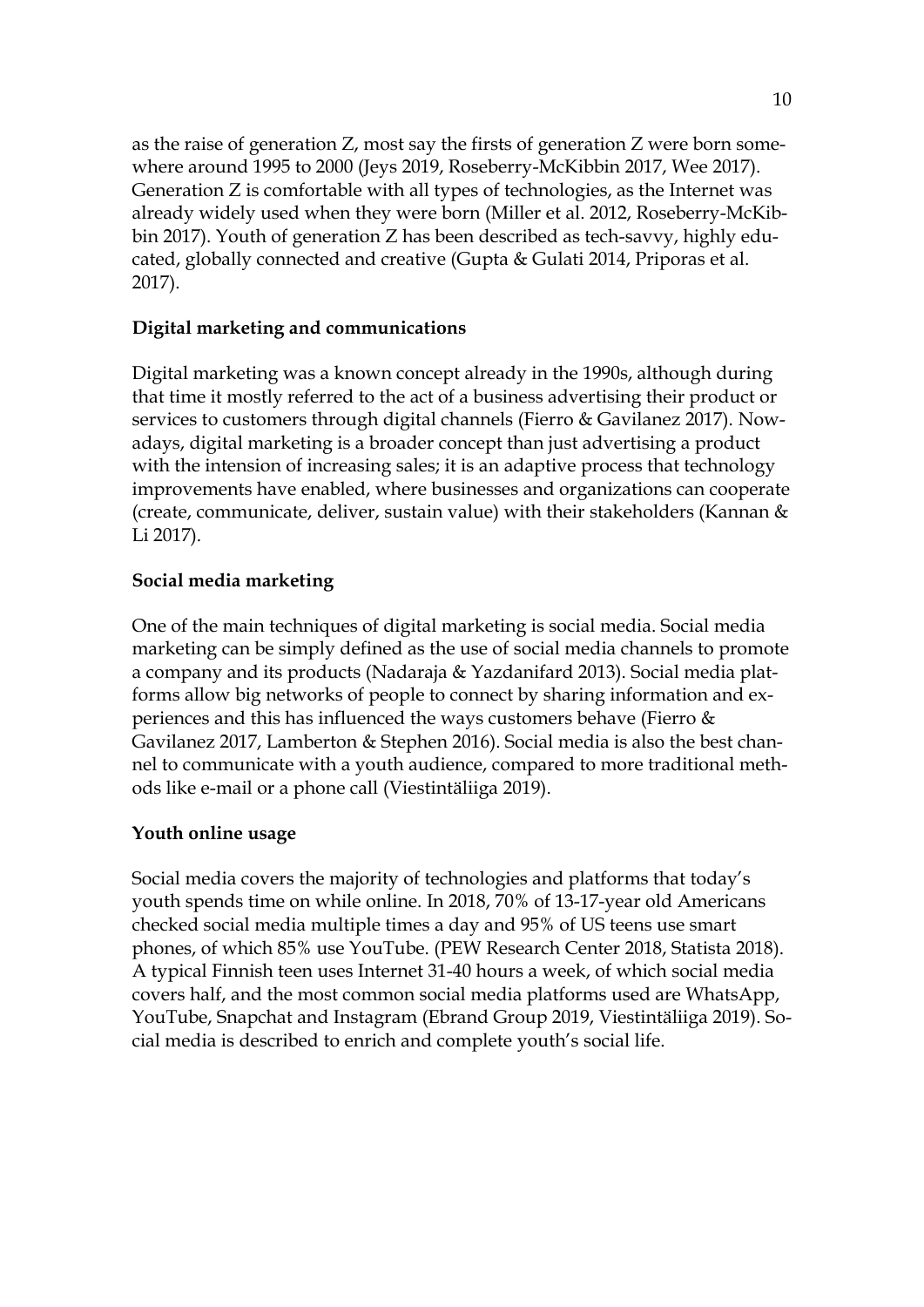as the raise of generation Z, most say the firsts of generation Z were born somewhere around 1995 to 2000 (Jeys 2019, Roseberry-McKibbin 2017, Wee 2017). Generation Z is comfortable with all types of technologies, as the Internet was already widely used when they were born (Miller et al. 2012, Roseberry-McKibbin 2017). Youth of generation Z has been described as tech-savvy, highly educated, globally connected and creative (Gupta & Gulati 2014, Priporas et al. 2017).

**Digital marketing and communications**

Digital marketing was a known concept already in the 1990s, although during that time it mostly referred to the act of a business advertising their product or services to customers through digital channels (Fierro & Gavilanez 2017). Nowadays, digital marketing is a broader concept than just advertising a product with the intension of increasing sales; it is an adaptive process that technology improvements have enabled, where businesses and organizations can cooperate (create, communicate, deliver, sustain value) with their stakeholders (Kannan & Li 2017).

**Social media marketing**

One of the main techniques of digital marketing is social media. Social media marketing can be simply defined as the use of social media channels to promote a company and its products (Nadaraja & Yazdanifard 2013). Social media platforms allow big networks of people to connect by sharing information and experiences and this has influenced the ways customers behave (Fierro & Gavilanez 2017, Lamberton & Stephen 2016). Social media is also the best channel to communicate with a youth audience, compared to more traditional methods like e-mail or a phone call (Viestintäliiga 2019).

**Youth online usage**

Social media covers the majority of technologies and platforms that today's youth spends time on while online. In 2018, 70% of 13-17-year old Americans checked social media multiple times a day and 95% of US teens use smart phones, of which 85% use YouTube. (PEW Research Center 2018, Statista 2018). A typical Finnish teen uses Internet 31-40 hours a week, of which social media covers half, and the most common social media platforms used are WhatsApp, YouTube, Snapchat and Instagram (Ebrand Group 2019, Viestintäliiga 2019). Social media is described to enrich and complete youth's social life.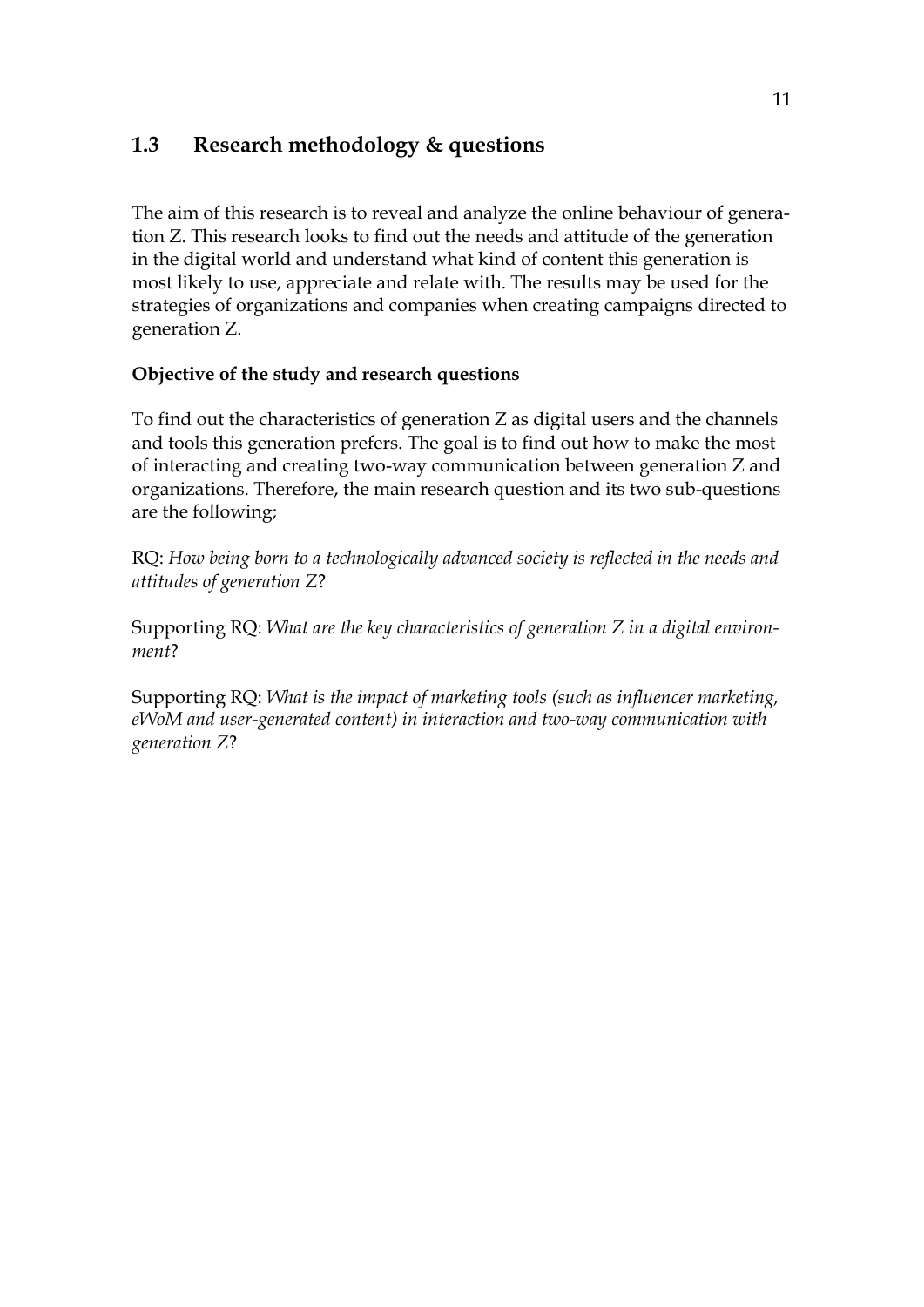## 1.3 Research methodology & questions

The aim of this research is to reveal and analyze the online behaviour of generation Z. This research looks to find out the needs and attitude of the generation in the digital world and understand what kind of content this generation is most likely to use, appreciate and relate with. The results may be used for the strategies of organizations and companies when creating campaigns directed to generation Z.

**Objective of the study and research questions**

To find out the characteristics of generation Z as digital users and the channels and tools this generation prefers. The goal is to find out how to make the most of interacting and creating two-way communication between generation Z and organizations. Therefore, the main research question and its two sub-questions are the following;

RQ: *How being born to a technologically advanced society is reflected in the needs and attitudes of generation Z*?

Supporting RQ: *What are the key characteristics of generation Z in a digital environment*?

Supporting RQ: *What is the impact of marketing tools (such as influencer marketing, eWoM and user-generated content) in interaction and two-way communication with generation Z*?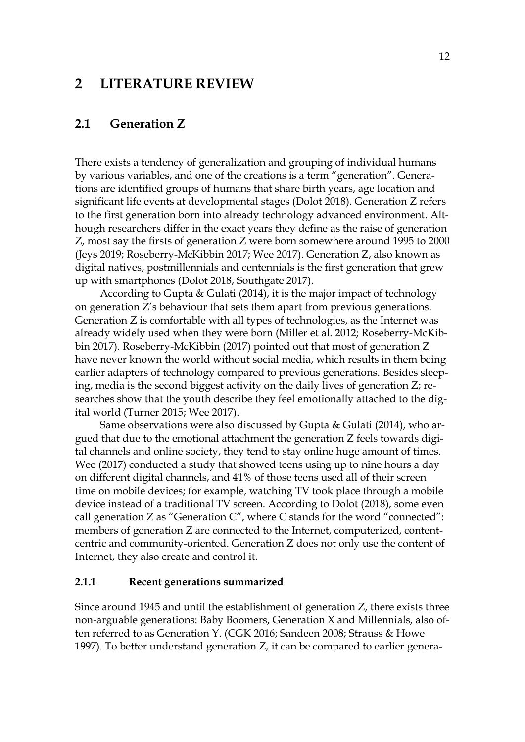# 2 LITERATURE REVIEW

## 2.1 Generation Z

There exists a tendency of generalization and grouping of individual humans by various variables, and one of the creations is a term "generation". Generations are identified groups of humans that share birth years, age location and significant life events at developmental stages (Dolot 2018). Generation Z refers to the first generation born into already technology advanced environment. Although researchers differ in the exact years they define as the raise of generation Z, most say the firsts of generation Z were born somewhere around 1995 to 2000 (Jeys 2019; Roseberry-McKibbin 2017; Wee 2017). Generation Z, also known as digital natives, postmillennials and centennials is the first generation that grew up with smartphones (Dolot 2018, Southgate 2017).

According to Gupta & Gulati (2014), it is the major impact of technology on generation Z's behaviour that sets them apart from previous generations. Generation Z is comfortable with all types of technologies, as the Internet was already widely used when they were born (Miller et al. 2012; Roseberry-McKibbin 2017). Roseberry-McKibbin (2017) pointed out that most of generation Z have never known the world without social media, which results in them being earlier adapters of technology compared to previous generations. Besides sleeping, media is the second biggest activity on the daily lives of generation Z; researches show that the youth describe they feel emotionally attached to the digital world (Turner 2015; Wee 2017).

Same observations were also discussed by Gupta & Gulati (2014), who argued that due to the emotional attachment the generation Z feels towards digital channels and online society, they tend to stay online huge amount of times. Wee (2017) conducted a study that showed teens using up to nine hours a day on different digital channels, and 41% of those teens used all of their screen time on mobile devices; for example, watching TV took place through a mobile device instead of a traditional TV screen. According to Dolot (2018), some even call generation Z as "Generation C", where C stands for the word "connected": members of generation Z are connected to the Internet, computerized, content-centric and community-oriented. Generation Z does not only use the content of Internet, they also create and control it.

### 2.1.1 Recent generations summarized

Since around 1945 and until the establishment of generation Z, there exists three non-arguable generations: Baby Boomers, Generation X and Millennials, also often referred to as Generation Y. (CGK 2016; Sandeen 2008; Strauss & Howe 1997). To better understand generation Z, it can be compared to earlier genera-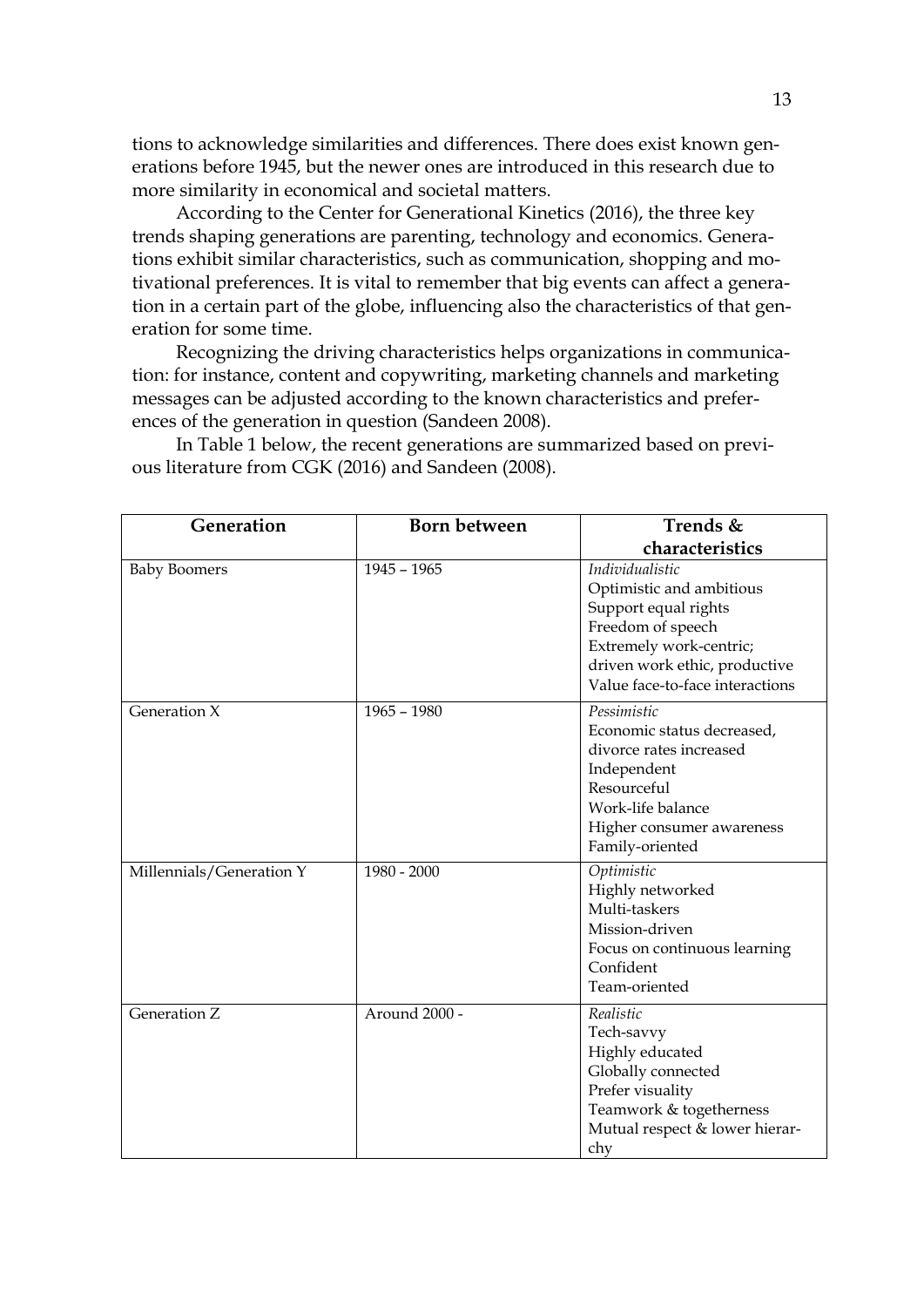tions to acknowledge similarities and differences. There does exist known generations before 1945, but the newer ones are introduced in this research due to more similarity in economical and societal matters.

According to the Center for Generational Kinetics (2016), the three key trends shaping generations are parenting, technology and economics. Generations exhibit similar characteristics, such as communication, shopping and motivational preferences. It is vital to remember that big events can affect a generation in a certain part of the globe, influencing also the characteristics of that generation for some time.

Recognizing the driving characteristics helps organizations in communication: for instance, content and copywriting, marketing channels and marketing messages can be adjusted according to the known characteristics and preferences of the generation in question (Sandeen 2008).

In Table 1 below, the recent generations are summarized based on previous literature from CGK (2016) and Sandeen (2008).

| Generation | Born between | Trends & characteristics |
|---|---|---|
| Baby Boomers | 1945 – 1965 | *Individualistic*<br>Optimistic and ambitious<br>Support equal rights<br>Freedom of speech<br>Extremely work-centric; driven work ethic, productive<br>Value face-to-face interactions |
| Generation X | 1965 – 1980 | *Pessimistic*<br>Economic status decreased, divorce rates increased<br>Independent<br>Resourceful<br>Work-life balance<br>Higher consumer awareness<br>Family-oriented |
| Millennials/Generation Y | 1980 - 2000 | *Optimistic*<br>Highly networked<br>Multi-taskers<br>Mission-driven<br>Focus on continuous learning<br>Confident<br>Team-oriented |
| Generation Z | Around 2000 - | *Realistic*<br>Tech-savvy<br>Highly educated<br>Globally connected<br>Prefer visuality<br>Teamwork & togetherness<br>Mutual respect & lower hierarchy |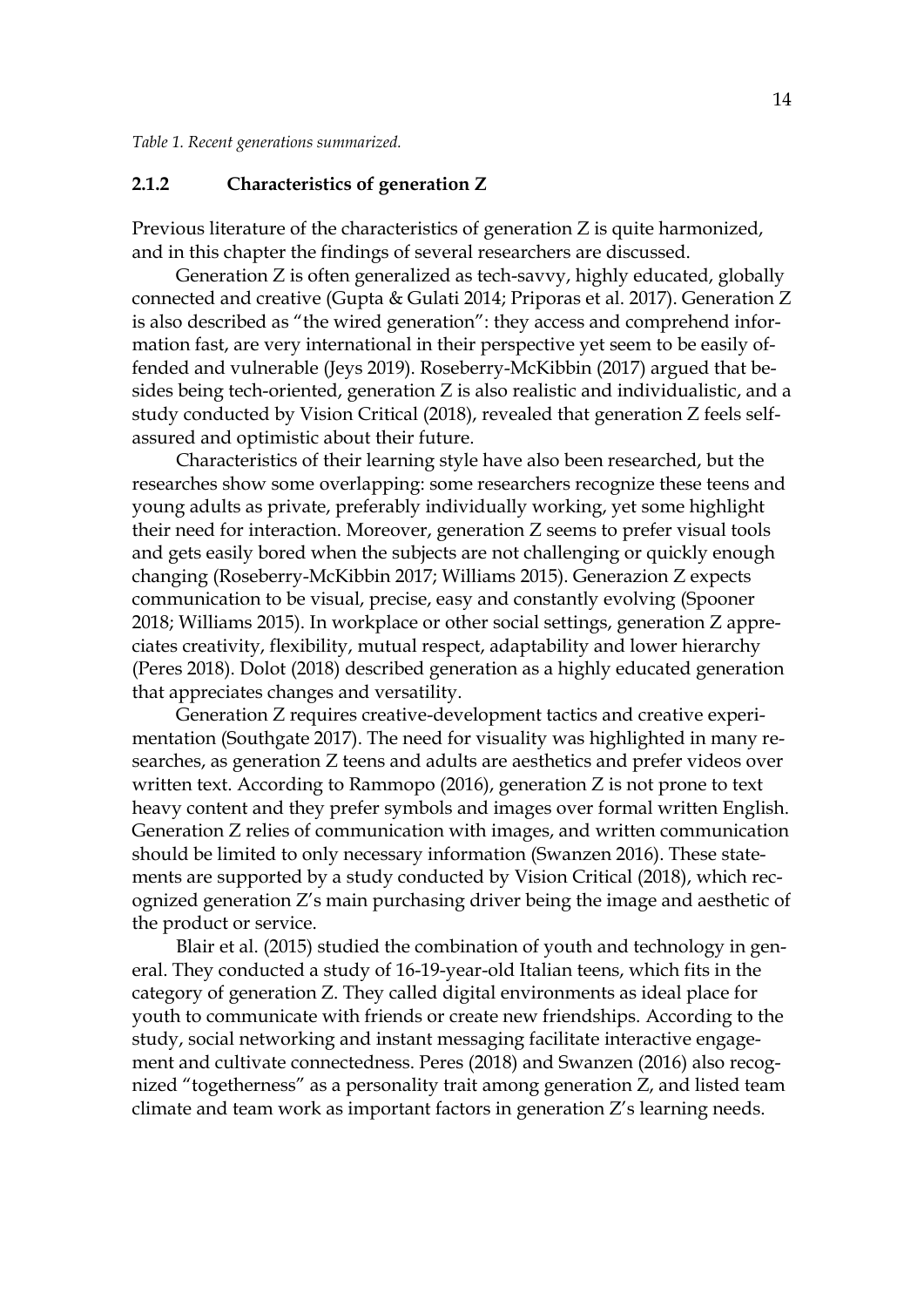*Table 1. Recent generations summarized.*

### 2.1.2 Characteristics of generation Z

Previous literature of the characteristics of generation Z is quite harmonized, and in this chapter the findings of several researchers are discussed.

Generation Z is often generalized as tech-savvy, highly educated, globally connected and creative (Gupta & Gulati 2014; Priporas et al. 2017). Generation Z is also described as "the wired generation": they access and comprehend information fast, are very international in their perspective yet seem to be easily offended and vulnerable (Jeys 2019). Roseberry-McKibbin (2017) argued that besides being tech-oriented, generation Z is also realistic and individualistic, and a study conducted by Vision Critical (2018), revealed that generation Z feels self-assured and optimistic about their future.

Characteristics of their learning style have also been researched, but the researches show some overlapping: some researchers recognize these teens and young adults as private, preferably individually working, yet some highlight their need for interaction. Moreover, generation Z seems to prefer visual tools and gets easily bored when the subjects are not challenging or quickly enough changing (Roseberry-McKibbin 2017; Williams 2015). Generazion Z expects communication to be visual, precise, easy and constantly evolving (Spooner 2018; Williams 2015). In workplace or other social settings, generation Z appreciates creativity, flexibility, mutual respect, adaptability and lower hierarchy (Peres 2018). Dolot (2018) described generation as a highly educated generation that appreciates changes and versatility.

Generation Z requires creative-development tactics and creative experimentation (Southgate 2017). The need for visuality was highlighted in many researches, as generation Z teens and adults are aesthetics and prefer videos over written text. According to Rammopo (2016), generation Z is not prone to text heavy content and they prefer symbols and images over formal written English. Generation Z relies of communication with images, and written communication should be limited to only necessary information (Swanzen 2016). These statements are supported by a study conducted by Vision Critical (2018), which recognized generation Z's main purchasing driver being the image and aesthetic of the product or service.

Blair et al. (2015) studied the combination of youth and technology in general. They conducted a study of 16-19-year-old Italian teens, which fits in the category of generation Z. They called digital environments as ideal place for youth to communicate with friends or create new friendships. According to the study, social networking and instant messaging facilitate interactive engagement and cultivate connectedness. Peres (2018) and Swanzen (2016) also recognized "togetherness" as a personality trait among generation Z, and listed team climate and team work as important factors in generation Z's learning needs.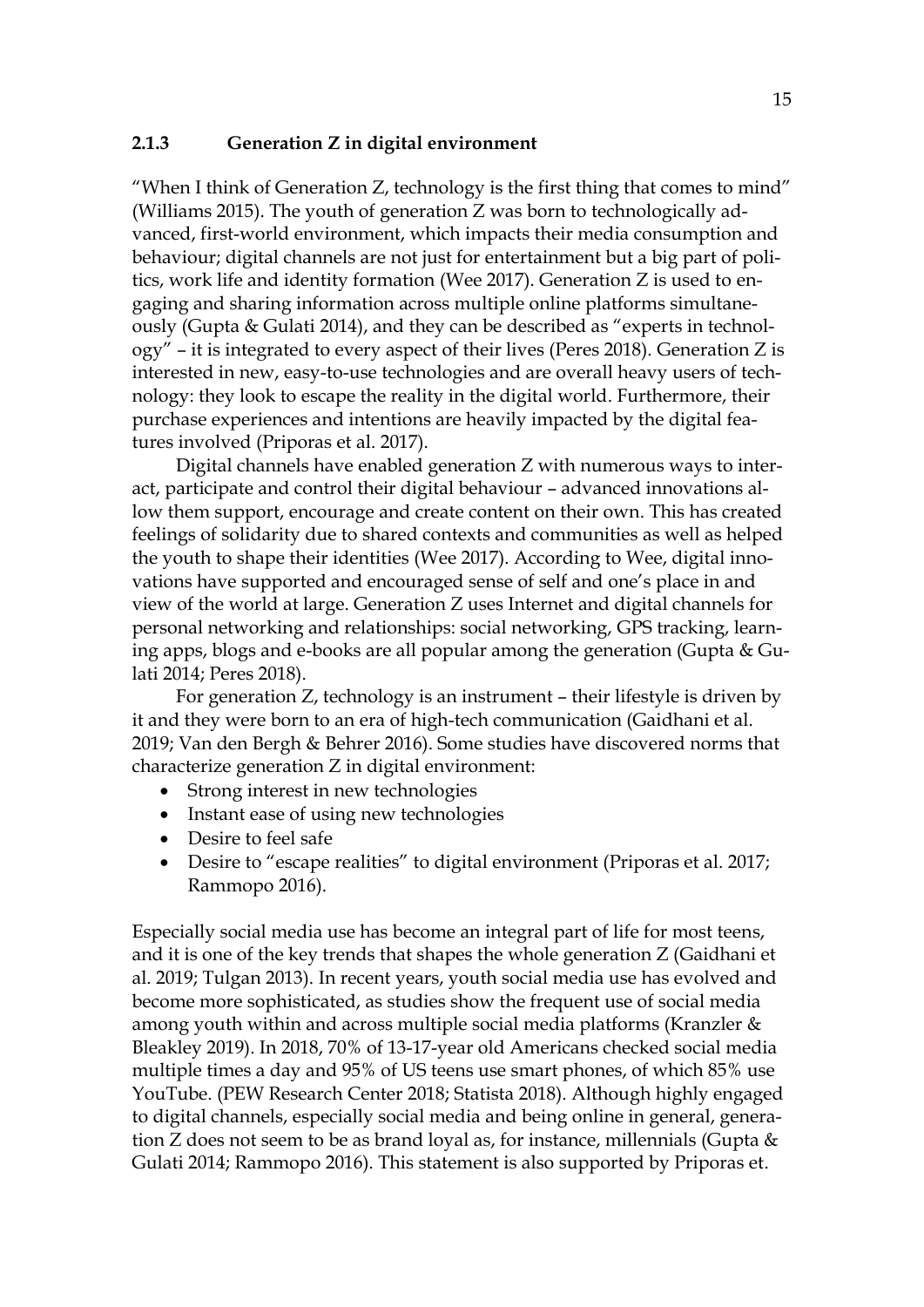### 2.1.3 Generation Z in digital environment

"When I think of Generation Z, technology is the first thing that comes to mind" (Williams 2015). The youth of generation Z was born to technologically advanced, first-world environment, which impacts their media consumption and behaviour; digital channels are not just for entertainment but a big part of politics, work life and identity formation (Wee 2017). Generation Z is used to engaging and sharing information across multiple online platforms simultaneously (Gupta & Gulati 2014), and they can be described as "experts in technology" – it is integrated to every aspect of their lives (Peres 2018). Generation Z is interested in new, easy-to-use technologies and are overall heavy users of technology: they look to escape the reality in the digital world. Furthermore, their purchase experiences and intentions are heavily impacted by the digital features involved (Priporas et al. 2017).

Digital channels have enabled generation Z with numerous ways to interact, participate and control their digital behaviour – advanced innovations allow them support, encourage and create content on their own. This has created feelings of solidarity due to shared contexts and communities as well as helped the youth to shape their identities (Wee 2017). According to Wee, digital innovations have supported and encouraged sense of self and one's place in and view of the world at large. Generation Z uses Internet and digital channels for personal networking and relationships: social networking, GPS tracking, learning apps, blogs and e-books are all popular among the generation (Gupta & Gulati 2014; Peres 2018).

For generation Z, technology is an instrument – their lifestyle is driven by it and they were born to an era of high-tech communication (Gaidhani et al. 2019; Van den Bergh & Behrer 2016). Some studies have discovered norms that characterize generation Z in digital environment:

- Strong interest in new technologies
- Instant ease of using new technologies
- Desire to feel safe
- Desire to "escape realities" to digital environment (Priporas et al. 2017; Rammopo 2016).

Especially social media use has become an integral part of life for most teens, and it is one of the key trends that shapes the whole generation Z (Gaidhani et al. 2019; Tulgan 2013). In recent years, youth social media use has evolved and become more sophisticated, as studies show the frequent use of social media among youth within and across multiple social media platforms (Kranzler & Bleakley 2019). In 2018, 70% of 13-17-year old Americans checked social media multiple times a day and 95% of US teens use smart phones, of which 85% use YouTube. (PEW Research Center 2018; Statista 2018). Although highly engaged to digital channels, especially social media and being online in general, generation Z does not seem to be as brand loyal as, for instance, millennials (Gupta & Gulati 2014; Rammopo 2016). This statement is also supported by Priporas et.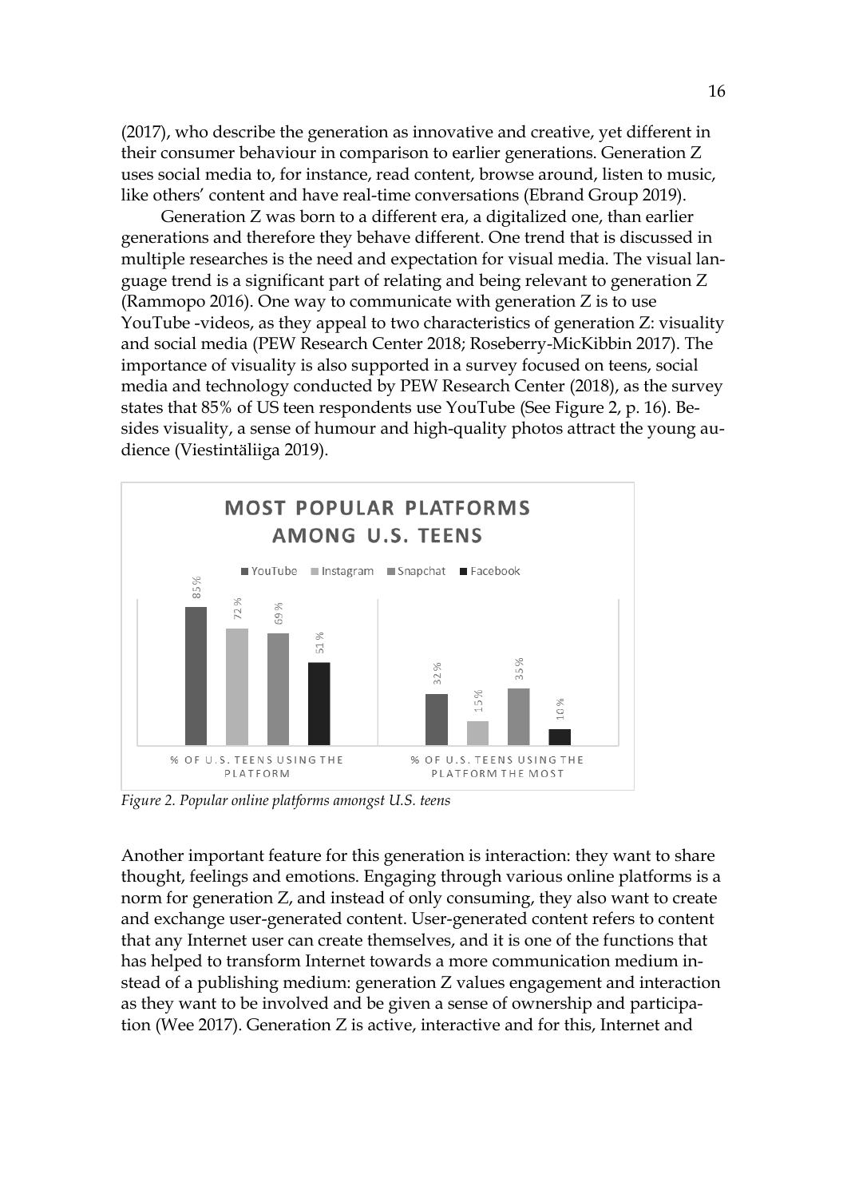(2017), who describe the generation as innovative and creative, yet different in their consumer behaviour in comparison to earlier generations. Generation Z uses social media to, for instance, read content, browse around, listen to music, like others' content and have real-time conversations (Ebrand Group 2019).

Generation Z was born to a different era, a digitalized one, than earlier generations and therefore they behave different. One trend that is discussed in multiple researches is the need and expectation for visual media. The visual language trend is a significant part of relating and being relevant to generation Z (Rammopo 2016). One way to communicate with generation Z is to use YouTube -videos, as they appeal to two characteristics of generation Z: visuality and social media (PEW Research Center 2018; Roseberry-MicKibbin 2017). The importance of visuality is also supported in a survey focused on teens, social media and technology conducted by PEW Research Center (2018), as the survey states that 85% of US teen respondents use YouTube (See Figure 2, p. 16). Besides visuality, a sense of humour and high-quality photos attract the young audience (Viestintäliiga 2019).

**MOST POPULAR PLATFORMS AMONG U.S. TEENS**

| | YouTube | Instagram | Snapchat | Facebook |
|---|---|---|---|---|
| % OF U.S. TEENS USING THE PLATFORM | 85 % | 72 % | 69 % | 51 % |
| % OF U.S. TEENS USING THE PLATFORM THE MOST | 32 % | 15 % | 35 % | 10 % |

*Figure 2. Popular online platforms amongst U.S. teens*

Another important feature for this generation is interaction: they want to share thought, feelings and emotions. Engaging through various online platforms is a norm for generation Z, and instead of only consuming, they also want to create and exchange user-generated content. User-generated content refers to content that any Internet user can create themselves, and it is one of the functions that has helped to transform Internet towards a more communication medium instead of a publishing medium: generation Z values engagement and interaction as they want to be involved and be given a sense of ownership and participation (Wee 2017). Generation Z is active, interactive and for this, Internet and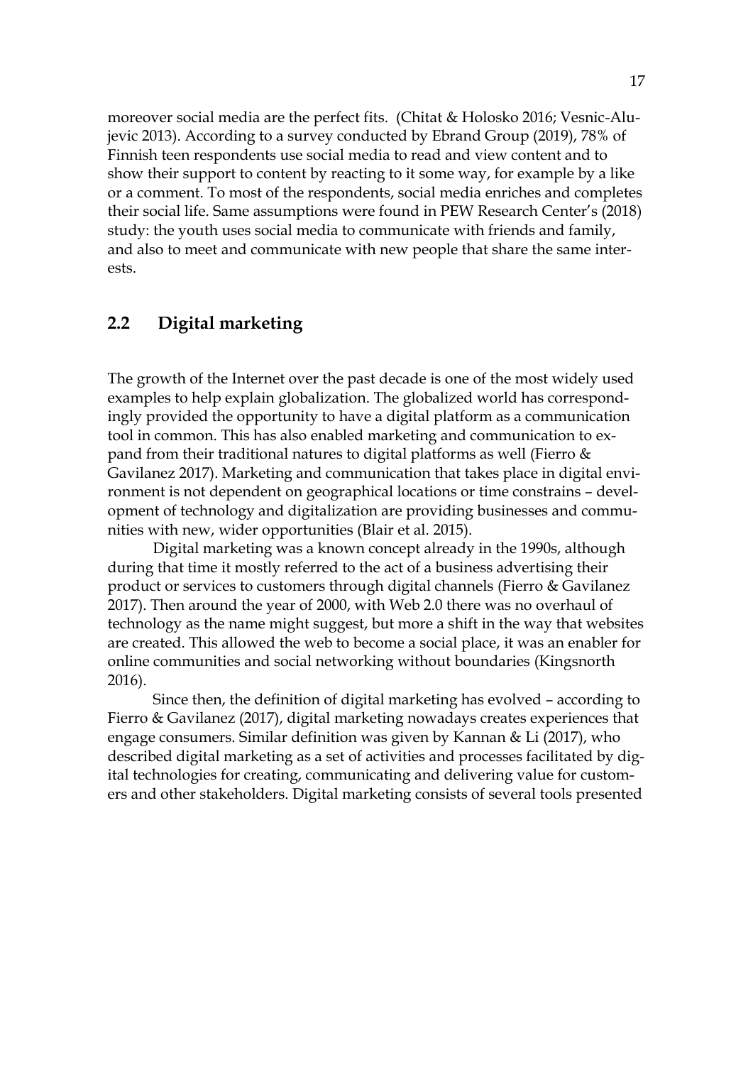moreover social media are the perfect fits. (Chitat & Holosko 2016; Vesnic-Alujevic 2013). According to a survey conducted by Ebrand Group (2019), 78% of Finnish teen respondents use social media to read and view content and to show their support to content by reacting to it some way, for example by a like or a comment. To most of the respondents, social media enriches and completes their social life. Same assumptions were found in PEW Research Center's (2018) study: the youth uses social media to communicate with friends and family, and also to meet and communicate with new people that share the same interests.

## 2.2 Digital marketing

The growth of the Internet over the past decade is one of the most widely used examples to help explain globalization. The globalized world has correspondingly provided the opportunity to have a digital platform as a communication tool in common. This has also enabled marketing and communication to expand from their traditional natures to digital platforms as well (Fierro & Gavilanez 2017). Marketing and communication that takes place in digital environment is not dependent on geographical locations or time constrains – development of technology and digitalization are providing businesses and communities with new, wider opportunities (Blair et al. 2015).

Digital marketing was a known concept already in the 1990s, although during that time it mostly referred to the act of a business advertising their product or services to customers through digital channels (Fierro & Gavilanez 2017). Then around the year of 2000, with Web 2.0 there was no overhaul of technology as the name might suggest, but more a shift in the way that websites are created. This allowed the web to become a social place, it was an enabler for online communities and social networking without boundaries (Kingsnorth 2016).

Since then, the definition of digital marketing has evolved – according to Fierro & Gavilanez (2017), digital marketing nowadays creates experiences that engage consumers. Similar definition was given by Kannan & Li (2017), who described digital marketing as a set of activities and processes facilitated by digital technologies for creating, communicating and delivering value for customers and other stakeholders. Digital marketing consists of several tools presented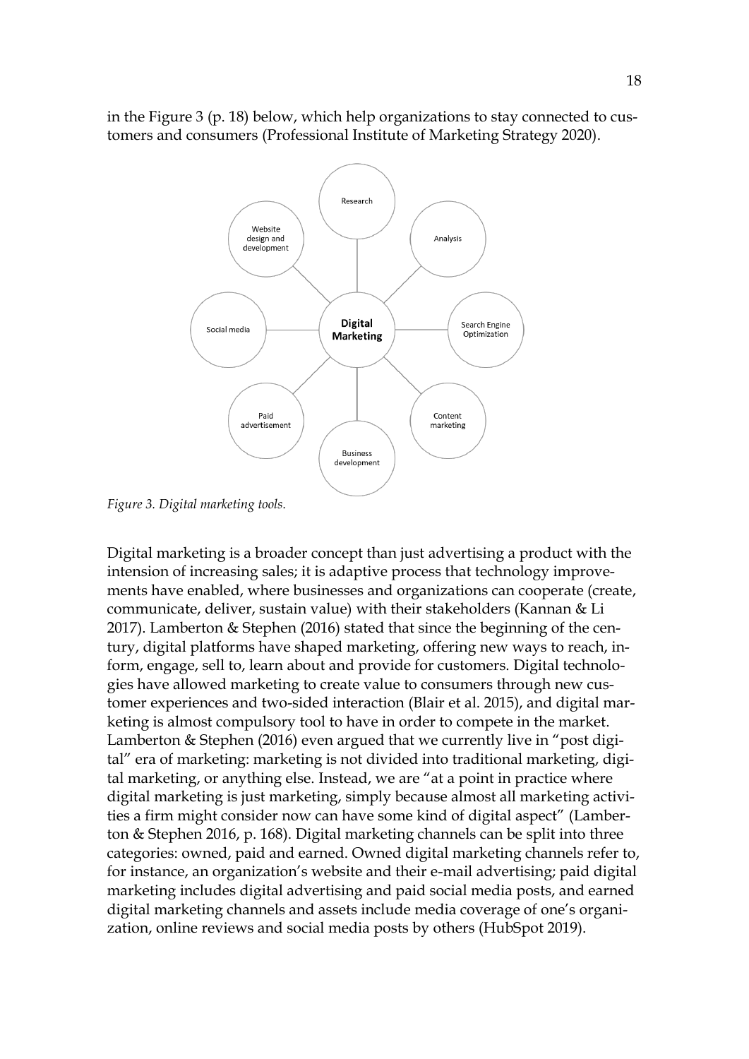in the Figure 3 (p. 18) below, which help organizations to stay connected to customers and consumers (Professional Institute of Marketing Strategy 2020).

*Figure 3. Digital marketing tools.*

Digital marketing is a broader concept than just advertising a product with the intension of increasing sales; it is adaptive process that technology improvements have enabled, where businesses and organizations can cooperate (create, communicate, deliver, sustain value) with their stakeholders (Kannan & Li 2017). Lamberton & Stephen (2016) stated that since the beginning of the century, digital platforms have shaped marketing, offering new ways to reach, inform, engage, sell to, learn about and provide for customers. Digital technologies have allowed marketing to create value to consumers through new customer experiences and two-sided interaction (Blair et al. 2015), and digital marketing is almost compulsory tool to have in order to compete in the market. Lamberton & Stephen (2016) even argued that we currently live in "post digital" era of marketing: marketing is not divided into traditional marketing, digital marketing, or anything else. Instead, we are "at a point in practice where digital marketing is just marketing, simply because almost all marketing activities a firm might consider now can have some kind of digital aspect" (Lamberton & Stephen 2016, p. 168). Digital marketing channels can be split into three categories: owned, paid and earned. Owned digital marketing channels refer to, for instance, an organization's website and their e-mail advertising; paid digital marketing includes digital advertising and paid social media posts, and earned digital marketing channels and assets include media coverage of one's organization, online reviews and social media posts by others (HubSpot 2019).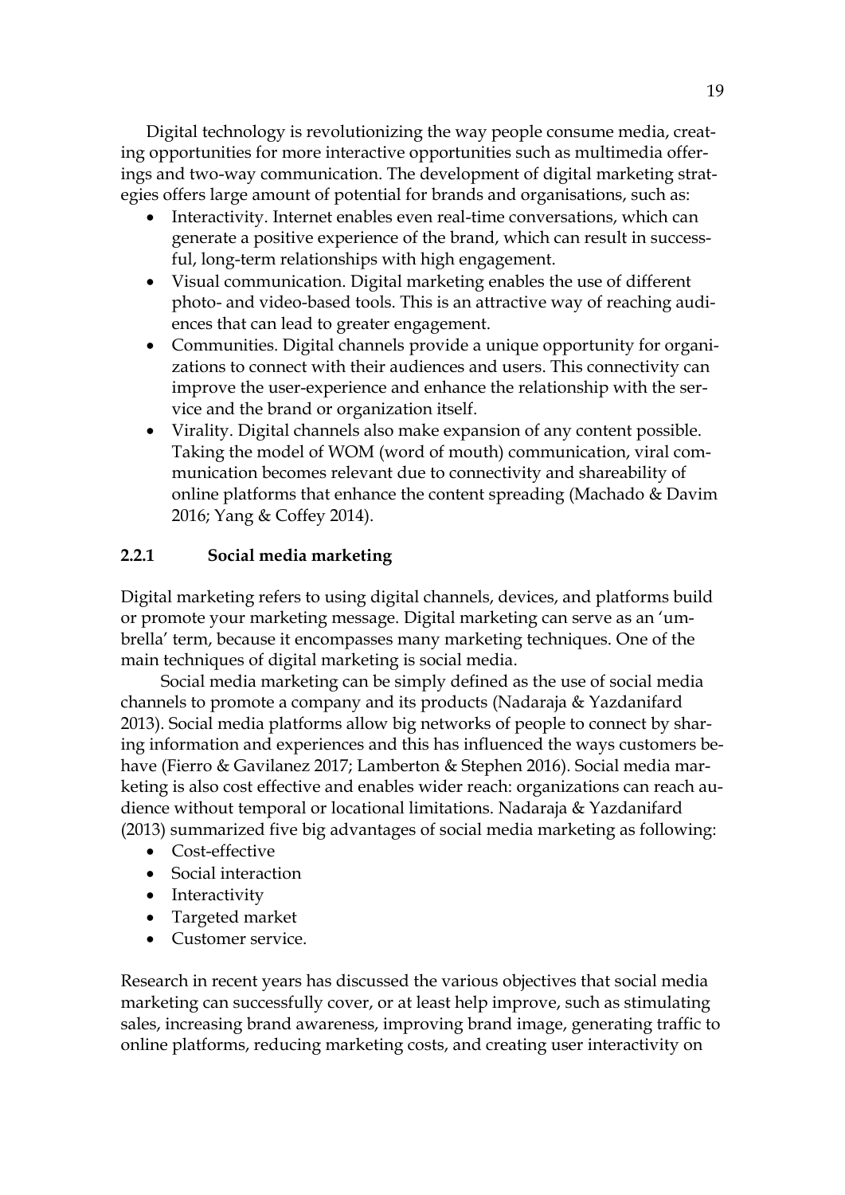Digital technology is revolutionizing the way people consume media, creating opportunities for more interactive opportunities such as multimedia offerings and two-way communication. The development of digital marketing strategies offers large amount of potential for brands and organisations, such as:

- Interactivity. Internet enables even real-time conversations, which can generate a positive experience of the brand, which can result in successful, long-term relationships with high engagement.
- Visual communication. Digital marketing enables the use of different photo- and video-based tools. This is an attractive way of reaching audiences that can lead to greater engagement.
- Communities. Digital channels provide a unique opportunity for organizations to connect with their audiences and users. This connectivity can improve the user-experience and enhance the relationship with the service and the brand or organization itself.
- Virality. Digital channels also make expansion of any content possible. Taking the model of WOM (word of mouth) communication, viral communication becomes relevant due to connectivity and shareability of online platforms that enhance the content spreading (Machado & Davim 2016; Yang & Coffey 2014).

### 2.2.1 Social media marketing

Digital marketing refers to using digital channels, devices, and platforms build or promote your marketing message. Digital marketing can serve as an 'umbrella' term, because it encompasses many marketing techniques. One of the main techniques of digital marketing is social media.

Social media marketing can be simply defined as the use of social media channels to promote a company and its products (Nadaraja & Yazdanifard 2013). Social media platforms allow big networks of people to connect by sharing information and experiences and this has influenced the ways customers behave (Fierro & Gavilanez 2017; Lamberton & Stephen 2016). Social media marketing is also cost effective and enables wider reach: organizations can reach audience without temporal or locational limitations. Nadaraja & Yazdanifard (2013) summarized five big advantages of social media marketing as following:

- Cost-effective
- Social interaction
- Interactivity
- Targeted market
- Customer service.

Research in recent years has discussed the various objectives that social media marketing can successfully cover, or at least help improve, such as stimulating sales, increasing brand awareness, improving brand image, generating traffic to online platforms, reducing marketing costs, and creating user interactivity on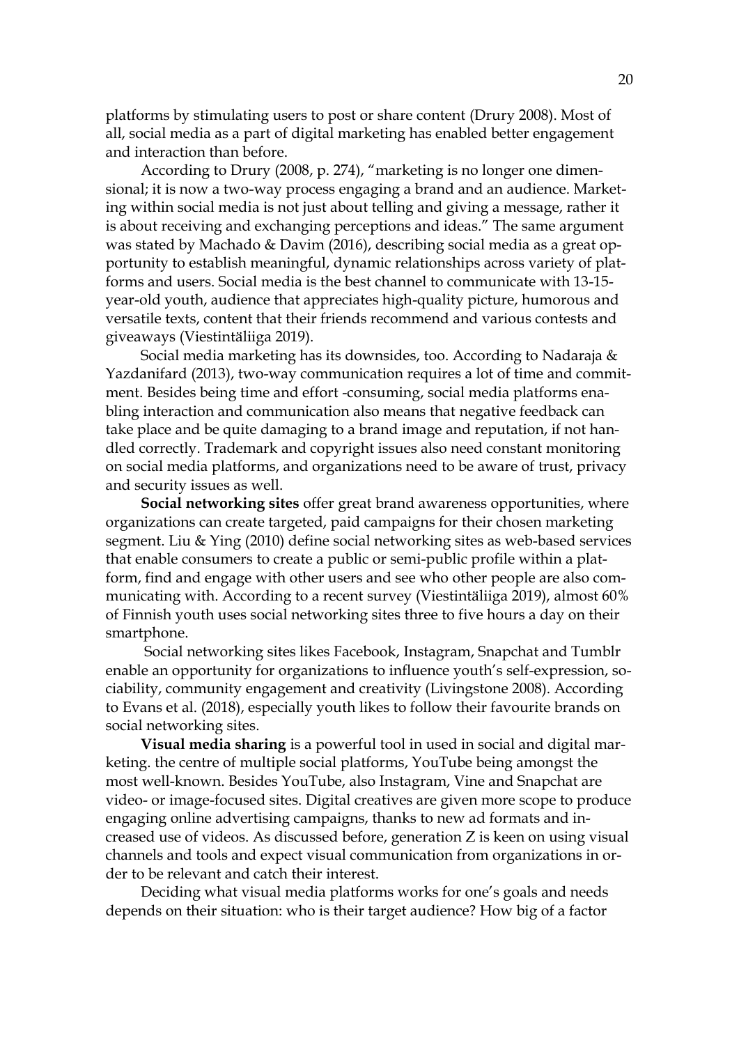platforms by stimulating users to post or share content (Drury 2008). Most of all, social media as a part of digital marketing has enabled better engagement and interaction than before.

According to Drury (2008, p. 274), "marketing is no longer one dimensional; it is now a two-way process engaging a brand and an audience. Marketing within social media is not just about telling and giving a message, rather it is about receiving and exchanging perceptions and ideas." The same argument was stated by Machado & Davim (2016), describing social media as a great opportunity to establish meaningful, dynamic relationships across variety of platforms and users. Social media is the best channel to communicate with 13-15-year-old youth, audience that appreciates high-quality picture, humorous and versatile texts, content that their friends recommend and various contests and giveaways (Viestintäliiga 2019).

Social media marketing has its downsides, too. According to Nadaraja & Yazdanifard (2013), two-way communication requires a lot of time and commitment. Besides being time and effort -consuming, social media platforms enabling interaction and communication also means that negative feedback can take place and be quite damaging to a brand image and reputation, if not handled correctly. Trademark and copyright issues also need constant monitoring on social media platforms, and organizations need to be aware of trust, privacy and security issues as well.

**Social networking sites** offer great brand awareness opportunities, where organizations can create targeted, paid campaigns for their chosen marketing segment. Liu & Ying (2010) define social networking sites as web-based services that enable consumers to create a public or semi-public profile within a platform, find and engage with other users and see who other people are also communicating with. According to a recent survey (Viestintäliiga 2019), almost 60% of Finnish youth uses social networking sites three to five hours a day on their smartphone.

Social networking sites likes Facebook, Instagram, Snapchat and Tumblr enable an opportunity for organizations to influence youth's self-expression, sociability, community engagement and creativity (Livingstone 2008). According to Evans et al. (2018), especially youth likes to follow their favourite brands on social networking sites.

**Visual media sharing** is a powerful tool in used in social and digital marketing. the centre of multiple social platforms, YouTube being amongst the most well-known. Besides YouTube, also Instagram, Vine and Snapchat are video- or image-focused sites. Digital creatives are given more scope to produce engaging online advertising campaigns, thanks to new ad formats and increased use of videos. As discussed before, generation Z is keen on using visual channels and tools and expect visual communication from organizations in order to be relevant and catch their interest.

Deciding what visual media platforms works for one's goals and needs depends on their situation: who is their target audience? How big of a factor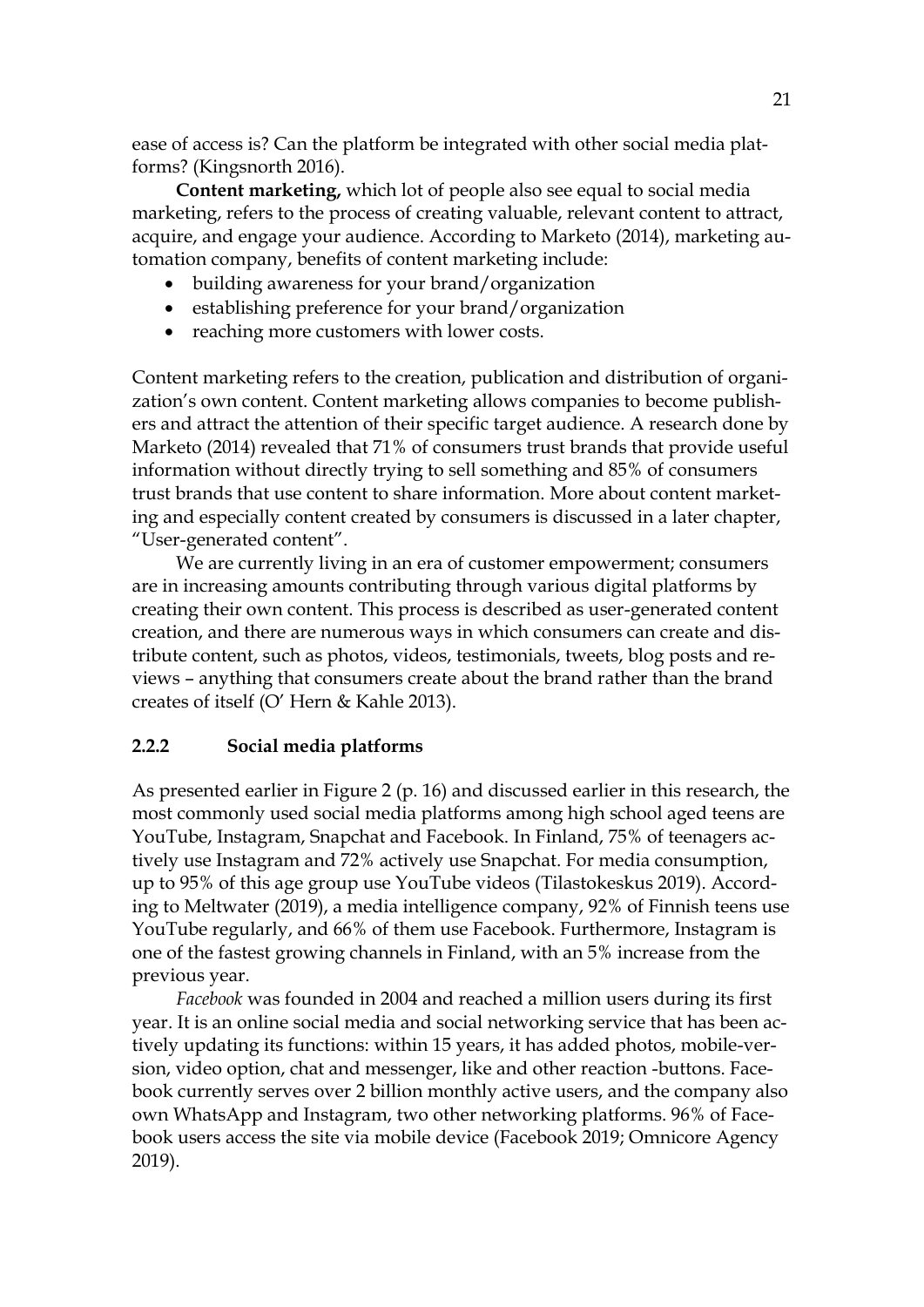ease of access is? Can the platform be integrated with other social media platforms? (Kingsnorth 2016).

**Content marketing,** which lot of people also see equal to social media marketing, refers to the process of creating valuable, relevant content to attract, acquire, and engage your audience. According to Marketo (2014), marketing automation company, benefits of content marketing include:

- building awareness for your brand/organization
- establishing preference for your brand/organization
- reaching more customers with lower costs.

Content marketing refers to the creation, publication and distribution of organization's own content. Content marketing allows companies to become publishers and attract the attention of their specific target audience. A research done by Marketo (2014) revealed that 71% of consumers trust brands that provide useful information without directly trying to sell something and 85% of consumers trust brands that use content to share information. More about content marketing and especially content created by consumers is discussed in a later chapter, "User-generated content".

We are currently living in an era of customer empowerment; consumers are in increasing amounts contributing through various digital platforms by creating their own content. This process is described as user-generated content creation, and there are numerous ways in which consumers can create and distribute content, such as photos, videos, testimonials, tweets, blog posts and reviews – anything that consumers create about the brand rather than the brand creates of itself (O' Hern & Kahle 2013).

### 2.2.2 Social media platforms

As presented earlier in Figure 2 (p. 16) and discussed earlier in this research, the most commonly used social media platforms among high school aged teens are YouTube, Instagram, Snapchat and Facebook. In Finland, 75% of teenagers actively use Instagram and 72% actively use Snapchat. For media consumption, up to 95% of this age group use YouTube videos (Tilastokeskus 2019). According to Meltwater (2019), a media intelligence company, 92% of Finnish teens use YouTube regularly, and 66% of them use Facebook. Furthermore, Instagram is one of the fastest growing channels in Finland, with an 5% increase from the previous year.

*Facebook* was founded in 2004 and reached a million users during its first year. It is an online social media and social networking service that has been actively updating its functions: within 15 years, it has added photos, mobile-version, video option, chat and messenger, like and other reaction -buttons. Facebook currently serves over 2 billion monthly active users, and the company also own WhatsApp and Instagram, two other networking platforms. 96% of Facebook users access the site via mobile device (Facebook 2019; Omnicore Agency 2019).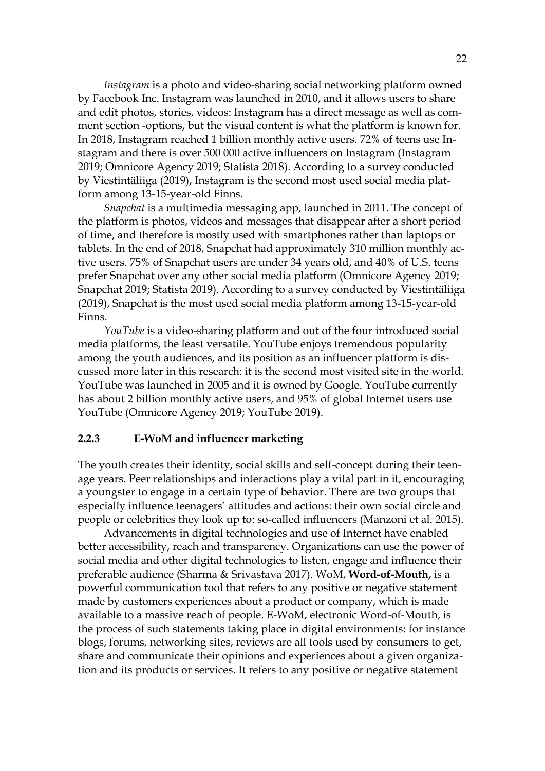*Instagram* is a photo and video-sharing social networking platform owned by Facebook Inc. Instagram was launched in 2010, and it allows users to share and edit photos, stories, videos: Instagram has a direct message as well as comment section -options, but the visual content is what the platform is known for. In 2018, Instagram reached 1 billion monthly active users. 72% of teens use Instagram and there is over 500 000 active influencers on Instagram (Instagram 2019; Omnicore Agency 2019; Statista 2018). According to a survey conducted by Viestintäliiga (2019), Instagram is the second most used social media platform among 13-15-year-old Finns.

*Snapchat* is a multimedia messaging app, launched in 2011. The concept of the platform is photos, videos and messages that disappear after a short period of time, and therefore is mostly used with smartphones rather than laptops or tablets. In the end of 2018, Snapchat had approximately 310 million monthly active users. 75% of Snapchat users are under 34 years old, and 40% of U.S. teens prefer Snapchat over any other social media platform (Omnicore Agency 2019; Snapchat 2019; Statista 2019). According to a survey conducted by Viestintäliiga (2019), Snapchat is the most used social media platform among 13-15-year-old Finns.

*YouTube* is a video-sharing platform and out of the four introduced social media platforms, the least versatile. YouTube enjoys tremendous popularity among the youth audiences, and its position as an influencer platform is discussed more later in this research: it is the second most visited site in the world. YouTube was launched in 2005 and it is owned by Google. YouTube currently has about 2 billion monthly active users, and 95% of global Internet users use YouTube (Omnicore Agency 2019; YouTube 2019).

### 2.2.3 E-WoM and influencer marketing

The youth creates their identity, social skills and self-concept during their teenage years. Peer relationships and interactions play a vital part in it, encouraging a youngster to engage in a certain type of behavior. There are two groups that especially influence teenagers' attitudes and actions: their own social circle and people or celebrities they look up to: so-called influencers (Manzoni et al. 2015).

Advancements in digital technologies and use of Internet have enabled better accessibility, reach and transparency. Organizations can use the power of social media and other digital technologies to listen, engage and influence their preferable audience (Sharma & Srivastava 2017). WoM, **Word-of-Mouth,** is a powerful communication tool that refers to any positive or negative statement made by customers experiences about a product or company, which is made available to a massive reach of people. E-WoM, electronic Word-of-Mouth, is the process of such statements taking place in digital environments: for instance blogs, forums, networking sites, reviews are all tools used by consumers to get, share and communicate their opinions and experiences about a given organization and its products or services. It refers to any positive or negative statement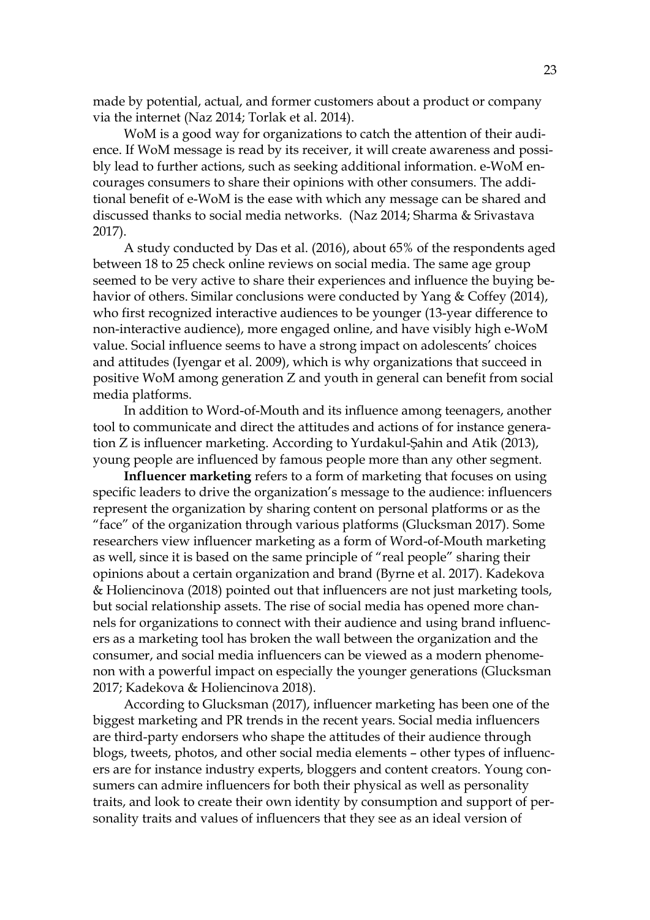made by potential, actual, and former customers about a product or company via the internet (Naz 2014; Torlak et al. 2014).

WoM is a good way for organizations to catch the attention of their audience. If WoM message is read by its receiver, it will create awareness and possibly lead to further actions, such as seeking additional information. e-WoM encourages consumers to share their opinions with other consumers. The additional benefit of e-WoM is the ease with which any message can be shared and discussed thanks to social media networks. (Naz 2014; Sharma & Srivastava 2017).

A study conducted by Das et al. (2016), about 65% of the respondents aged between 18 to 25 check online reviews on social media. The same age group seemed to be very active to share their experiences and influence the buying behavior of others. Similar conclusions were conducted by Yang & Coffey (2014), who first recognized interactive audiences to be younger (13-year difference to non-interactive audience), more engaged online, and have visibly high e-WoM value. Social influence seems to have a strong impact on adolescents' choices and attitudes (Iyengar et al. 2009), which is why organizations that succeed in positive WoM among generation Z and youth in general can benefit from social media platforms.

In addition to Word-of-Mouth and its influence among teenagers, another tool to communicate and direct the attitudes and actions of for instance generation Z is influencer marketing. According to Yurdakul-Şahin and Atik (2013), young people are influenced by famous people more than any other segment.

**Influencer marketing** refers to a form of marketing that focuses on using specific leaders to drive the organization's message to the audience: influencers represent the organization by sharing content on personal platforms or as the "face" of the organization through various platforms (Glucksman 2017). Some researchers view influencer marketing as a form of Word-of-Mouth marketing as well, since it is based on the same principle of "real people" sharing their opinions about a certain organization and brand (Byrne et al. 2017). Kadekova & Holiencinova (2018) pointed out that influencers are not just marketing tools, but social relationship assets. The rise of social media has opened more channels for organizations to connect with their audience and using brand influencers as a marketing tool has broken the wall between the organization and the consumer, and social media influencers can be viewed as a modern phenomenon with a powerful impact on especially the younger generations (Glucksman 2017; Kadekova & Holiencinova 2018).

According to Glucksman (2017), influencer marketing has been one of the biggest marketing and PR trends in the recent years. Social media influencers are third-party endorsers who shape the attitudes of their audience through blogs, tweets, photos, and other social media elements – other types of influencers are for instance industry experts, bloggers and content creators. Young consumers can admire influencers for both their physical as well as personality traits, and look to create their own identity by consumption and support of personality traits and values of influencers that they see as an ideal version of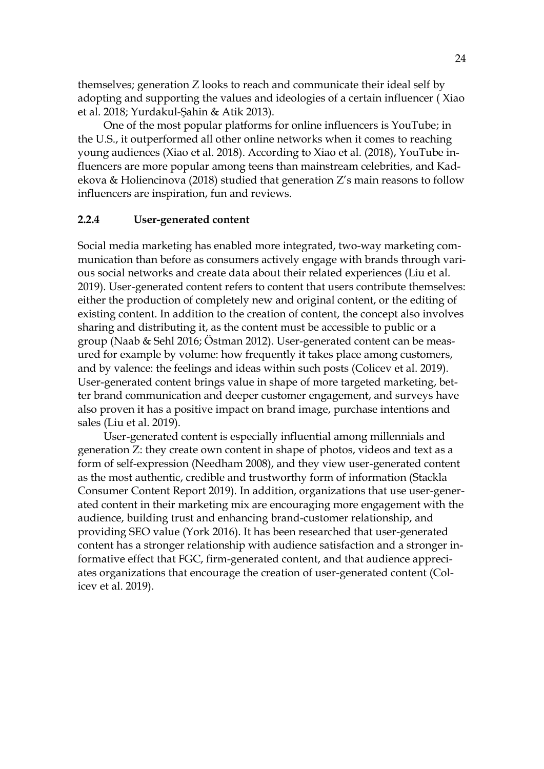themselves; generation Z looks to reach and communicate their ideal self by adopting and supporting the values and ideologies of a certain influencer ( Xiao et al. 2018; Yurdakul-Şahin & Atik 2013).

One of the most popular platforms for online influencers is YouTube; in the U.S., it outperformed all other online networks when it comes to reaching young audiences (Xiao et al. 2018). According to Xiao et al. (2018), YouTube influencers are more popular among teens than mainstream celebrities, and Kadekova & Holiencinova (2018) studied that generation Z's main reasons to follow influencers are inspiration, fun and reviews.

### 2.2.4 User-generated content

Social media marketing has enabled more integrated, two-way marketing communication than before as consumers actively engage with brands through various social networks and create data about their related experiences (Liu et al. 2019). User-generated content refers to content that users contribute themselves: either the production of completely new and original content, or the editing of existing content. In addition to the creation of content, the concept also involves sharing and distributing it, as the content must be accessible to public or a group (Naab & Sehl 2016; Östman 2012). User-generated content can be measured for example by volume: how frequently it takes place among customers, and by valence: the feelings and ideas within such posts (Colicev et al. 2019). User-generated content brings value in shape of more targeted marketing, better brand communication and deeper customer engagement, and surveys have also proven it has a positive impact on brand image, purchase intentions and sales (Liu et al. 2019).

User-generated content is especially influential among millennials and generation Z: they create own content in shape of photos, videos and text as a form of self-expression (Needham 2008), and they view user-generated content as the most authentic, credible and trustworthy form of information (Stackla Consumer Content Report 2019). In addition, organizations that use user-generated content in their marketing mix are encouraging more engagement with the audience, building trust and enhancing brand-customer relationship, and providing SEO value (York 2016). It has been researched that user-generated content has a stronger relationship with audience satisfaction and a stronger informative effect that FGC, firm-generated content, and that audience appreciates organizations that encourage the creation of user-generated content (Colicev et al. 2019).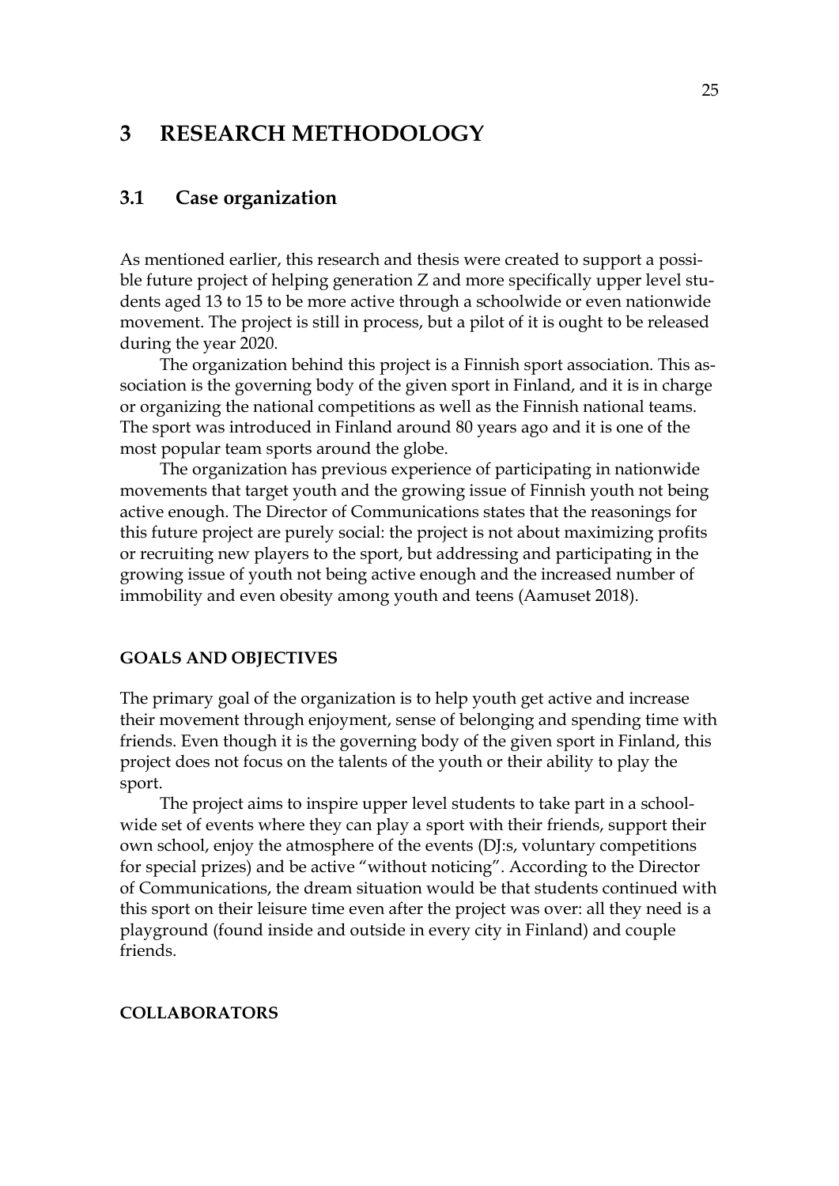# 3 RESEARCH METHODOLOGY

## 3.1 Case organization

As mentioned earlier, this research and thesis were created to support a possible future project of helping generation Z and more specifically upper level students aged 13 to 15 to be more active through a schoolwide or even nationwide movement. The project is still in process, but a pilot of it is ought to be released during the year 2020.

The organization behind this project is a Finnish sport association. This association is the governing body of the given sport in Finland, and it is in charge or organizing the national competitions as well as the Finnish national teams. The sport was introduced in Finland around 80 years ago and it is one of the most popular team sports around the globe.

The organization has previous experience of participating in nationwide movements that target youth and the growing issue of Finnish youth not being active enough. The Director of Communications states that the reasonings for this future project are purely social: the project is not about maximizing profits or recruiting new players to the sport, but addressing and participating in the growing issue of youth not being active enough and the increased number of immobility and even obesity among youth and teens (Aamuset 2018).

**GOALS AND OBJECTIVES**

The primary goal of the organization is to help youth get active and increase their movement through enjoyment, sense of belonging and spending time with friends. Even though it is the governing body of the given sport in Finland, this project does not focus on the talents of the youth or their ability to play the sport.

The project aims to inspire upper level students to take part in a schoolwide set of events where they can play a sport with their friends, support their own school, enjoy the atmosphere of the events (DJ:s, voluntary competitions for special prizes) and be active "without noticing". According to the Director of Communications, the dream situation would be that students continued with this sport on their leisure time even after the project was over: all they need is a playground (found inside and outside in every city in Finland) and couple friends.

**COLLABORATORS**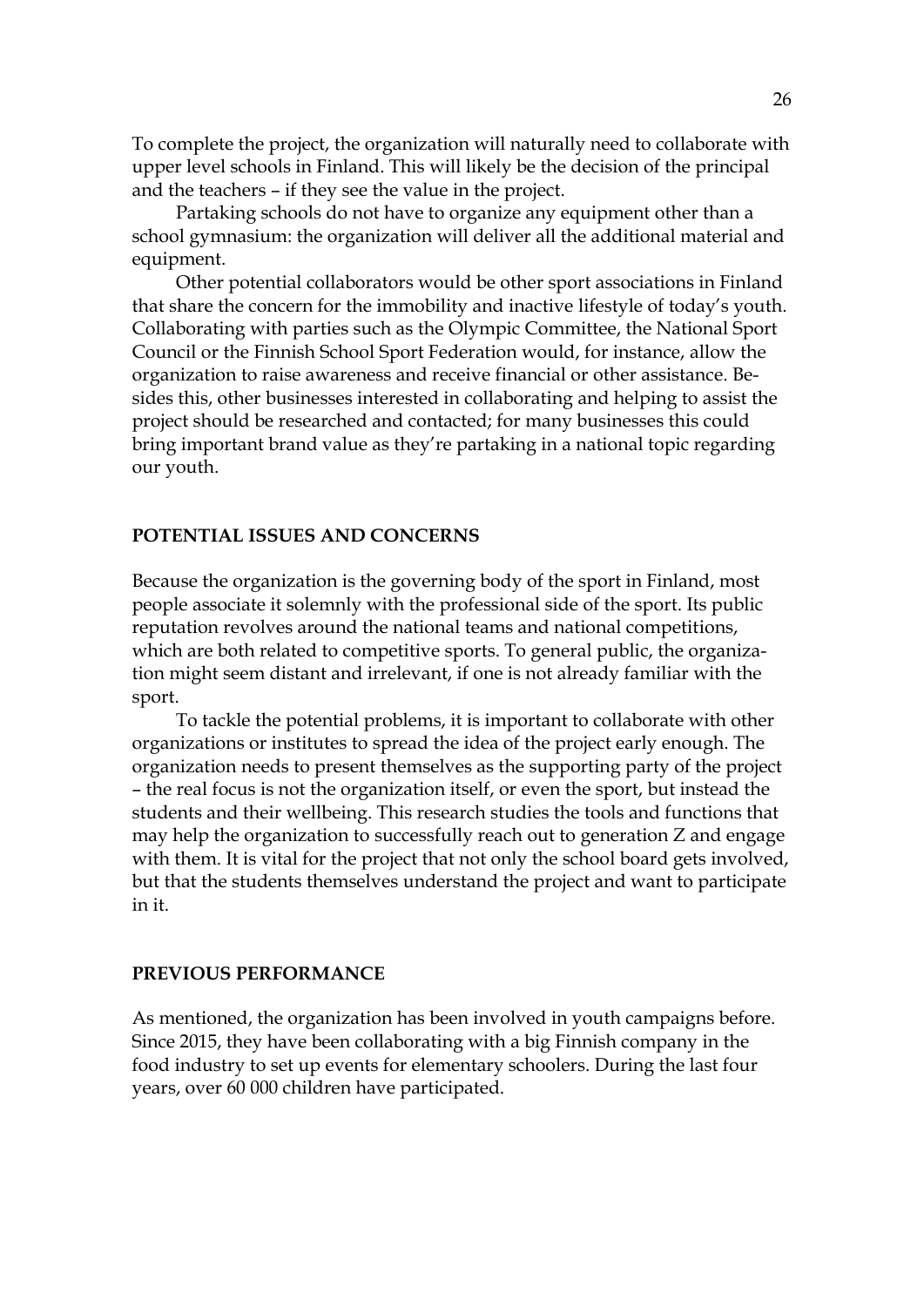To complete the project, the organization will naturally need to collaborate with upper level schools in Finland. This will likely be the decision of the principal and the teachers – if they see the value in the project.

Partaking schools do not have to organize any equipment other than a school gymnasium: the organization will deliver all the additional material and equipment.

Other potential collaborators would be other sport associations in Finland that share the concern for the immobility and inactive lifestyle of today's youth. Collaborating with parties such as the Olympic Committee, the National Sport Council or the Finnish School Sport Federation would, for instance, allow the organization to raise awareness and receive financial or other assistance. Besides this, other businesses interested in collaborating and helping to assist the project should be researched and contacted; for many businesses this could bring important brand value as they're partaking in a national topic regarding our youth.

**POTENTIAL ISSUES AND CONCERNS**

Because the organization is the governing body of the sport in Finland, most people associate it solemnly with the professional side of the sport. Its public reputation revolves around the national teams and national competitions, which are both related to competitive sports. To general public, the organization might seem distant and irrelevant, if one is not already familiar with the sport.

To tackle the potential problems, it is important to collaborate with other organizations or institutes to spread the idea of the project early enough. The organization needs to present themselves as the supporting party of the project – the real focus is not the organization itself, or even the sport, but instead the students and their wellbeing. This research studies the tools and functions that may help the organization to successfully reach out to generation Z and engage with them. It is vital for the project that not only the school board gets involved, but that the students themselves understand the project and want to participate in it.

**PREVIOUS PERFORMANCE**

As mentioned, the organization has been involved in youth campaigns before. Since 2015, they have been collaborating with a big Finnish company in the food industry to set up events for elementary schoolers. During the last four years, over 60 000 children have participated.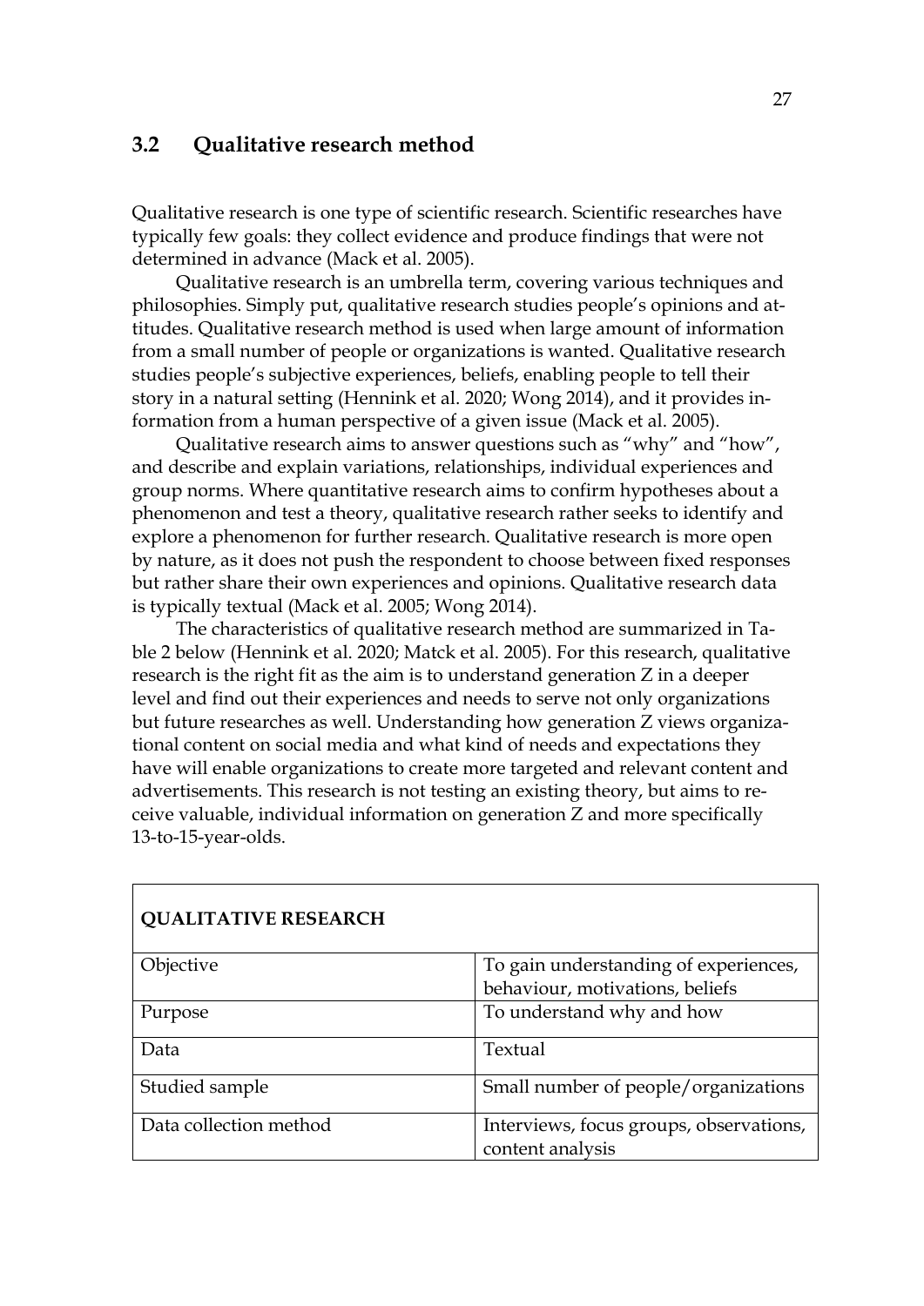## 3.2 Qualitative research method

Qualitative research is one type of scientific research. Scientific researches have typically few goals: they collect evidence and produce findings that were not determined in advance (Mack et al. 2005).

Qualitative research is an umbrella term, covering various techniques and philosophies. Simply put, qualitative research studies people's opinions and attitudes. Qualitative research method is used when large amount of information from a small number of people or organizations is wanted. Qualitative research studies people's subjective experiences, beliefs, enabling people to tell their story in a natural setting (Hennink et al. 2020; Wong 2014), and it provides information from a human perspective of a given issue (Mack et al. 2005).

Qualitative research aims to answer questions such as "why" and "how", and describe and explain variations, relationships, individual experiences and group norms. Where quantitative research aims to confirm hypotheses about a phenomenon and test a theory, qualitative research rather seeks to identify and explore a phenomenon for further research. Qualitative research is more open by nature, as it does not push the respondent to choose between fixed responses but rather share their own experiences and opinions. Qualitative research data is typically textual (Mack et al. 2005; Wong 2014).

The characteristics of qualitative research method are summarized in Table 2 below (Hennink et al. 2020; Matck et al. 2005). For this research, qualitative research is the right fit as the aim is to understand generation Z in a deeper level and find out their experiences and needs to serve not only organizations but future researches as well. Understanding how generation Z views organizational content on social media and what kind of needs and expectations they have will enable organizations to create more targeted and relevant content and advertisements. This research is not testing an existing theory, but aims to receive valuable, individual information on generation Z and more specifically 13-to-15-year-olds.

| **QUALITATIVE RESEARCH** | |
|---|---|
| Objective | To gain understanding of experiences, behaviour, motivations, beliefs |
| Purpose | To understand why and how |
| Data | Textual |
| Studied sample | Small number of people/organizations |
| Data collection method | Interviews, focus groups, observations, content analysis |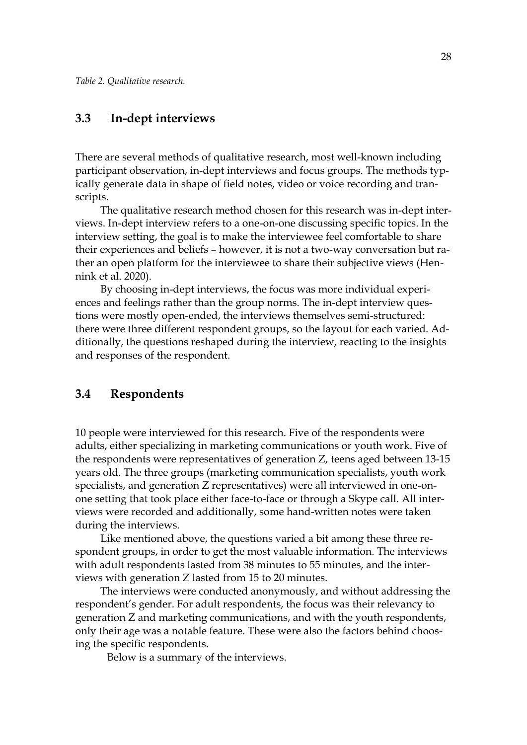*Table 2. Qualitative research.*

## 3.3 In-dept interviews

There are several methods of qualitative research, most well-known including participant observation, in-dept interviews and focus groups. The methods typically generate data in shape of field notes, video or voice recording and transcripts.

The qualitative research method chosen for this research was in-dept interviews. In-dept interview refers to a one-on-one discussing specific topics. In the interview setting, the goal is to make the interviewee feel comfortable to share their experiences and beliefs – however, it is not a two-way conversation but rather an open platform for the interviewee to share their subjective views (Hennink et al. 2020).

By choosing in-dept interviews, the focus was more individual experiences and feelings rather than the group norms. The in-dept interview questions were mostly open-ended, the interviews themselves semi-structured: there were three different respondent groups, so the layout for each varied. Additionally, the questions reshaped during the interview, reacting to the insights and responses of the respondent.

## 3.4 Respondents

10 people were interviewed for this research. Five of the respondents were adults, either specializing in marketing communications or youth work. Five of the respondents were representatives of generation Z, teens aged between 13-15 years old. The three groups (marketing communication specialists, youth work specialists, and generation Z representatives) were all interviewed in one-on-one setting that took place either face-to-face or through a Skype call. All interviews were recorded and additionally, some hand-written notes were taken during the interviews.

Like mentioned above, the questions varied a bit among these three respondent groups, in order to get the most valuable information. The interviews with adult respondents lasted from 38 minutes to 55 minutes, and the interviews with generation Z lasted from 15 to 20 minutes.

The interviews were conducted anonymously, and without addressing the respondent's gender. For adult respondents, the focus was their relevancy to generation Z and marketing communications, and with the youth respondents, only their age was a notable feature. These were also the factors behind choosing the specific respondents.

Below is a summary of the interviews.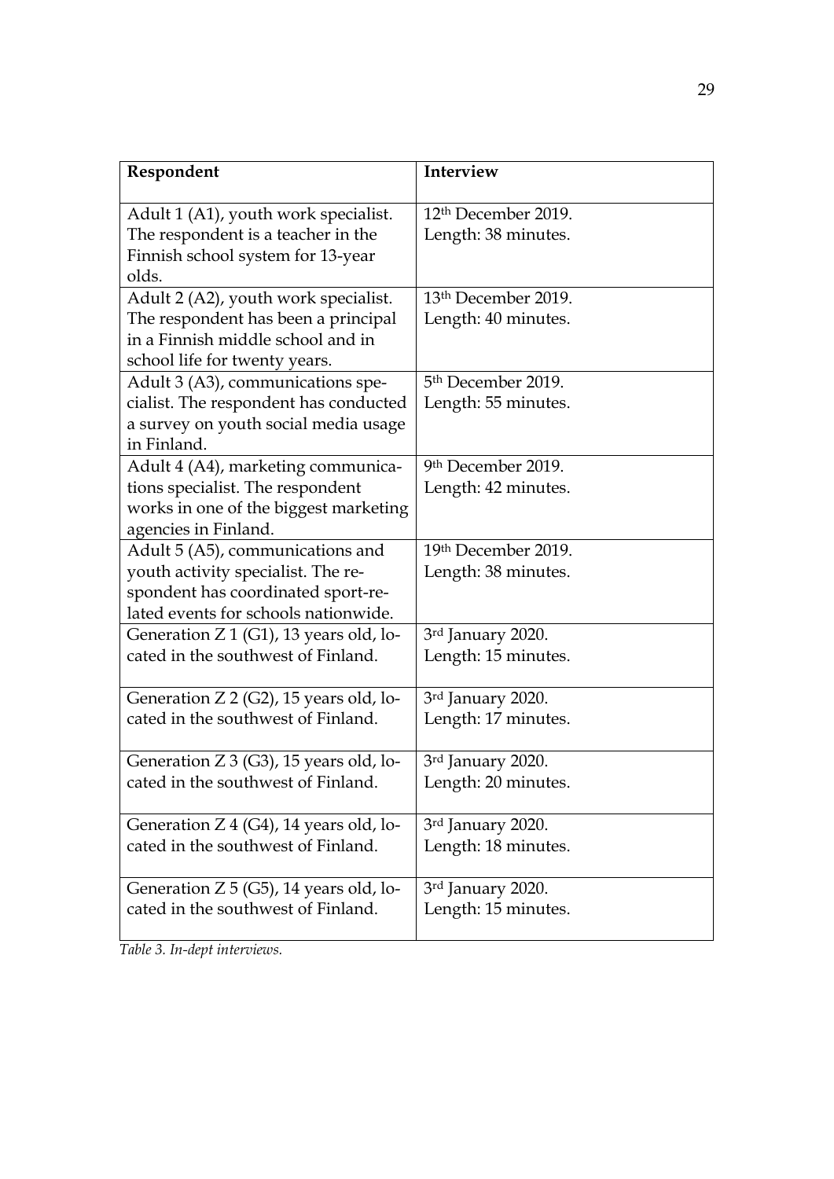| Respondent | Interview |
| --- | --- |
| Adult 1 (A1), youth work specialist. The respondent is a teacher in the Finnish school system for 13-year olds. | 12th December 2019. Length: 38 minutes. |
| Adult 2 (A2), youth work specialist. The respondent has been a principal in a Finnish middle school and in school life for twenty years. | 13th December 2019. Length: 40 minutes. |
| Adult 3 (A3), communications specialist. The respondent has conducted a survey on youth social media usage in Finland. | 5th December 2019. Length: 55 minutes. |
| Adult 4 (A4), marketing communications specialist. The respondent works in one of the biggest marketing agencies in Finland. | 9th December 2019. Length: 42 minutes. |
| Adult 5 (A5), communications and youth activity specialist. The respondent has coordinated sport-related events for schools nationwide. | 19th December 2019. Length: 38 minutes. |
| Generation Z 1 (G1), 13 years old, located in the southwest of Finland. | 3rd January 2020. Length: 15 minutes. |
| Generation Z 2 (G2), 15 years old, located in the southwest of Finland. | 3rd January 2020. Length: 17 minutes. |
| Generation Z 3 (G3), 15 years old, located in the southwest of Finland. | 3rd January 2020. Length: 20 minutes. |
| Generation Z 4 (G4), 14 years old, located in the southwest of Finland. | 3rd January 2020. Length: 18 minutes. |
| Generation Z 5 (G5), 14 years old, located in the southwest of Finland. | 3rd January 2020. Length: 15 minutes. |

*Table 3. In-dept interviews.*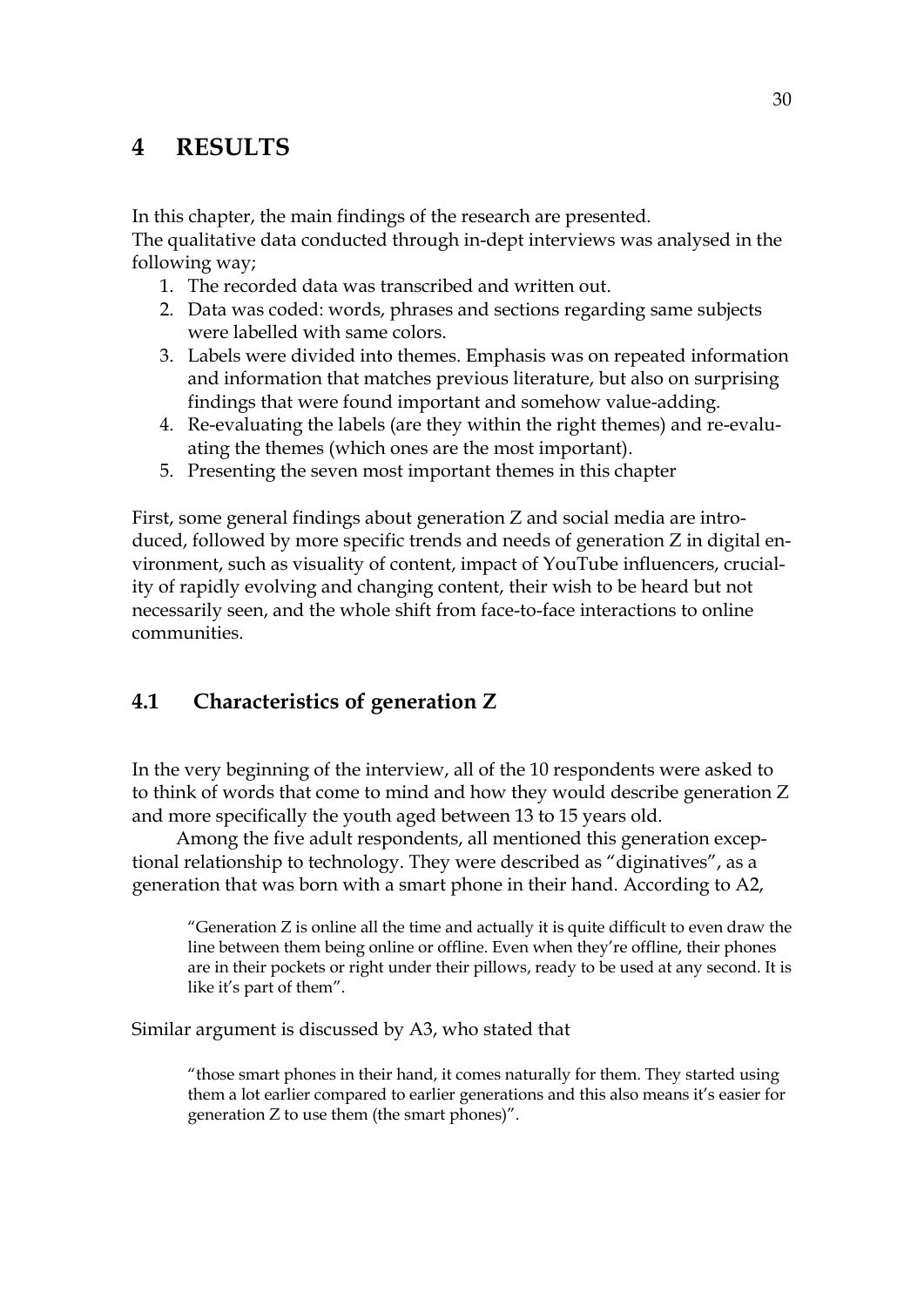# 4 RESULTS

In this chapter, the main findings of the research are presented.
The qualitative data conducted through in-dept interviews was analysed in the following way;

1. The recorded data was transcribed and written out.
2. Data was coded: words, phrases and sections regarding same subjects were labelled with same colors.
3. Labels were divided into themes. Emphasis was on repeated information and information that matches previous literature, but also on surprising findings that were found important and somehow value-adding.
4. Re-evaluating the labels (are they within the right themes) and re-evaluating the themes (which ones are the most important).
5. Presenting the seven most important themes in this chapter

First, some general findings about generation Z and social media are introduced, followed by more specific trends and needs of generation Z in digital environment, such as visuality of content, impact of YouTube influencers, cruciality of rapidly evolving and changing content, their wish to be heard but not necessarily seen, and the whole shift from face-to-face interactions to online communities.

## 4.1 Characteristics of generation Z

In the very beginning of the interview, all of the 10 respondents were asked to to think of words that come to mind and how they would describe generation Z and more specifically the youth aged between 13 to 15 years old.

Among the five adult respondents, all mentioned this generation exceptional relationship to technology. They were described as "diginatives", as a generation that was born with a smart phone in their hand. According to A2,

> "Generation Z is online all the time and actually it is quite difficult to even draw the line between them being online or offline. Even when they're offline, their phones are in their pockets or right under their pillows, ready to be used at any second. It is like it's part of them".

Similar argument is discussed by A3, who stated that

> "those smart phones in their hand, it comes naturally for them. They started using them a lot earlier compared to earlier generations and this also means it's easier for generation Z to use them (the smart phones)".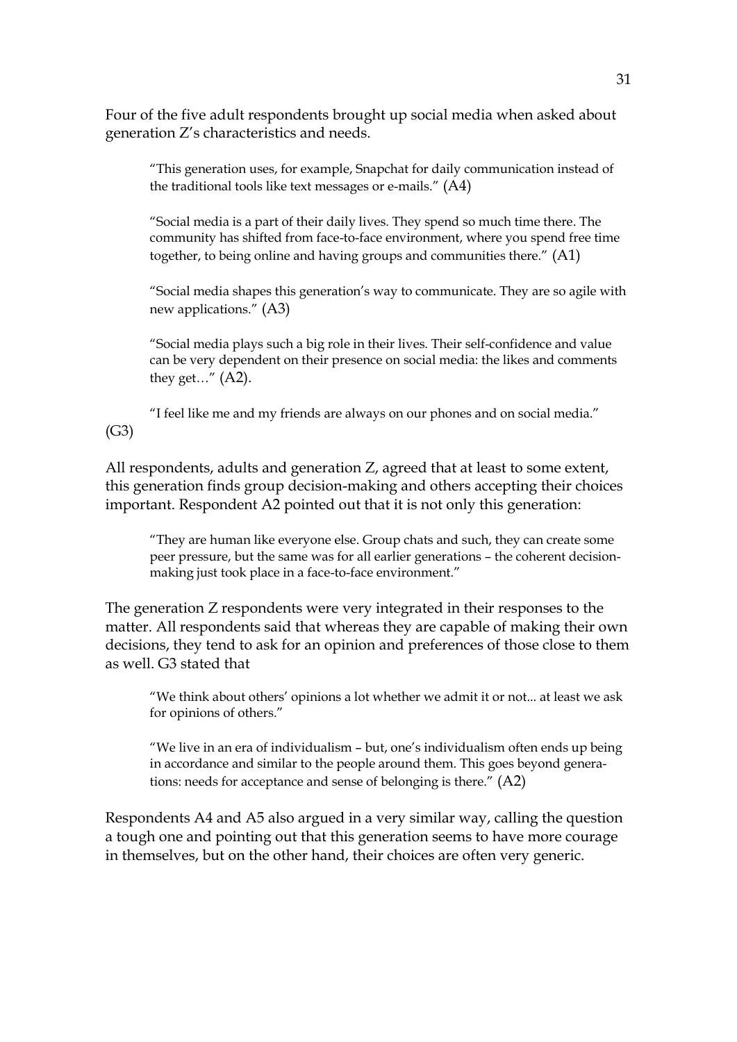Four of the five adult respondents brought up social media when asked about generation Z's characteristics and needs.

> "This generation uses, for example, Snapchat for daily communication instead of the traditional tools like text messages or e-mails." (A4)

> "Social media is a part of their daily lives. They spend so much time there. The community has shifted from face-to-face environment, where you spend free time together, to being online and having groups and communities there." (A1)

> "Social media shapes this generation's way to communicate. They are so agile with new applications." (A3)

> "Social media plays such a big role in their lives. Their self-confidence and value can be very dependent on their presence on social media: the likes and comments they get…" (A2).

> "I feel like me and my friends are always on our phones and on social media." (G3)

All respondents, adults and generation Z, agreed that at least to some extent, this generation finds group decision-making and others accepting their choices important. Respondent A2 pointed out that it is not only this generation:

> "They are human like everyone else. Group chats and such, they can create some peer pressure, but the same was for all earlier generations – the coherent decision-making just took place in a face-to-face environment."

The generation Z respondents were very integrated in their responses to the matter. All respondents said that whereas they are capable of making their own decisions, they tend to ask for an opinion and preferences of those close to them as well. G3 stated that

> "We think about others' opinions a lot whether we admit it or not... at least we ask for opinions of others."

> "We live in an era of individualism – but, one's individualism often ends up being in accordance and similar to the people around them. This goes beyond generations: needs for acceptance and sense of belonging is there." (A2)

Respondents A4 and A5 also argued in a very similar way, calling the question a tough one and pointing out that this generation seems to have more courage in themselves, but on the other hand, their choices are often very generic.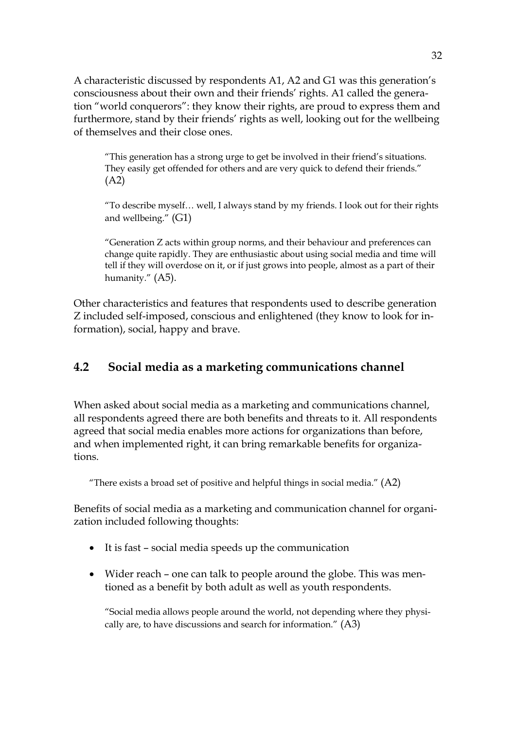A characteristic discussed by respondents A1, A2 and G1 was this generation's consciousness about their own and their friends' rights. A1 called the generation "world conquerors": they know their rights, are proud to express them and furthermore, stand by their friends' rights as well, looking out for the wellbeing of themselves and their close ones.

> "This generation has a strong urge to get be involved in their friend's situations. They easily get offended for others and are very quick to defend their friends." (A2)

> "To describe myself… well, I always stand by my friends. I look out for their rights and wellbeing." (G1)

> "Generation Z acts within group norms, and their behaviour and preferences can change quite rapidly. They are enthusiastic about using social media and time will tell if they will overdose on it, or if just grows into people, almost as a part of their humanity." (A5).

Other characteristics and features that respondents used to describe generation Z included self-imposed, conscious and enlightened (they know to look for information), social, happy and brave.

## 4.2 Social media as a marketing communications channel

When asked about social media as a marketing and communications channel, all respondents agreed there are both benefits and threats to it. All respondents agreed that social media enables more actions for organizations than before, and when implemented right, it can bring remarkable benefits for organizations.

> "There exists a broad set of positive and helpful things in social media." (A2)

Benefits of social media as a marketing and communication channel for organization included following thoughts:

- It is fast – social media speeds up the communication
- Wider reach – one can talk to people around the globe. This was mentioned as a benefit by both adult as well as youth respondents.

  > "Social media allows people around the world, not depending where they physically are, to have discussions and search for information." (A3)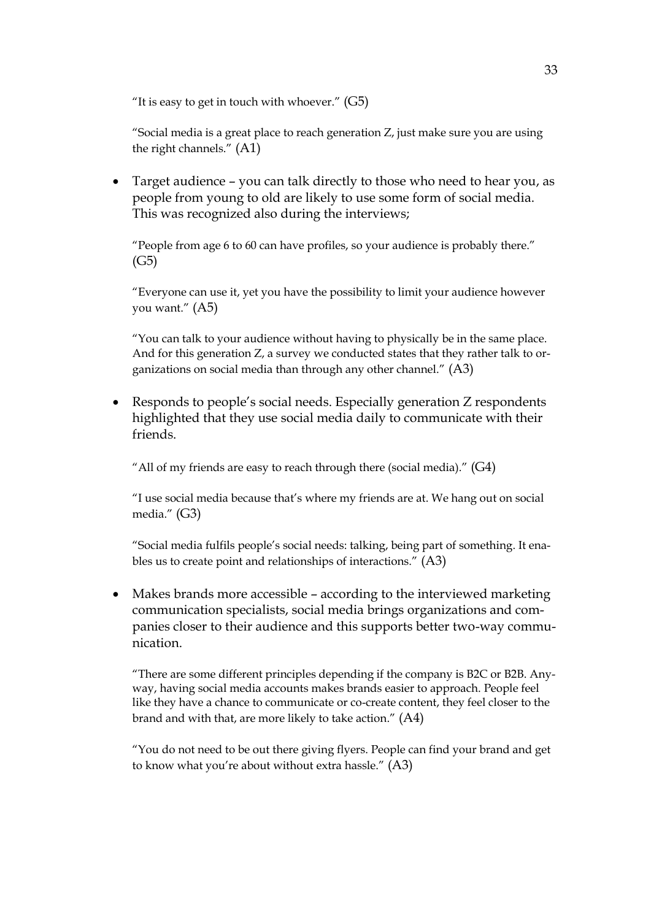"It is easy to get in touch with whoever." (G5)

"Social media is a great place to reach generation Z, just make sure you are using the right channels." (A1)

- Target audience – you can talk directly to those who need to hear you, as people from young to old are likely to use some form of social media. This was recognized also during the interviews;

  "People from age 6 to 60 can have profiles, so your audience is probably there." (G5)

  "Everyone can use it, yet you have the possibility to limit your audience however you want." (A5)

  "You can talk to your audience without having to physically be in the same place. And for this generation Z, a survey we conducted states that they rather talk to organizations on social media than through any other channel." (A3)

- Responds to people's social needs. Especially generation Z respondents highlighted that they use social media daily to communicate with their friends.

  "All of my friends are easy to reach through there (social media)." (G4)

  "I use social media because that's where my friends are at. We hang out on social media." (G3)

  "Social media fulfils people's social needs: talking, being part of something. It enables us to create point and relationships of interactions." (A3)

- Makes brands more accessible – according to the interviewed marketing communication specialists, social media brings organizations and companies closer to their audience and this supports better two-way communication.

  "There are some different principles depending if the company is B2C or B2B. Anyway, having social media accounts makes brands easier to approach. People feel like they have a chance to communicate or co-create content, they feel closer to the brand and with that, are more likely to take action." (A4)

  "You do not need to be out there giving flyers. People can find your brand and get to know what you're about without extra hassle." (A3)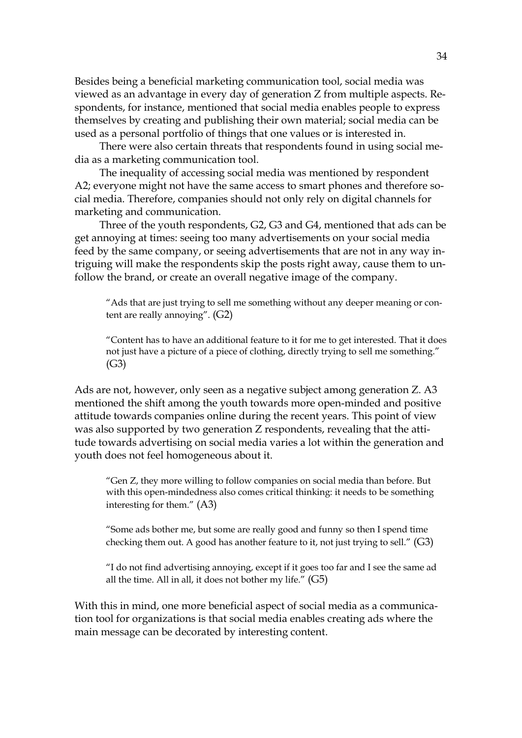Besides being a beneficial marketing communication tool, social media was viewed as an advantage in every day of generation Z from multiple aspects. Respondents, for instance, mentioned that social media enables people to express themselves by creating and publishing their own material; social media can be used as a personal portfolio of things that one values or is interested in.

There were also certain threats that respondents found in using social media as a marketing communication tool.

The inequality of accessing social media was mentioned by respondent A2; everyone might not have the same access to smart phones and therefore social media. Therefore, companies should not only rely on digital channels for marketing and communication.

Three of the youth respondents, G2, G3 and G4, mentioned that ads can be get annoying at times: seeing too many advertisements on your social media feed by the same company, or seeing advertisements that are not in any way intriguing will make the respondents skip the posts right away, cause them to unfollow the brand, or create an overall negative image of the company.

> "Ads that are just trying to sell me something without any deeper meaning or content are really annoying". (G2)

> "Content has to have an additional feature to it for me to get interested. That it does not just have a picture of a piece of clothing, directly trying to sell me something." (G3)

Ads are not, however, only seen as a negative subject among generation Z. A3 mentioned the shift among the youth towards more open-minded and positive attitude towards companies online during the recent years. This point of view was also supported by two generation Z respondents, revealing that the attitude towards advertising on social media varies a lot within the generation and youth does not feel homogeneous about it.

> "Gen Z, they more willing to follow companies on social media than before. But with this open-mindedness also comes critical thinking: it needs to be something interesting for them." (A3)

> "Some ads bother me, but some are really good and funny so then I spend time checking them out. A good has another feature to it, not just trying to sell." (G3)

> "I do not find advertising annoying, except if it goes too far and I see the same ad all the time. All in all, it does not bother my life." (G5)

With this in mind, one more beneficial aspect of social media as a communication tool for organizations is that social media enables creating ads where the main message can be decorated by interesting content.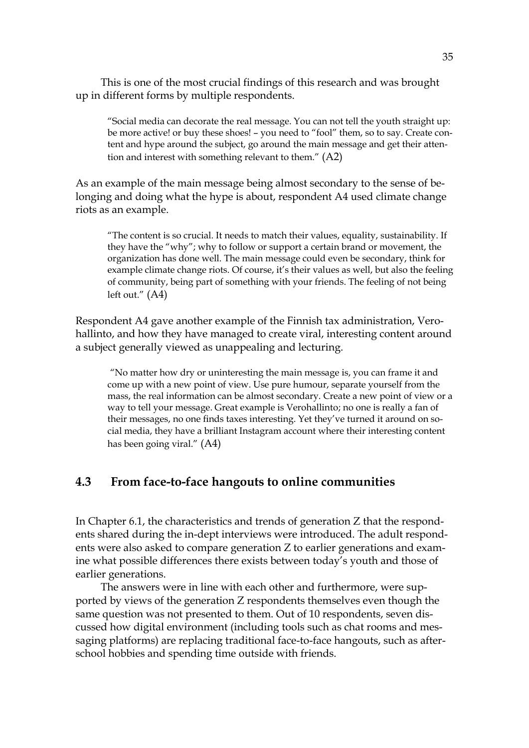This is one of the most crucial findings of this research and was brought up in different forms by multiple respondents.

> "Social media can decorate the real message. You can not tell the youth straight up: be more active! or buy these shoes! – you need to "fool" them, so to say. Create content and hype around the subject, go around the main message and get their attention and interest with something relevant to them." (A2)

As an example of the main message being almost secondary to the sense of belonging and doing what the hype is about, respondent A4 used climate change riots as an example.

> "The content is so crucial. It needs to match their values, equality, sustainability. If they have the "why"; why to follow or support a certain brand or movement, the organization has done well. The main message could even be secondary, think for example climate change riots. Of course, it's their values as well, but also the feeling of community, being part of something with your friends. The feeling of not being left out." (A4)

Respondent A4 gave another example of the Finnish tax administration, Verohallinto, and how they have managed to create viral, interesting content around a subject generally viewed as unappealing and lecturing.

> "No matter how dry or uninteresting the main message is, you can frame it and come up with a new point of view. Use pure humour, separate yourself from the mass, the real information can be almost secondary. Create a new point of view or a way to tell your message. Great example is Verohallinto; no one is really a fan of their messages, no one finds taxes interesting. Yet they've turned it around on social media, they have a brilliant Instagram account where their interesting content has been going viral." (A4)

## 4.3 From face-to-face hangouts to online communities

In Chapter 6.1, the characteristics and trends of generation Z that the respondents shared during the in-dept interviews were introduced. The adult respondents were also asked to compare generation Z to earlier generations and examine what possible differences there exists between today's youth and those of earlier generations.

The answers were in line with each other and furthermore, were supported by views of the generation Z respondents themselves even though the same question was not presented to them. Out of 10 respondents, seven discussed how digital environment (including tools such as chat rooms and messaging platforms) are replacing traditional face-to-face hangouts, such as after-school hobbies and spending time outside with friends.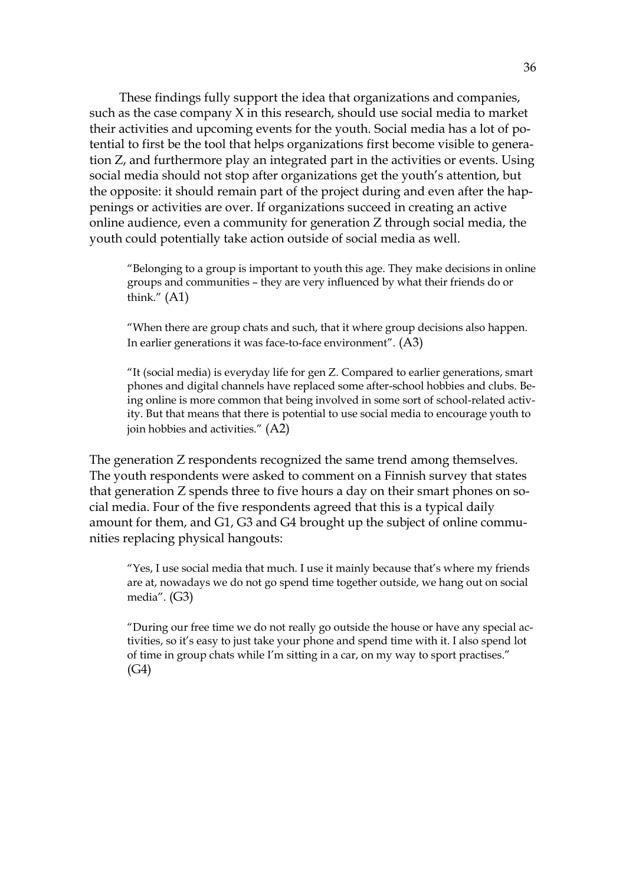These findings fully support the idea that organizations and companies, such as the case company X in this research, should use social media to market their activities and upcoming events for the youth. Social media has a lot of potential to first be the tool that helps organizations first become visible to generation Z, and furthermore play an integrated part in the activities or events. Using social media should not stop after organizations get the youth's attention, but the opposite: it should remain part of the project during and even after the happenings or activities are over. If organizations succeed in creating an active online audience, even a community for generation Z through social media, the youth could potentially take action outside of social media as well.

> "Belonging to a group is important to youth this age. They make decisions in online groups and communities – they are very influenced by what their friends do or think." (A1)

> "When there are group chats and such, that it where group decisions also happen. In earlier generations it was face-to-face environment". (A3)

> "It (social media) is everyday life for gen Z. Compared to earlier generations, smart phones and digital channels have replaced some after-school hobbies and clubs. Being online is more common that being involved in some sort of school-related activity. But that means that there is potential to use social media to encourage youth to join hobbies and activities." (A2)

The generation Z respondents recognized the same trend among themselves. The youth respondents were asked to comment on a Finnish survey that states that generation Z spends three to five hours a day on their smart phones on social media. Four of the five respondents agreed that this is a typical daily amount for them, and G1, G3 and G4 brought up the subject of online communities replacing physical hangouts:

> "Yes, I use social media that much. I use it mainly because that's where my friends are at, nowadays we do not go spend time together outside, we hang out on social media". (G3)

> "During our free time we do not really go outside the house or have any special activities, so it's easy to just take your phone and spend time with it. I also spend lot of time in group chats while I'm sitting in a car, on my way to sport practises." (G4)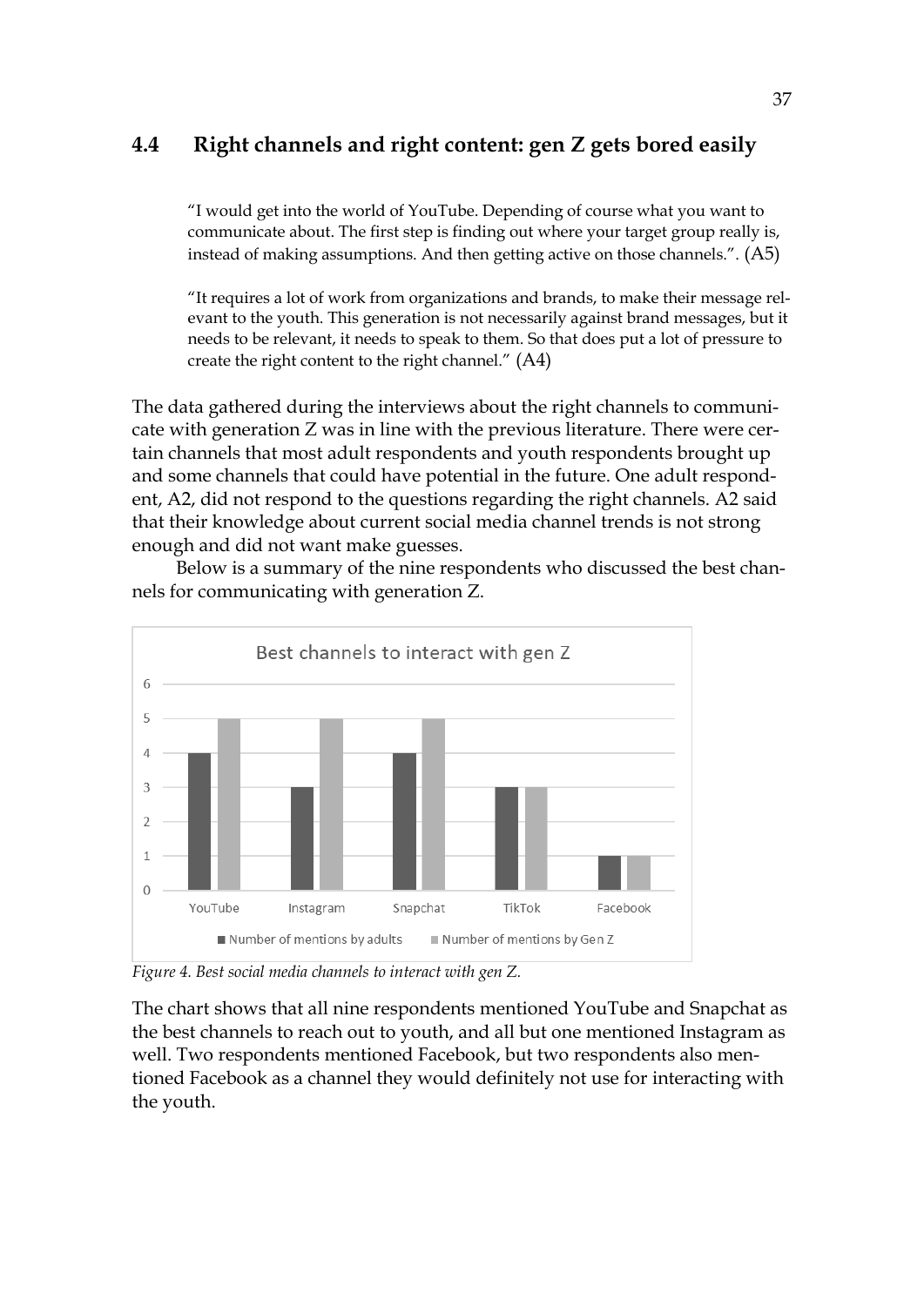## 4.4 Right channels and right content: gen Z gets bored easily

> "I would get into the world of YouTube. Depending of course what you want to communicate about. The first step is finding out where your target group really is, instead of making assumptions. And then getting active on those channels.". (A5)

> "It requires a lot of work from organizations and brands, to make their message relevant to the youth. This generation is not necessarily against brand messages, but it needs to be relevant, it needs to speak to them. So that does put a lot of pressure to create the right content to the right channel." (A4)

The data gathered during the interviews about the right channels to communicate with generation Z was in line with the previous literature. There were certain channels that most adult respondents and youth respondents brought up and some channels that could have potential in the future. One adult respondent, A2, did not respond to the questions regarding the right channels. A2 said that their knowledge about current social media channel trends is not strong enough and did not want make guesses.

Below is a summary of the nine respondents who discussed the best channels for communicating with generation Z.

**Best channels to interact with gen Z**

| Channel | Number of mentions by adults | Number of mentions by Gen Z |
|---|---|---|
| YouTube | 4 | 5 |
| Instagram | 3 | 5 |
| Snapchat | 4 | 5 |
| TikTok | 3 | 3 |
| Facebook | 1 | 1 |

*Figure 4. Best social media channels to interact with gen Z.*

The chart shows that all nine respondents mentioned YouTube and Snapchat as the best channels to reach out to youth, and all but one mentioned Instagram as well. Two respondents mentioned Facebook, but two respondents also mentioned Facebook as a channel they would definitely not use for interacting with the youth.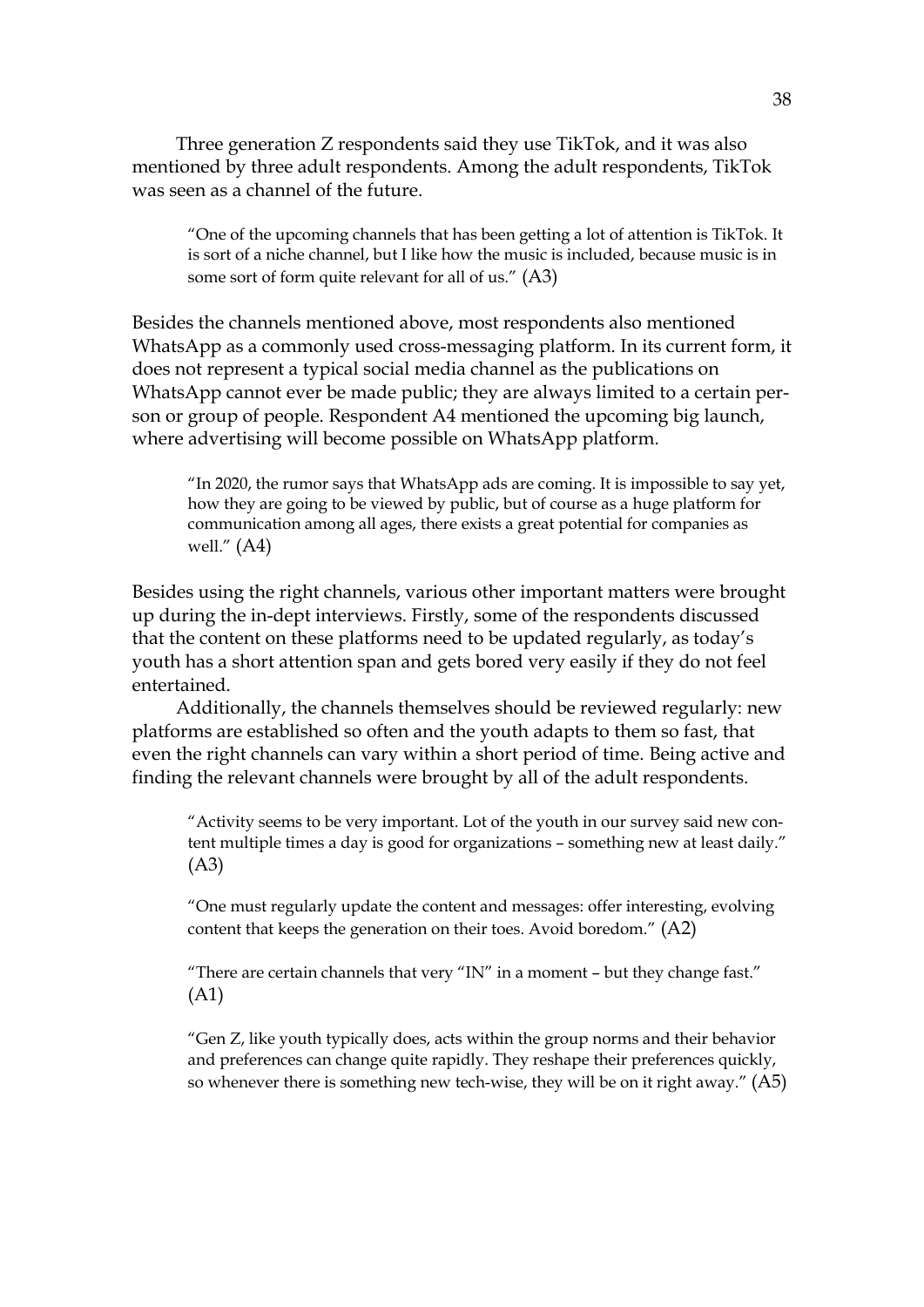Three generation Z respondents said they use TikTok, and it was also mentioned by three adult respondents. Among the adult respondents, TikTok was seen as a channel of the future.

> "One of the upcoming channels that has been getting a lot of attention is TikTok. It is sort of a niche channel, but I like how the music is included, because music is in some sort of form quite relevant for all of us." (A3)

Besides the channels mentioned above, most respondents also mentioned WhatsApp as a commonly used cross-messaging platform. In its current form, it does not represent a typical social media channel as the publications on WhatsApp cannot ever be made public; they are always limited to a certain person or group of people. Respondent A4 mentioned the upcoming big launch, where advertising will become possible on WhatsApp platform.

> "In 2020, the rumor says that WhatsApp ads are coming. It is impossible to say yet, how they are going to be viewed by public, but of course as a huge platform for communication among all ages, there exists a great potential for companies as well." (A4)

Besides using the right channels, various other important matters were brought up during the in-dept interviews. Firstly, some of the respondents discussed that the content on these platforms need to be updated regularly, as today's youth has a short attention span and gets bored very easily if they do not feel entertained.

Additionally, the channels themselves should be reviewed regularly: new platforms are established so often and the youth adapts to them so fast, that even the right channels can vary within a short period of time. Being active and finding the relevant channels were brought by all of the adult respondents.

> "Activity seems to be very important. Lot of the youth in our survey said new content multiple times a day is good for organizations – something new at least daily." (A3)

> "One must regularly update the content and messages: offer interesting, evolving content that keeps the generation on their toes. Avoid boredom." (A2)

> "There are certain channels that very "IN" in a moment – but they change fast." (A1)

> "Gen Z, like youth typically does, acts within the group norms and their behavior and preferences can change quite rapidly. They reshape their preferences quickly, so whenever there is something new tech-wise, they will be on it right away." (A5)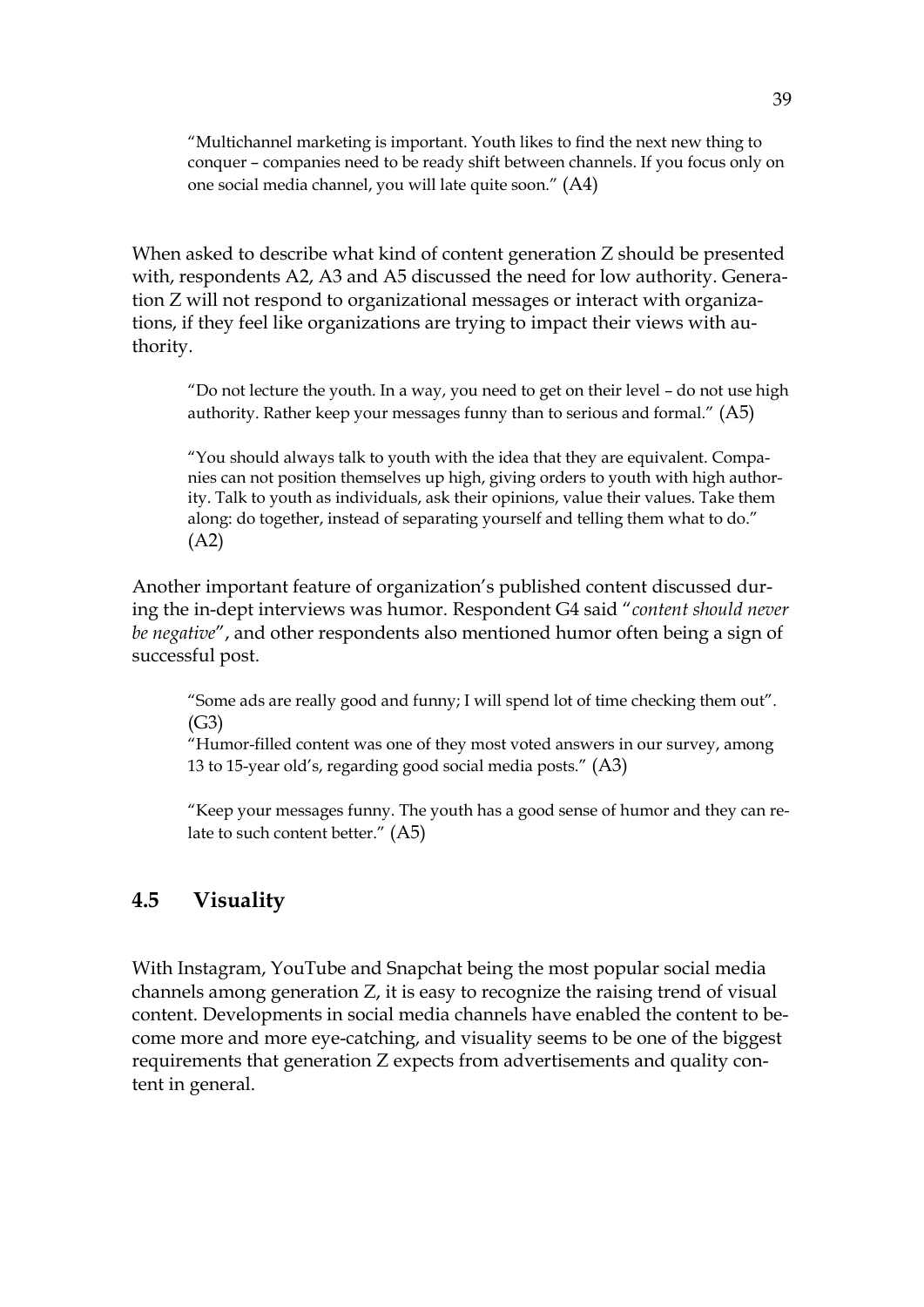> "Multichannel marketing is important. Youth likes to find the next new thing to conquer – companies need to be ready shift between channels. If you focus only on one social media channel, you will late quite soon." (A4)

When asked to describe what kind of content generation Z should be presented with, respondents A2, A3 and A5 discussed the need for low authority. Generation Z will not respond to organizational messages or interact with organizations, if they feel like organizations are trying to impact their views with authority.

> "Do not lecture the youth. In a way, you need to get on their level – do not use high authority. Rather keep your messages funny than to serious and formal." (A5)

> "You should always talk to youth with the idea that they are equivalent. Companies can not position themselves up high, giving orders to youth with high authority. Talk to youth as individuals, ask their opinions, value their values. Take them along: do together, instead of separating yourself and telling them what to do." (A2)

Another important feature of organization's published content discussed during the in-dept interviews was humor. Respondent G4 said "*content should never be negative*", and other respondents also mentioned humor often being a sign of successful post.

> "Some ads are really good and funny; I will spend lot of time checking them out". (G3)
> "Humor-filled content was one of they most voted answers in our survey, among 13 to 15-year old's, regarding good social media posts." (A3)

> "Keep your messages funny. The youth has a good sense of humor and they can relate to such content better." (A5)

## 4.5 Visuality

With Instagram, YouTube and Snapchat being the most popular social media channels among generation Z, it is easy to recognize the raising trend of visual content. Developments in social media channels have enabled the content to become more and more eye-catching, and visuality seems to be one of the biggest requirements that generation Z expects from advertisements and quality content in general.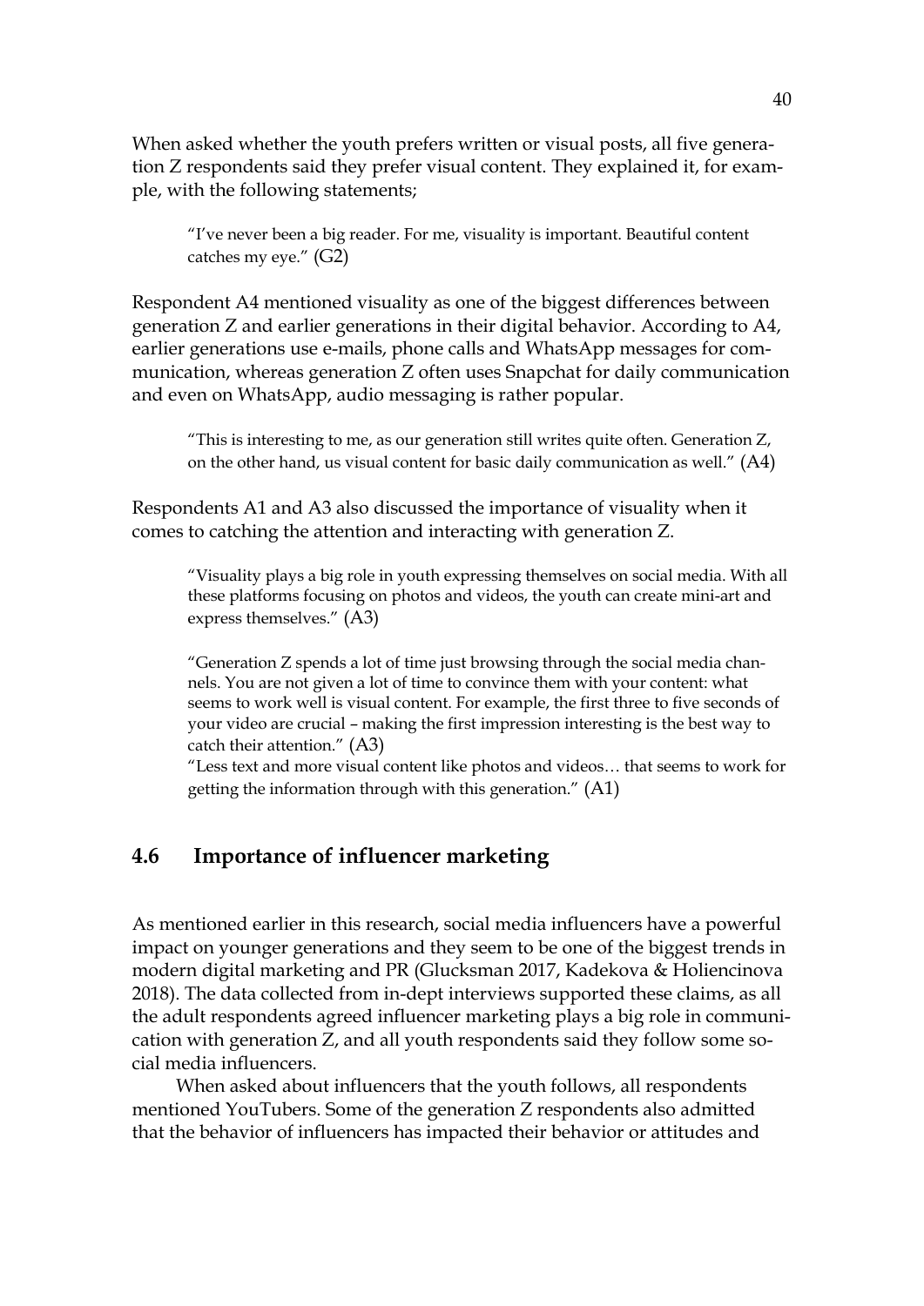When asked whether the youth prefers written or visual posts, all five generation Z respondents said they prefer visual content. They explained it, for example, with the following statements;

> "I've never been a big reader. For me, visuality is important. Beautiful content catches my eye." (G2)

Respondent A4 mentioned visuality as one of the biggest differences between generation Z and earlier generations in their digital behavior. According to A4, earlier generations use e-mails, phone calls and WhatsApp messages for communication, whereas generation Z often uses Snapchat for daily communication and even on WhatsApp, audio messaging is rather popular.

> "This is interesting to me, as our generation still writes quite often. Generation Z, on the other hand, us visual content for basic daily communication as well." (A4)

Respondents A1 and A3 also discussed the importance of visuality when it comes to catching the attention and interacting with generation Z.

> "Visuality plays a big role in youth expressing themselves on social media. With all these platforms focusing on photos and videos, the youth can create mini-art and express themselves." (A3)

> "Generation Z spends a lot of time just browsing through the social media channels. You are not given a lot of time to convince them with your content: what seems to work well is visual content. For example, the first three to five seconds of your video are crucial – making the first impression interesting is the best way to catch their attention." (A3)
> "Less text and more visual content like photos and videos… that seems to work for getting the information through with this generation." (A1)

## 4.6 Importance of influencer marketing

As mentioned earlier in this research, social media influencers have a powerful impact on younger generations and they seem to be one of the biggest trends in modern digital marketing and PR (Glucksman 2017, Kadekova & Holiencinova 2018). The data collected from in-dept interviews supported these claims, as all the adult respondents agreed influencer marketing plays a big role in communication with generation Z, and all youth respondents said they follow some social media influencers.

When asked about influencers that the youth follows, all respondents mentioned YouTubers. Some of the generation Z respondents also admitted that the behavior of influencers has impacted their behavior or attitudes and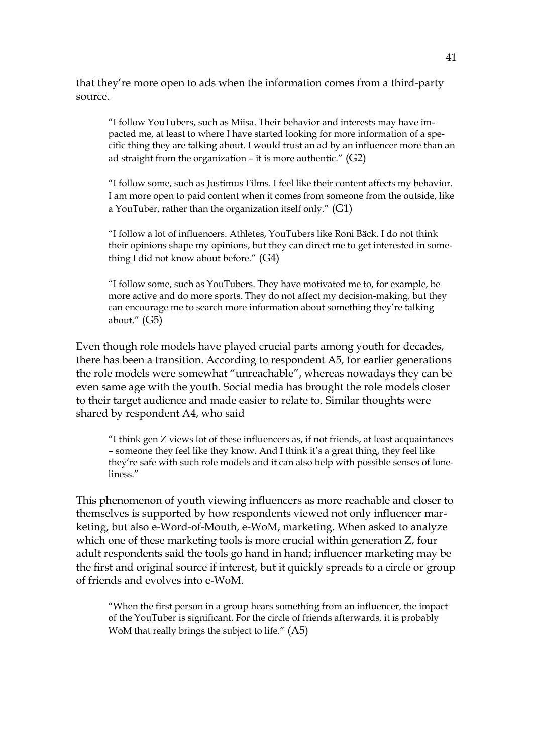that they're more open to ads when the information comes from a third-party source.

> "I follow YouTubers, such as Miisa. Their behavior and interests may have impacted me, at least to where I have started looking for more information of a specific thing they are talking about. I would trust an ad by an influencer more than an ad straight from the organization – it is more authentic." (G2)

> "I follow some, such as Justimus Films. I feel like their content affects my behavior. I am more open to paid content when it comes from someone from the outside, like a YouTuber, rather than the organization itself only." (G1)

> "I follow a lot of influencers. Athletes, YouTubers like Roni Bäck. I do not think their opinions shape my opinions, but they can direct me to get interested in something I did not know about before." (G4)

> "I follow some, such as YouTubers. They have motivated me to, for example, be more active and do more sports. They do not affect my decision-making, but they can encourage me to search more information about something they're talking about." (G5)

Even though role models have played crucial parts among youth for decades, there has been a transition. According to respondent A5, for earlier generations the role models were somewhat "unreachable", whereas nowadays they can be even same age with the youth. Social media has brought the role models closer to their target audience and made easier to relate to. Similar thoughts were shared by respondent A4, who said

> "I think gen Z views lot of these influencers as, if not friends, at least acquaintances – someone they feel like they know. And I think it's a great thing, they feel like they're safe with such role models and it can also help with possible senses of loneliness."

This phenomenon of youth viewing influencers as more reachable and closer to themselves is supported by how respondents viewed not only influencer marketing, but also e-Word-of-Mouth, e-WoM, marketing. When asked to analyze which one of these marketing tools is more crucial within generation Z, four adult respondents said the tools go hand in hand; influencer marketing may be the first and original source if interest, but it quickly spreads to a circle or group of friends and evolves into e-WoM.

> "When the first person in a group hears something from an influencer, the impact of the YouTuber is significant. For the circle of friends afterwards, it is probably WoM that really brings the subject to life." (A5)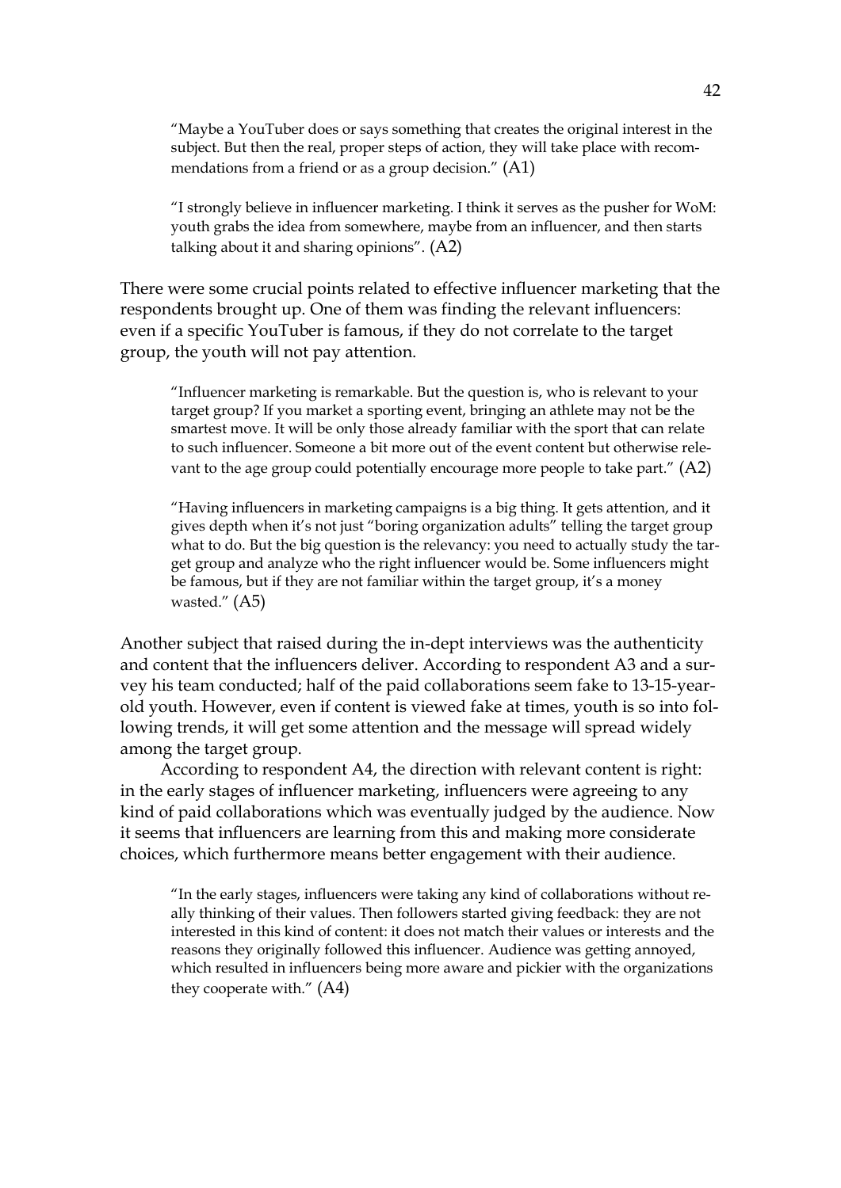> "Maybe a YouTuber does or says something that creates the original interest in the subject. But then the real, proper steps of action, they will take place with recommendations from a friend or as a group decision." (A1)

> "I strongly believe in influencer marketing. I think it serves as the pusher for WoM: youth grabs the idea from somewhere, maybe from an influencer, and then starts talking about it and sharing opinions". (A2)

There were some crucial points related to effective influencer marketing that the respondents brought up. One of them was finding the relevant influencers: even if a specific YouTuber is famous, if they do not correlate to the target group, the youth will not pay attention.

> "Influencer marketing is remarkable. But the question is, who is relevant to your target group? If you market a sporting event, bringing an athlete may not be the smartest move. It will be only those already familiar with the sport that can relate to such influencer. Someone a bit more out of the event content but otherwise relevant to the age group could potentially encourage more people to take part." (A2)

> "Having influencers in marketing campaigns is a big thing. It gets attention, and it gives depth when it's not just "boring organization adults" telling the target group what to do. But the big question is the relevancy: you need to actually study the target group and analyze who the right influencer would be. Some influencers might be famous, but if they are not familiar within the target group, it's a money wasted." (A5)

Another subject that raised during the in-dept interviews was the authenticity and content that the influencers deliver. According to respondent A3 and a survey his team conducted; half of the paid collaborations seem fake to 13-15-year-old youth. However, even if content is viewed fake at times, youth is so into following trends, it will get some attention and the message will spread widely among the target group.

According to respondent A4, the direction with relevant content is right: in the early stages of influencer marketing, influencers were agreeing to any kind of paid collaborations which was eventually judged by the audience. Now it seems that influencers are learning from this and making more considerate choices, which furthermore means better engagement with their audience.

> "In the early stages, influencers were taking any kind of collaborations without really thinking of their values. Then followers started giving feedback: they are not interested in this kind of content: it does not match their values or interests and the reasons they originally followed this influencer. Audience was getting annoyed, which resulted in influencers being more aware and pickier with the organizations they cooperate with." (A4)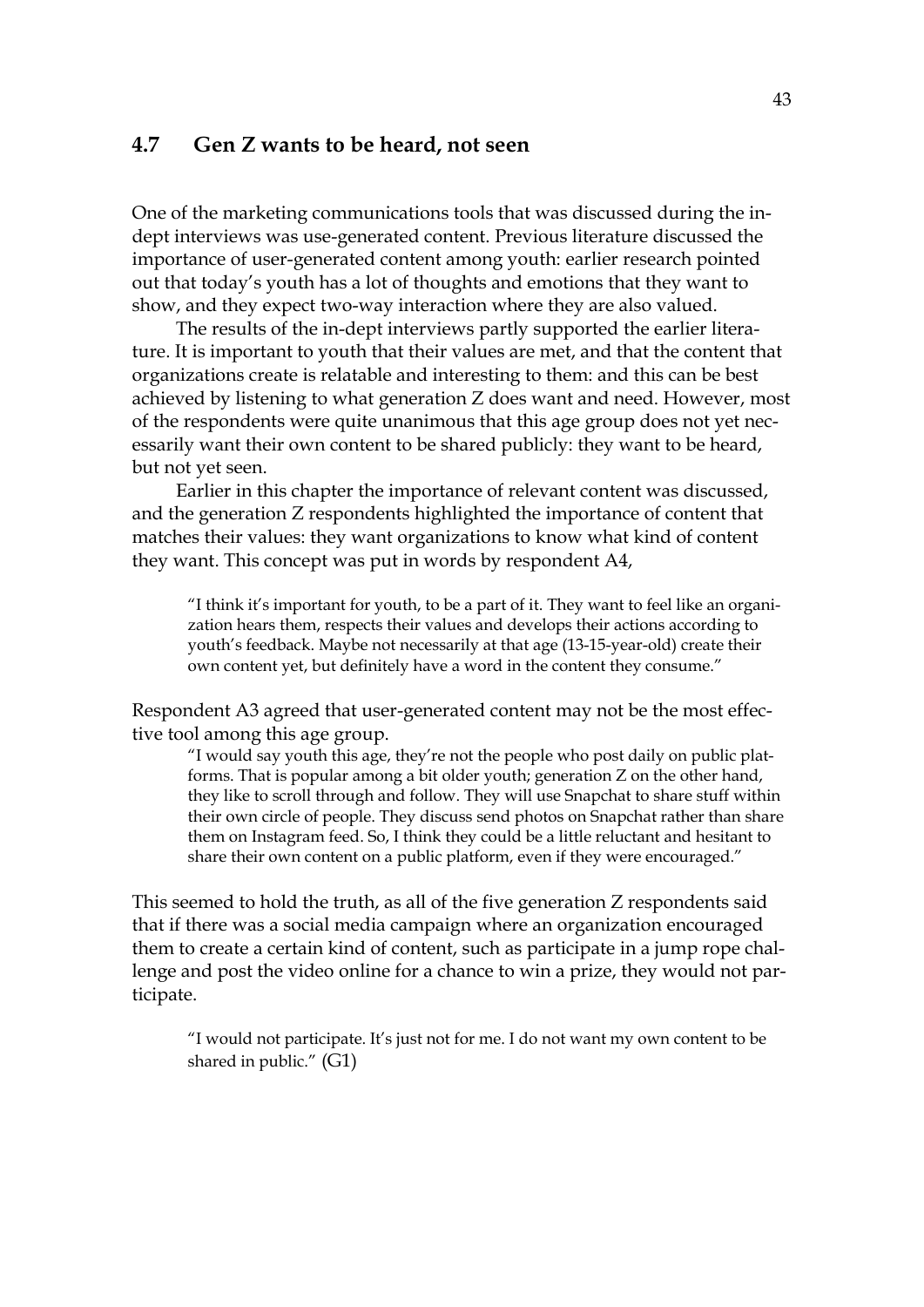## 4.7 Gen Z wants to be heard, not seen

One of the marketing communications tools that was discussed during the in-dept interviews was use-generated content. Previous literature discussed the importance of user-generated content among youth: earlier research pointed out that today's youth has a lot of thoughts and emotions that they want to show, and they expect two-way interaction where they are also valued.

The results of the in-dept interviews partly supported the earlier literature. It is important to youth that their values are met, and that the content that organizations create is relatable and interesting to them: and this can be best achieved by listening to what generation Z does want and need. However, most of the respondents were quite unanimous that this age group does not yet necessarily want their own content to be shared publicly: they want to be heard, but not yet seen.

Earlier in this chapter the importance of relevant content was discussed, and the generation Z respondents highlighted the importance of content that matches their values: they want organizations to know what kind of content they want. This concept was put in words by respondent A4,

> "I think it's important for youth, to be a part of it. They want to feel like an organization hears them, respects their values and develops their actions according to youth's feedback. Maybe not necessarily at that age (13-15-year-old) create their own content yet, but definitely have a word in the content they consume."

Respondent A3 agreed that user-generated content may not be the most effective tool among this age group.

> "I would say youth this age, they're not the people who post daily on public platforms. That is popular among a bit older youth; generation Z on the other hand, they like to scroll through and follow. They will use Snapchat to share stuff within their own circle of people. They discuss send photos on Snapchat rather than share them on Instagram feed. So, I think they could be a little reluctant and hesitant to share their own content on a public platform, even if they were encouraged."

This seemed to hold the truth, as all of the five generation Z respondents said that if there was a social media campaign where an organization encouraged them to create a certain kind of content, such as participate in a jump rope challenge and post the video online for a chance to win a prize, they would not participate.

> "I would not participate. It's just not for me. I do not want my own content to be shared in public." (G1)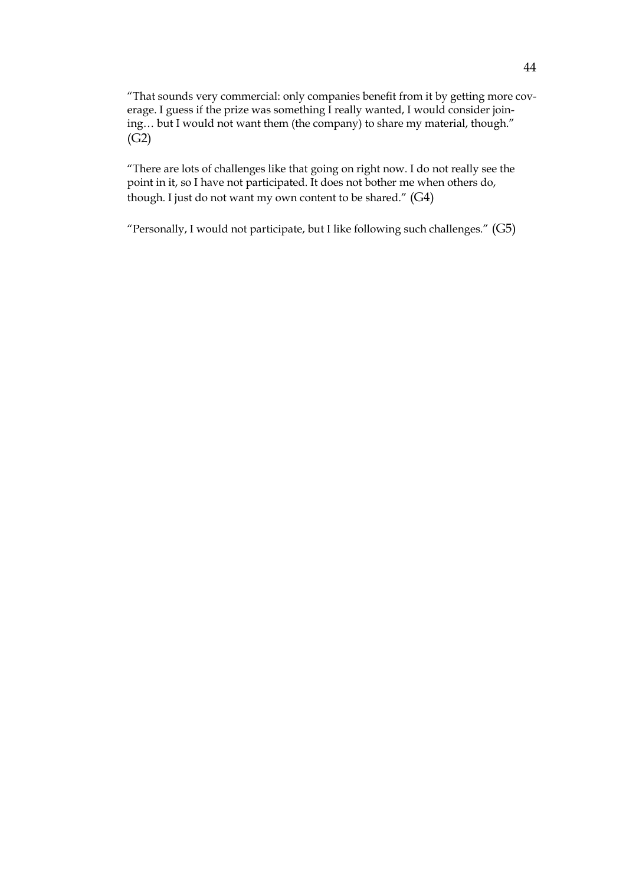"That sounds very commercial: only companies benefit from it by getting more coverage. I guess if the prize was something I really wanted, I would consider joining… but I would not want them (the company) to share my material, though." (G2)

"There are lots of challenges like that going on right now. I do not really see the point in it, so I have not participated. It does not bother me when others do, though. I just do not want my own content to be shared." (G4)

"Personally, I would not participate, but I like following such challenges." (G5)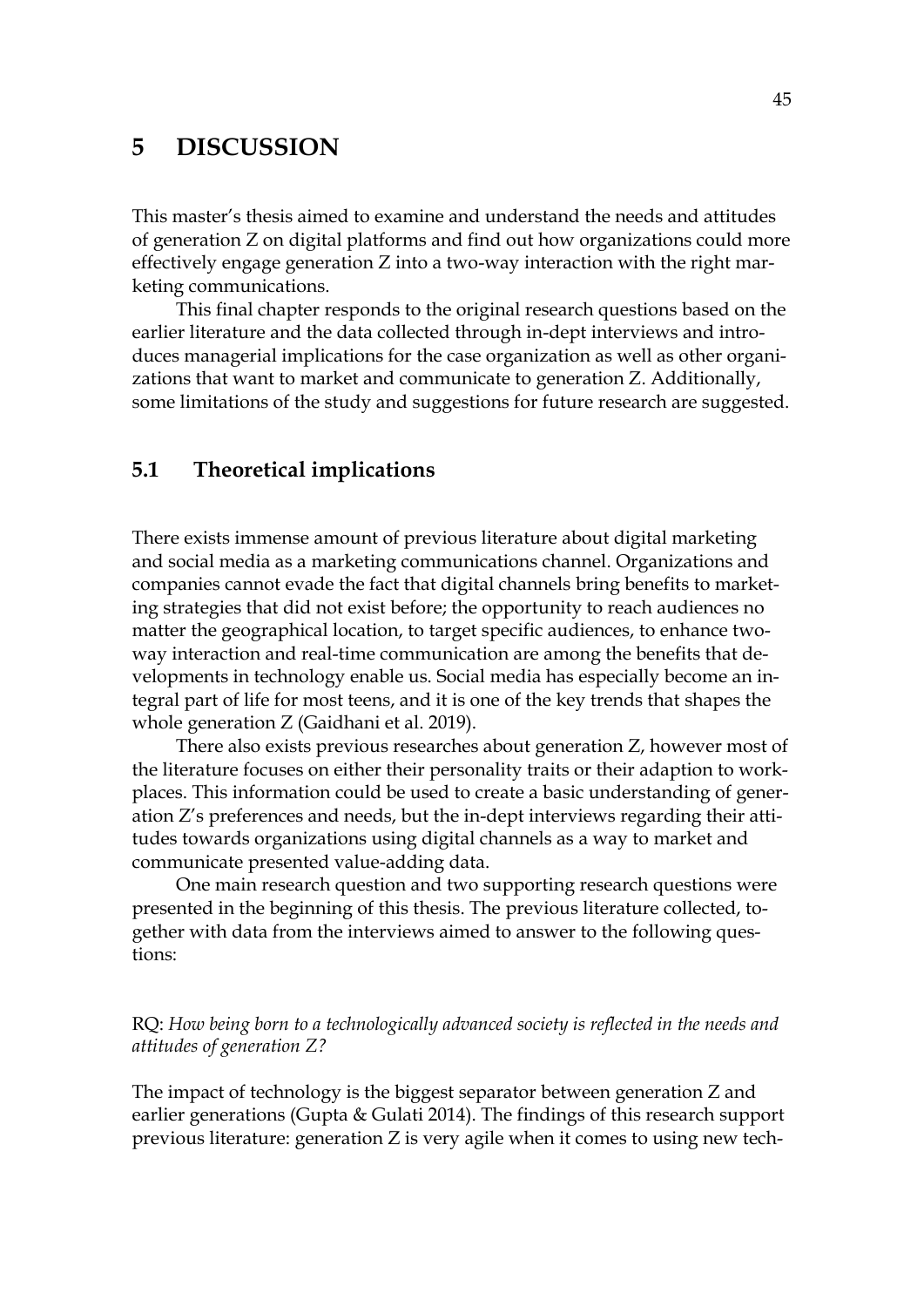# 5 DISCUSSION

This master's thesis aimed to examine and understand the needs and attitudes of generation Z on digital platforms and find out how organizations could more effectively engage generation Z into a two-way interaction with the right marketing communications.

This final chapter responds to the original research questions based on the earlier literature and the data collected through in-dept interviews and introduces managerial implications for the case organization as well as other organizations that want to market and communicate to generation Z. Additionally, some limitations of the study and suggestions for future research are suggested.

## 5.1 Theoretical implications

There exists immense amount of previous literature about digital marketing and social media as a marketing communications channel. Organizations and companies cannot evade the fact that digital channels bring benefits to marketing strategies that did not exist before; the opportunity to reach audiences no matter the geographical location, to target specific audiences, to enhance two-way interaction and real-time communication are among the benefits that developments in technology enable us. Social media has especially become an integral part of life for most teens, and it is one of the key trends that shapes the whole generation Z (Gaidhani et al. 2019).

There also exists previous researches about generation Z, however most of the literature focuses on either their personality traits or their adaption to workplaces. This information could be used to create a basic understanding of generation Z's preferences and needs, but the in-dept interviews regarding their attitudes towards organizations using digital channels as a way to market and communicate presented value-adding data.

One main research question and two supporting research questions were presented in the beginning of this thesis. The previous literature collected, together with data from the interviews aimed to answer to the following questions:

RQ: *How being born to a technologically advanced society is reflected in the needs and attitudes of generation Z?*

The impact of technology is the biggest separator between generation Z and earlier generations (Gupta & Gulati 2014). The findings of this research support previous literature: generation Z is very agile when it comes to using new tech-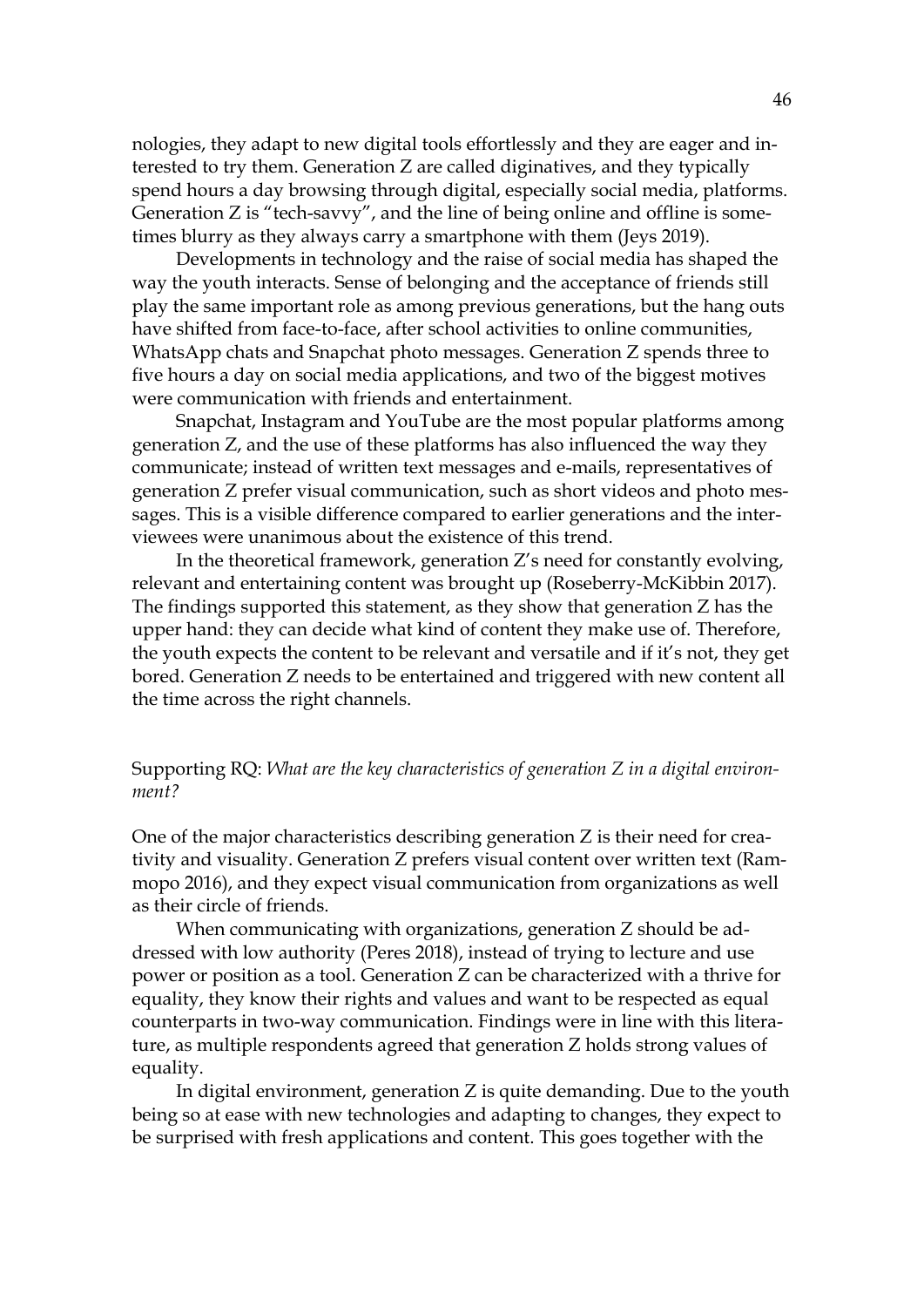nologies, they adapt to new digital tools effortlessly and they are eager and interested to try them. Generation Z are called diginatives, and they typically spend hours a day browsing through digital, especially social media, platforms. Generation Z is "tech-savvy", and the line of being online and offline is sometimes blurry as they always carry a smartphone with them (Jeys 2019).

Developments in technology and the raise of social media has shaped the way the youth interacts. Sense of belonging and the acceptance of friends still play the same important role as among previous generations, but the hang outs have shifted from face-to-face, after school activities to online communities, WhatsApp chats and Snapchat photo messages. Generation Z spends three to five hours a day on social media applications, and two of the biggest motives were communication with friends and entertainment.

Snapchat, Instagram and YouTube are the most popular platforms among generation Z, and the use of these platforms has also influenced the way they communicate; instead of written text messages and e-mails, representatives of generation Z prefer visual communication, such as short videos and photo messages. This is a visible difference compared to earlier generations and the interviewees were unanimous about the existence of this trend.

In the theoretical framework, generation Z's need for constantly evolving, relevant and entertaining content was brought up (Roseberry-McKibbin 2017). The findings supported this statement, as they show that generation Z has the upper hand: they can decide what kind of content they make use of. Therefore, the youth expects the content to be relevant and versatile and if it's not, they get bored. Generation Z needs to be entertained and triggered with new content all the time across the right channels.

Supporting RQ: *What are the key characteristics of generation Z in a digital environment?*

One of the major characteristics describing generation Z is their need for creativity and visuality. Generation Z prefers visual content over written text (Rammopo 2016), and they expect visual communication from organizations as well as their circle of friends.

When communicating with organizations, generation Z should be addressed with low authority (Peres 2018), instead of trying to lecture and use power or position as a tool. Generation Z can be characterized with a thrive for equality, they know their rights and values and want to be respected as equal counterparts in two-way communication. Findings were in line with this literature, as multiple respondents agreed that generation Z holds strong values of equality.

In digital environment, generation Z is quite demanding. Due to the youth being so at ease with new technologies and adapting to changes, they expect to be surprised with fresh applications and content. This goes together with the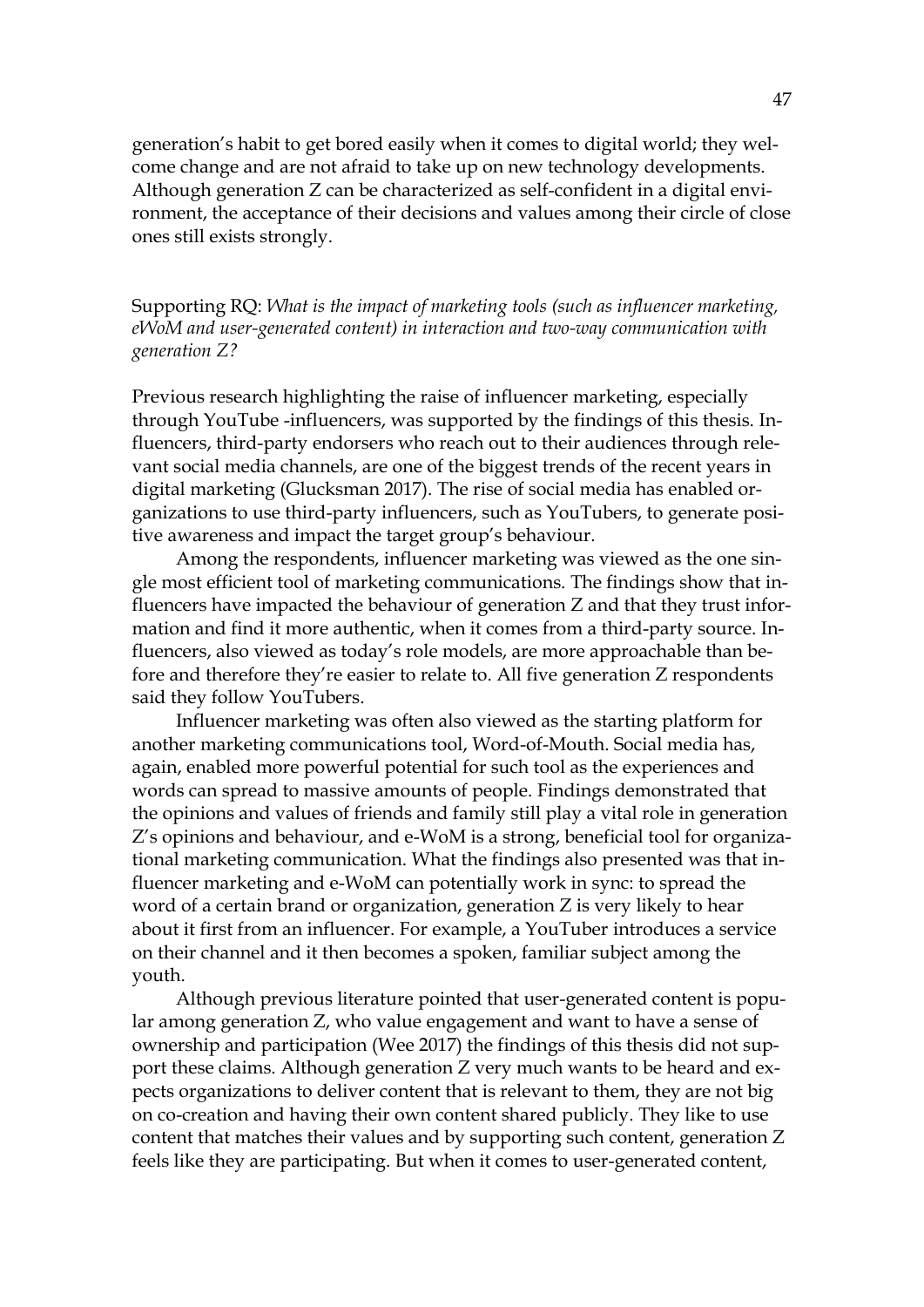generation's habit to get bored easily when it comes to digital world; they welcome change and are not afraid to take up on new technology developments. Although generation Z can be characterized as self-confident in a digital environment, the acceptance of their decisions and values among their circle of close ones still exists strongly.

Supporting RQ: *What is the impact of marketing tools (such as influencer marketing, eWoM and user-generated content) in interaction and two-way communication with generation Z?*

Previous research highlighting the raise of influencer marketing, especially through YouTube -influencers, was supported by the findings of this thesis. Influencers, third-party endorsers who reach out to their audiences through relevant social media channels, are one of the biggest trends of the recent years in digital marketing (Glucksman 2017). The rise of social media has enabled organizations to use third-party influencers, such as YouTubers, to generate positive awareness and impact the target group's behaviour.

Among the respondents, influencer marketing was viewed as the one single most efficient tool of marketing communications. The findings show that influencers have impacted the behaviour of generation Z and that they trust information and find it more authentic, when it comes from a third-party source. Influencers, also viewed as today's role models, are more approachable than before and therefore they're easier to relate to. All five generation Z respondents said they follow YouTubers.

Influencer marketing was often also viewed as the starting platform for another marketing communications tool, Word-of-Mouth. Social media has, again, enabled more powerful potential for such tool as the experiences and words can spread to massive amounts of people. Findings demonstrated that the opinions and values of friends and family still play a vital role in generation Z's opinions and behaviour, and e-WoM is a strong, beneficial tool for organizational marketing communication. What the findings also presented was that influencer marketing and e-WoM can potentially work in sync: to spread the word of a certain brand or organization, generation Z is very likely to hear about it first from an influencer. For example, a YouTuber introduces a service on their channel and it then becomes a spoken, familiar subject among the youth.

Although previous literature pointed that user-generated content is popular among generation Z, who value engagement and want to have a sense of ownership and participation (Wee 2017) the findings of this thesis did not support these claims. Although generation Z very much wants to be heard and expects organizations to deliver content that is relevant to them, they are not big on co-creation and having their own content shared publicly. They like to use content that matches their values and by supporting such content, generation Z feels like they are participating. But when it comes to user-generated content,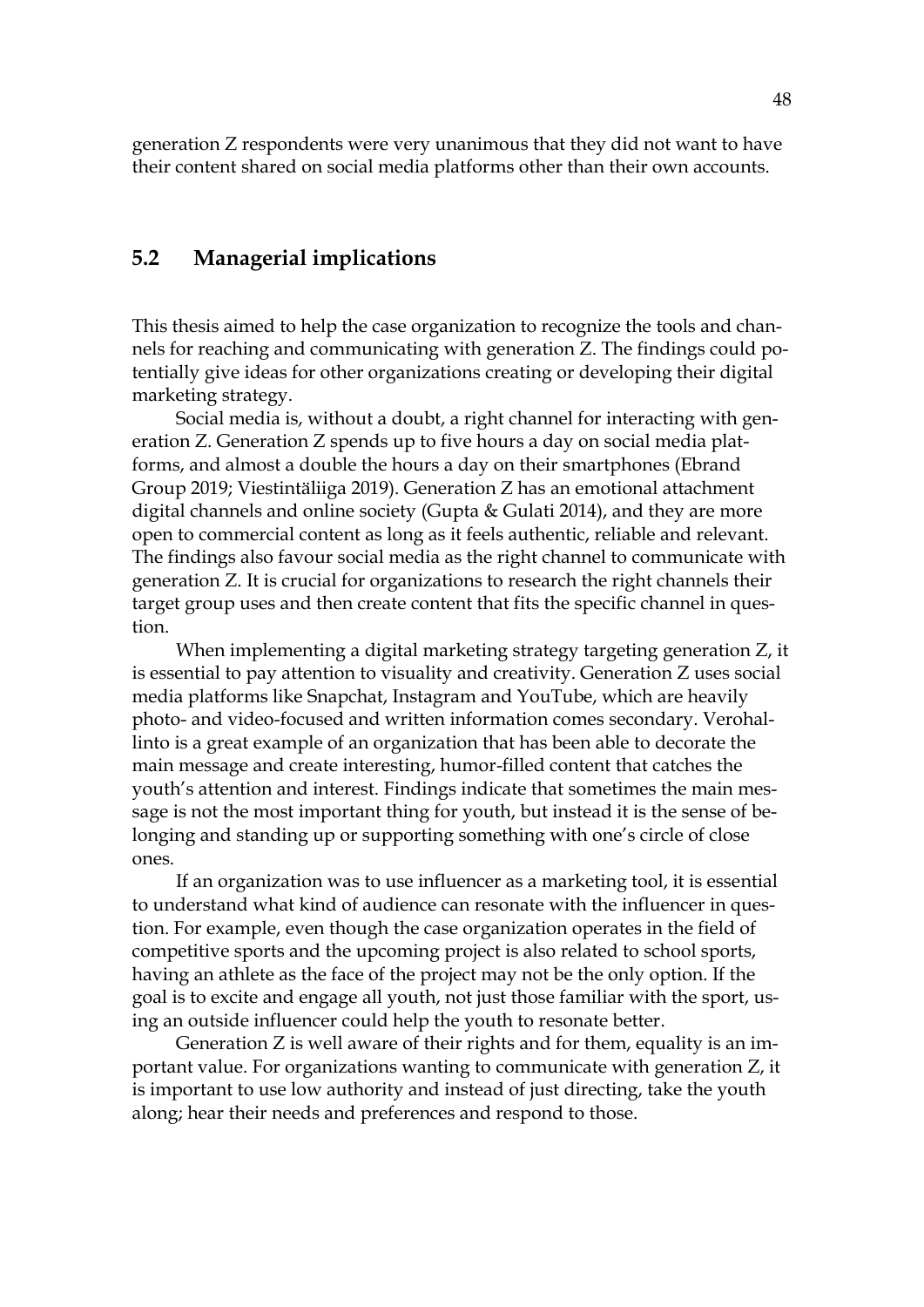generation Z respondents were very unanimous that they did not want to have their content shared on social media platforms other than their own accounts.

## 5.2 Managerial implications

This thesis aimed to help the case organization to recognize the tools and channels for reaching and communicating with generation Z. The findings could potentially give ideas for other organizations creating or developing their digital marketing strategy.

Social media is, without a doubt, a right channel for interacting with generation Z. Generation Z spends up to five hours a day on social media platforms, and almost a double the hours a day on their smartphones (Ebrand Group 2019; Viestintäliiga 2019). Generation Z has an emotional attachment digital channels and online society (Gupta & Gulati 2014), and they are more open to commercial content as long as it feels authentic, reliable and relevant. The findings also favour social media as the right channel to communicate with generation Z. It is crucial for organizations to research the right channels their target group uses and then create content that fits the specific channel in question.

When implementing a digital marketing strategy targeting generation Z, it is essential to pay attention to visuality and creativity. Generation Z uses social media platforms like Snapchat, Instagram and YouTube, which are heavily photo- and video-focused and written information comes secondary. Verohallinto is a great example of an organization that has been able to decorate the main message and create interesting, humor-filled content that catches the youth's attention and interest. Findings indicate that sometimes the main message is not the most important thing for youth, but instead it is the sense of belonging and standing up or supporting something with one's circle of close ones.

If an organization was to use influencer as a marketing tool, it is essential to understand what kind of audience can resonate with the influencer in question. For example, even though the case organization operates in the field of competitive sports and the upcoming project is also related to school sports, having an athlete as the face of the project may not be the only option. If the goal is to excite and engage all youth, not just those familiar with the sport, using an outside influencer could help the youth to resonate better.

Generation Z is well aware of their rights and for them, equality is an important value. For organizations wanting to communicate with generation Z, it is important to use low authority and instead of just directing, take the youth along; hear their needs and preferences and respond to those.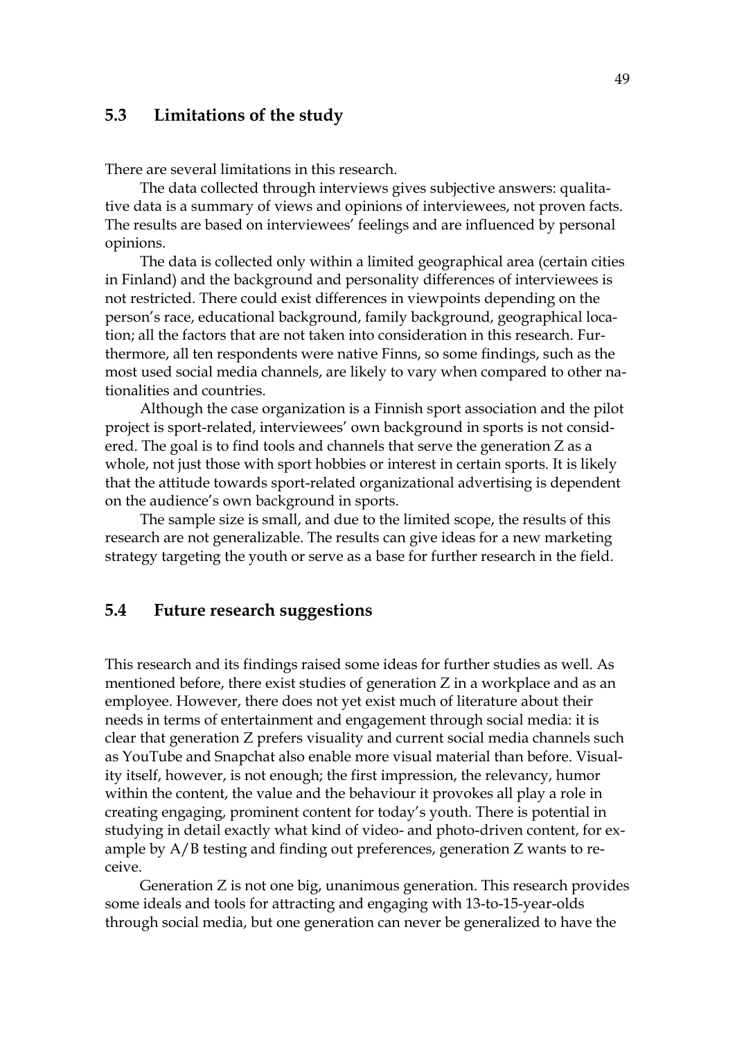## 5.3 Limitations of the study

There are several limitations in this research.

The data collected through interviews gives subjective answers: qualitative data is a summary of views and opinions of interviewees, not proven facts. The results are based on interviewees' feelings and are influenced by personal opinions.

The data is collected only within a limited geographical area (certain cities in Finland) and the background and personality differences of interviewees is not restricted. There could exist differences in viewpoints depending on the person's race, educational background, family background, geographical location; all the factors that are not taken into consideration in this research. Furthermore, all ten respondents were native Finns, so some findings, such as the most used social media channels, are likely to vary when compared to other nationalities and countries.

Although the case organization is a Finnish sport association and the pilot project is sport-related, interviewees' own background in sports is not considered. The goal is to find tools and channels that serve the generation Z as a whole, not just those with sport hobbies or interest in certain sports. It is likely that the attitude towards sport-related organizational advertising is dependent on the audience's own background in sports.

The sample size is small, and due to the limited scope, the results of this research are not generalizable. The results can give ideas for a new marketing strategy targeting the youth or serve as a base for further research in the field.

## 5.4 Future research suggestions

This research and its findings raised some ideas for further studies as well. As mentioned before, there exist studies of generation Z in a workplace and as an employee. However, there does not yet exist much of literature about their needs in terms of entertainment and engagement through social media: it is clear that generation Z prefers visuality and current social media channels such as YouTube and Snapchat also enable more visual material than before. Visuality itself, however, is not enough; the first impression, the relevancy, humor within the content, the value and the behaviour it provokes all play a role in creating engaging, prominent content for today's youth. There is potential in studying in detail exactly what kind of video- and photo-driven content, for example by A/B testing and finding out preferences, generation Z wants to receive.

Generation Z is not one big, unanimous generation. This research provides some ideals and tools for attracting and engaging with 13-to-15-year-olds through social media, but one generation can never be generalized to have the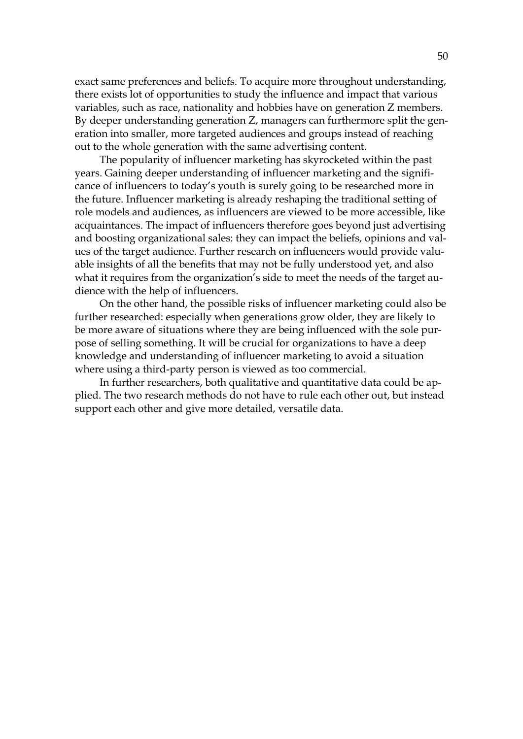exact same preferences and beliefs. To acquire more throughout understanding, there exists lot of opportunities to study the influence and impact that various variables, such as race, nationality and hobbies have on generation Z members. By deeper understanding generation Z, managers can furthermore split the generation into smaller, more targeted audiences and groups instead of reaching out to the whole generation with the same advertising content.

The popularity of influencer marketing has skyrocketed within the past years. Gaining deeper understanding of influencer marketing and the significance of influencers to today's youth is surely going to be researched more in the future. Influencer marketing is already reshaping the traditional setting of role models and audiences, as influencers are viewed to be more accessible, like acquaintances. The impact of influencers therefore goes beyond just advertising and boosting organizational sales: they can impact the beliefs, opinions and values of the target audience. Further research on influencers would provide valuable insights of all the benefits that may not be fully understood yet, and also what it requires from the organization's side to meet the needs of the target audience with the help of influencers.

On the other hand, the possible risks of influencer marketing could also be further researched: especially when generations grow older, they are likely to be more aware of situations where they are being influenced with the sole purpose of selling something. It will be crucial for organizations to have a deep knowledge and understanding of influencer marketing to avoid a situation where using a third-party person is viewed as too commercial.

In further researchers, both qualitative and quantitative data could be applied. The two research methods do not have to rule each other out, but instead support each other and give more detailed, versatile data.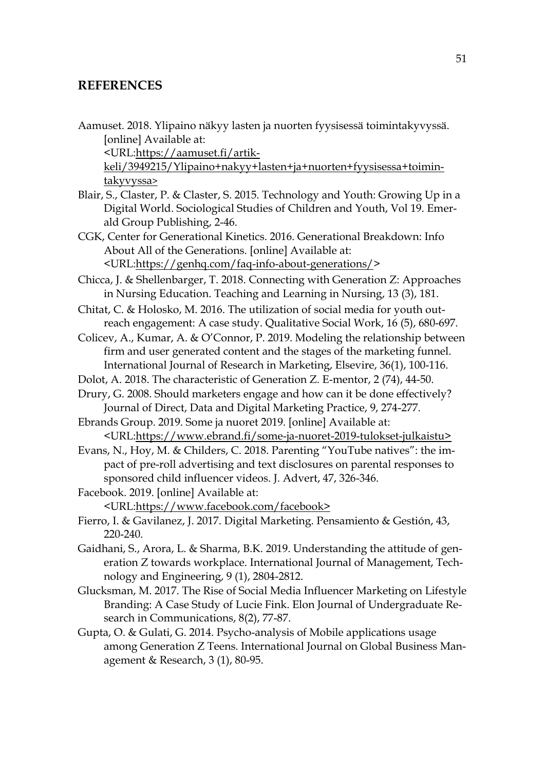# REFERENCES

Aamuset. 2018. Ylipaino näkyy lasten ja nuorten fyysisessä toimintakyvyssä. [online] Available at: <URL:https://aamuset.fi/artikkeli/3949215/Ylipaino+nakyy+lasten+ja+nuorten+fyysisessa+toimintakyvyssa>

Blair, S., Claster, P. & Claster, S. 2015. Technology and Youth: Growing Up in a Digital World. Sociological Studies of Children and Youth, Vol 19. Emerald Group Publishing, 2-46.

CGK, Center for Generational Kinetics. 2016. Generational Breakdown: Info About All of the Generations. [online] Available at: <URL:https://genhq.com/faq-info-about-generations/>

Chicca, J. & Shellenbarger, T. 2018. Connecting with Generation Z: Approaches in Nursing Education. Teaching and Learning in Nursing, 13 (3), 181.

Chitat, C. & Holosko, M. 2016. The utilization of social media for youth outreach engagement: A case study. Qualitative Social Work, 16 (5), 680-697.

Colicev, A., Kumar, A. & O'Connor, P. 2019. Modeling the relationship between firm and user generated content and the stages of the marketing funnel. International Journal of Research in Marketing, Elsevire, 36(1), 100-116.

Dolot, A. 2018. The characteristic of Generation Z. E-mentor, 2 (74), 44-50.

Drury, G. 2008. Should marketers engage and how can it be done effectively? Journal of Direct, Data and Digital Marketing Practice, 9, 274-277.

Ebrands Group. 2019. Some ja nuoret 2019. [online] Available at: <URL:https://www.ebrand.fi/some-ja-nuoret-2019-tulokset-julkaistu>

Evans, N., Hoy, M. & Childers, C. 2018. Parenting "YouTube natives": the impact of pre-roll advertising and text disclosures on parental responses to sponsored child influencer videos. J. Advert, 47, 326-346.

Facebook. 2019. [online] Available at: <URL:https://www.facebook.com/facebook>

Fierro, I. & Gavilanez, J. 2017. Digital Marketing. Pensamiento & Gestión, 43, 220-240.

Gaidhani, S., Arora, L. & Sharma, B.K. 2019. Understanding the attitude of generation Z towards workplace. International Journal of Management, Technology and Engineering, 9 (1), 2804-2812.

Glucksman, M. 2017. The Rise of Social Media Influencer Marketing on Lifestyle Branding: A Case Study of Lucie Fink. Elon Journal of Undergraduate Research in Communications, 8(2), 77-87.

Gupta, O. & Gulati, G. 2014. Psycho-analysis of Mobile applications usage among Generation Z Teens. International Journal on Global Business Management & Research, 3 (1), 80-95.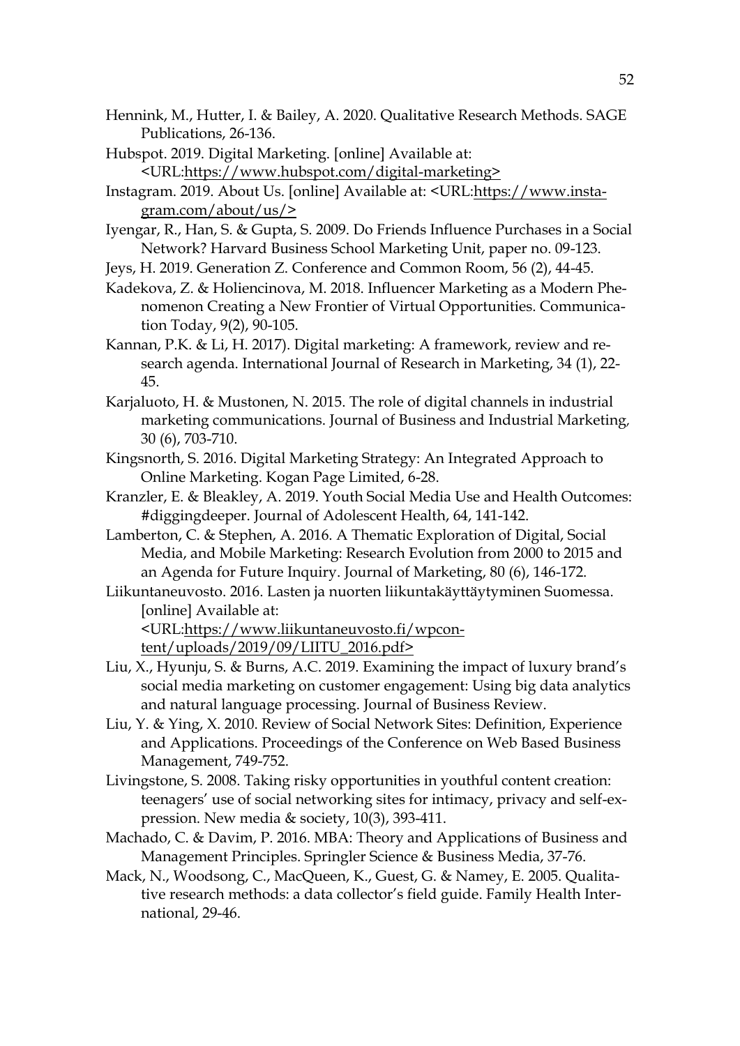Hennink, M., Hutter, I. & Bailey, A. 2020. Qualitative Research Methods. SAGE Publications, 26-136.

Hubspot. 2019. Digital Marketing. [online] Available at: <URL:https://www.hubspot.com/digital-marketing>

Instagram. 2019. About Us. [online] Available at: <URL:https://www.instagram.com/about/us/>

Iyengar, R., Han, S. & Gupta, S. 2009. Do Friends Influence Purchases in a Social Network? Harvard Business School Marketing Unit, paper no. 09-123.

Jeys, H. 2019. Generation Z. Conference and Common Room, 56 (2), 44-45.

Kadekova, Z. & Holiencinova, M. 2018. Influencer Marketing as a Modern Phenomenon Creating a New Frontier of Virtual Opportunities. Communication Today, 9(2), 90-105.

Kannan, P.K. & Li, H. 2017). Digital marketing: A framework, review and research agenda. International Journal of Research in Marketing, 34 (1), 22-45.

Karjaluoto, H. & Mustonen, N. 2015. The role of digital channels in industrial marketing communications. Journal of Business and Industrial Marketing, 30 (6), 703-710.

Kingsnorth, S. 2016. Digital Marketing Strategy: An Integrated Approach to Online Marketing. Kogan Page Limited, 6-28.

Kranzler, E. & Bleakley, A. 2019. Youth Social Media Use and Health Outcomes: #diggingdeeper. Journal of Adolescent Health, 64, 141-142.

Lamberton, C. & Stephen, A. 2016. A Thematic Exploration of Digital, Social Media, and Mobile Marketing: Research Evolution from 2000 to 2015 and an Agenda for Future Inquiry. Journal of Marketing, 80 (6), 146-172.

Liikuntaneuvosto. 2016. Lasten ja nuorten liikuntakäyttäytyminen Suomessa. [online] Available at: <URL:https://www.liikuntaneuvosto.fi/wpcontent/uploads/2019/09/LIITU_2016.pdf>

Liu, X., Hyunju, S. & Burns, A.C. 2019. Examining the impact of luxury brand's social media marketing on customer engagement: Using big data analytics and natural language processing. Journal of Business Review.

Liu, Y. & Ying, X. 2010. Review of Social Network Sites: Definition, Experience and Applications. Proceedings of the Conference on Web Based Business Management, 749-752.

Livingstone, S. 2008. Taking risky opportunities in youthful content creation: teenagers' use of social networking sites for intimacy, privacy and self-expression. New media & society, 10(3), 393-411.

Machado, C. & Davim, P. 2016. MBA: Theory and Applications of Business and Management Principles. Springler Science & Business Media, 37-76.

Mack, N., Woodsong, C., MacQueen, K., Guest, G. & Namey, E. 2005. Qualitative research methods: a data collector's field guide. Family Health International, 29-46.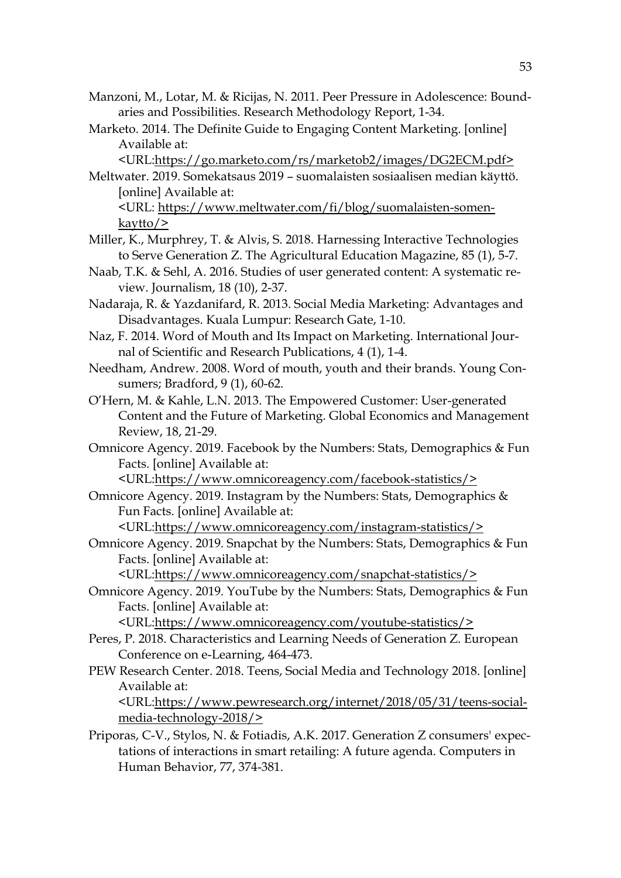Manzoni, M., Lotar, M. & Ricijas, N. 2011. Peer Pressure in Adolescence: Boundaries and Possibilities. Research Methodology Report, 1-34.

Marketo. 2014. The Definite Guide to Engaging Content Marketing. [online] Available at: <URL:https://go.marketo.com/rs/marketob2/images/DG2ECM.pdf>

Meltwater. 2019. Somekatsaus 2019 – suomalaisten sosiaalisen median käyttö. [online] Available at: <URL: https://www.meltwater.com/fi/blog/suomalaisten-somen-kaytto/>

Miller, K., Murphrey, T. & Alvis, S. 2018. Harnessing Interactive Technologies to Serve Generation Z. The Agricultural Education Magazine, 85 (1), 5-7.

Naab, T.K. & Sehl, A. 2016. Studies of user generated content: A systematic review. Journalism, 18 (10), 2-37.

Nadaraja, R. & Yazdanifard, R. 2013. Social Media Marketing: Advantages and Disadvantages. Kuala Lumpur: Research Gate, 1-10.

Naz, F. 2014. Word of Mouth and Its Impact on Marketing. International Journal of Scientific and Research Publications, 4 (1), 1-4.

Needham, Andrew. 2008. Word of mouth, youth and their brands. Young Consumers; Bradford, 9 (1), 60-62.

O'Hern, M. & Kahle, L.N. 2013. The Empowered Customer: User-generated Content and the Future of Marketing. Global Economics and Management Review, 18, 21-29.

Omnicore Agency. 2019. Facebook by the Numbers: Stats, Demographics & Fun Facts. [online] Available at: <URL:https://www.omnicoreagency.com/facebook-statistics/>

Omnicore Agency. 2019. Instagram by the Numbers: Stats, Demographics & Fun Facts. [online] Available at: <URL:https://www.omnicoreagency.com/instagram-statistics/>

Omnicore Agency. 2019. Snapchat by the Numbers: Stats, Demographics & Fun Facts. [online] Available at: <URL:https://www.omnicoreagency.com/snapchat-statistics/>

Omnicore Agency. 2019. YouTube by the Numbers: Stats, Demographics & Fun Facts. [online] Available at: <URL:https://www.omnicoreagency.com/youtube-statistics/>

Peres, P. 2018. Characteristics and Learning Needs of Generation Z. European Conference on e-Learning, 464-473.

PEW Research Center. 2018. Teens, Social Media and Technology 2018. [online] Available at: <URL:https://www.pewresearch.org/internet/2018/05/31/teens-social-media-technology-2018/>

Priporas, C-V., Stylos, N. & Fotiadis, A.K. 2017. Generation Z consumers' expectations of interactions in smart retailing: A future agenda. Computers in Human Behavior, 77, 374-381.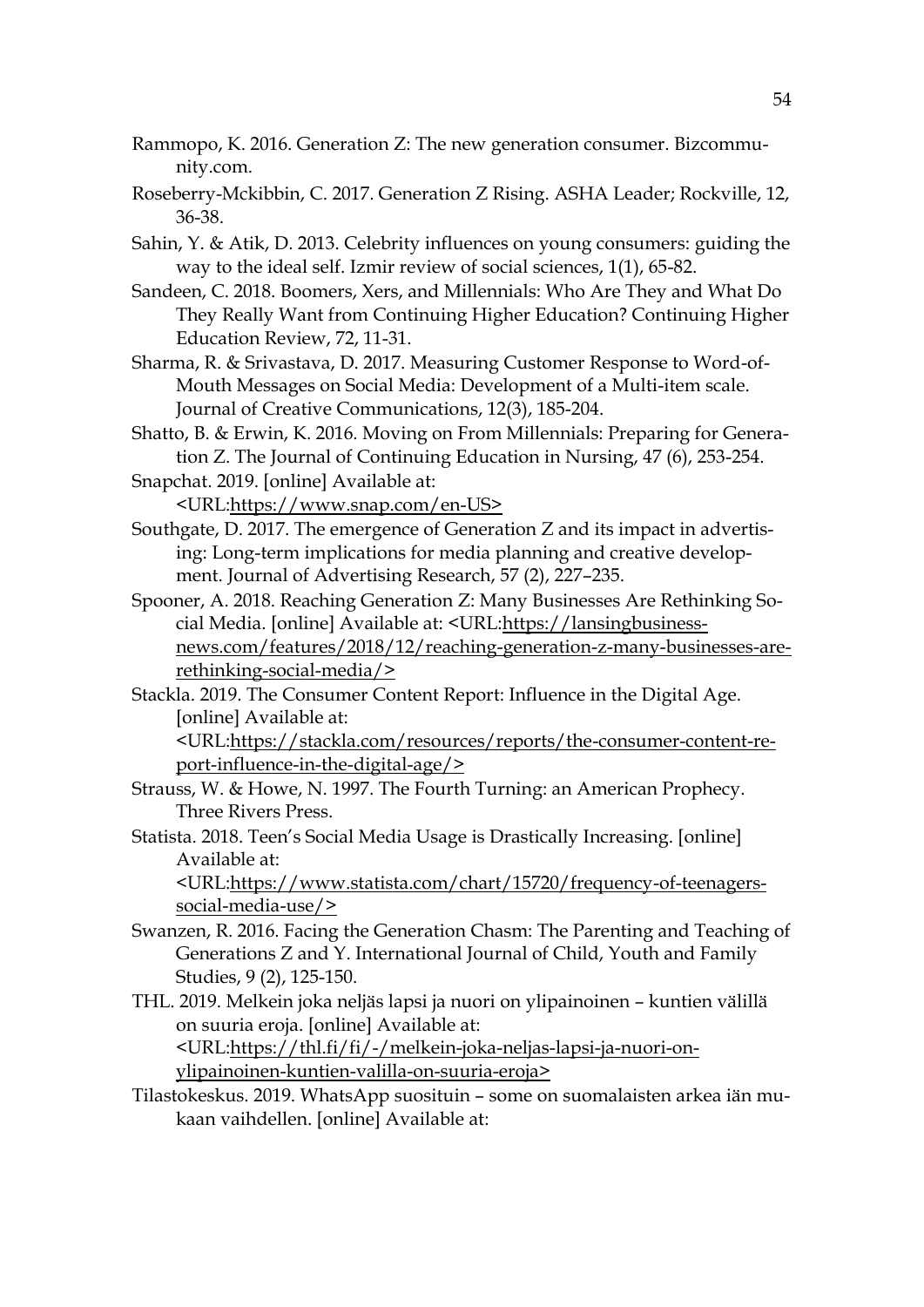Rammopo, K. 2016. Generation Z: The new generation consumer. Bizcommunity.com.

Roseberry-Mckibbin, C. 2017. Generation Z Rising. ASHA Leader; Rockville, 12, 36-38.

Sahin, Y. & Atik, D. 2013. Celebrity influences on young consumers: guiding the way to the ideal self. Izmir review of social sciences, 1(1), 65-82.

Sandeen, C. 2018. Boomers, Xers, and Millennials: Who Are They and What Do They Really Want from Continuing Higher Education? Continuing Higher Education Review, 72, 11-31.

Sharma, R. & Srivastava, D. 2017. Measuring Customer Response to Word-of-Mouth Messages on Social Media: Development of a Multi-item scale. Journal of Creative Communications, 12(3), 185-204.

Shatto, B. & Erwin, K. 2016. Moving on From Millennials: Preparing for Generation Z. The Journal of Continuing Education in Nursing, 47 (6), 253-254.

Snapchat. 2019. [online] Available at: <URL:https://www.snap.com/en-US>

Southgate, D. 2017. The emergence of Generation Z and its impact in advertising: Long-term implications for media planning and creative development. Journal of Advertising Research, 57 (2), 227–235.

Spooner, A. 2018. Reaching Generation Z: Many Businesses Are Rethinking Social Media. [online] Available at: <URL:https://lansingbusinessnews.com/features/2018/12/reaching-generation-z-many-businesses-are-rethinking-social-media/>

Stackla. 2019. The Consumer Content Report: Influence in the Digital Age. [online] Available at: <URL:https://stackla.com/resources/reports/the-consumer-content-report-influence-in-the-digital-age/>

Strauss, W. & Howe, N. 1997. The Fourth Turning: an American Prophecy. Three Rivers Press.

Statista. 2018. Teen's Social Media Usage is Drastically Increasing. [online] Available at: <URL:https://www.statista.com/chart/15720/frequency-of-teenagers-social-media-use/>

Swanzen, R. 2016. Facing the Generation Chasm: The Parenting and Teaching of Generations Z and Y. International Journal of Child, Youth and Family Studies, 9 (2), 125-150.

THL. 2019. Melkein joka neljäs lapsi ja nuori on ylipainoinen – kuntien välillä on suuria eroja. [online] Available at: <URL:https://thl.fi/fi/-/melkein-joka-neljas-lapsi-ja-nuori-on-ylipainoinen-kuntien-valilla-on-suuria-eroja>

Tilastokeskus. 2019. WhatsApp suosituin – some on suomalaisten arkea iän mukaan vaihdellen. [online] Available at: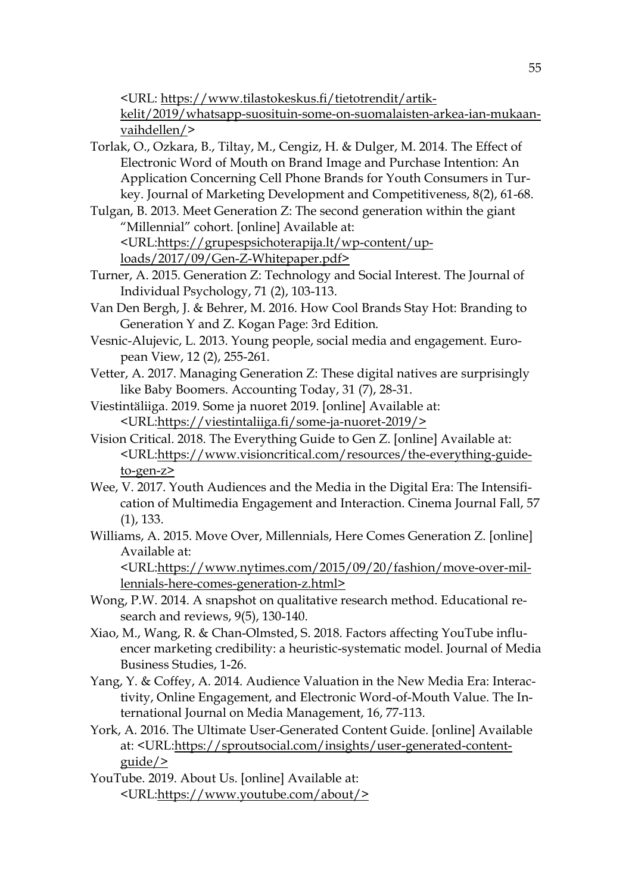<URL: https://www.tilastokeskus.fi/tietotrendit/artikkelit/2019/whatsapp-suosituin-some-on-suomalaisten-arkea-ian-mukaan-vaihdellen/>

Torlak, O., Ozkara, B., Tiltay, M., Cengiz, H. & Dulger, M. 2014. The Effect of Electronic Word of Mouth on Brand Image and Purchase Intention: An Application Concerning Cell Phone Brands for Youth Consumers in Turkey. Journal of Marketing Development and Competitiveness, 8(2), 61-68.

Tulgan, B. 2013. Meet Generation Z: The second generation within the giant "Millennial" cohort. [online] Available at: <URL:https://grupespsichoterapija.lt/wp-content/uploads/2017/09/Gen-Z-Whitepaper.pdf>

Turner, A. 2015. Generation Z: Technology and Social Interest. The Journal of Individual Psychology, 71 (2), 103-113.

Van Den Bergh, J. & Behrer, M. 2016. How Cool Brands Stay Hot: Branding to Generation Y and Z. Kogan Page: 3rd Edition.

Vesnic-Alujevic, L. 2013. Young people, social media and engagement. European View, 12 (2), 255-261.

Vetter, A. 2017. Managing Generation Z: These digital natives are surprisingly like Baby Boomers. Accounting Today, 31 (7), 28-31.

Viestintäliiga. 2019. Some ja nuoret 2019. [online] Available at: <URL:https://viestintaliiga.fi/some-ja-nuoret-2019/>

Vision Critical. 2018. The Everything Guide to Gen Z. [online] Available at: <URL:https://www.visioncritical.com/resources/the-everything-guide-to-gen-z>

Wee, V. 2017. Youth Audiences and the Media in the Digital Era: The Intensification of Multimedia Engagement and Interaction. Cinema Journal Fall, 57 (1), 133.

Williams, A. 2015. Move Over, Millennials, Here Comes Generation Z. [online] Available at: <URL:https://www.nytimes.com/2015/09/20/fashion/move-over-millennials-here-comes-generation-z.html>

Wong, P.W. 2014. A snapshot on qualitative research method. Educational research and reviews, 9(5), 130-140.

Xiao, M., Wang, R. & Chan-Olmsted, S. 2018. Factors affecting YouTube influencer marketing credibility: a heuristic-systematic model. Journal of Media Business Studies, 1-26.

Yang, Y. & Coffey, A. 2014. Audience Valuation in the New Media Era: Interactivity, Online Engagement, and Electronic Word-of-Mouth Value. The International Journal on Media Management, 16, 77-113.

York, A. 2016. The Ultimate User-Generated Content Guide. [online] Available at: <URL:https://sproutsocial.com/insights/user-generated-content-guide/>

YouTube. 2019. About Us. [online] Available at: <URL:https://www.youtube.com/about/>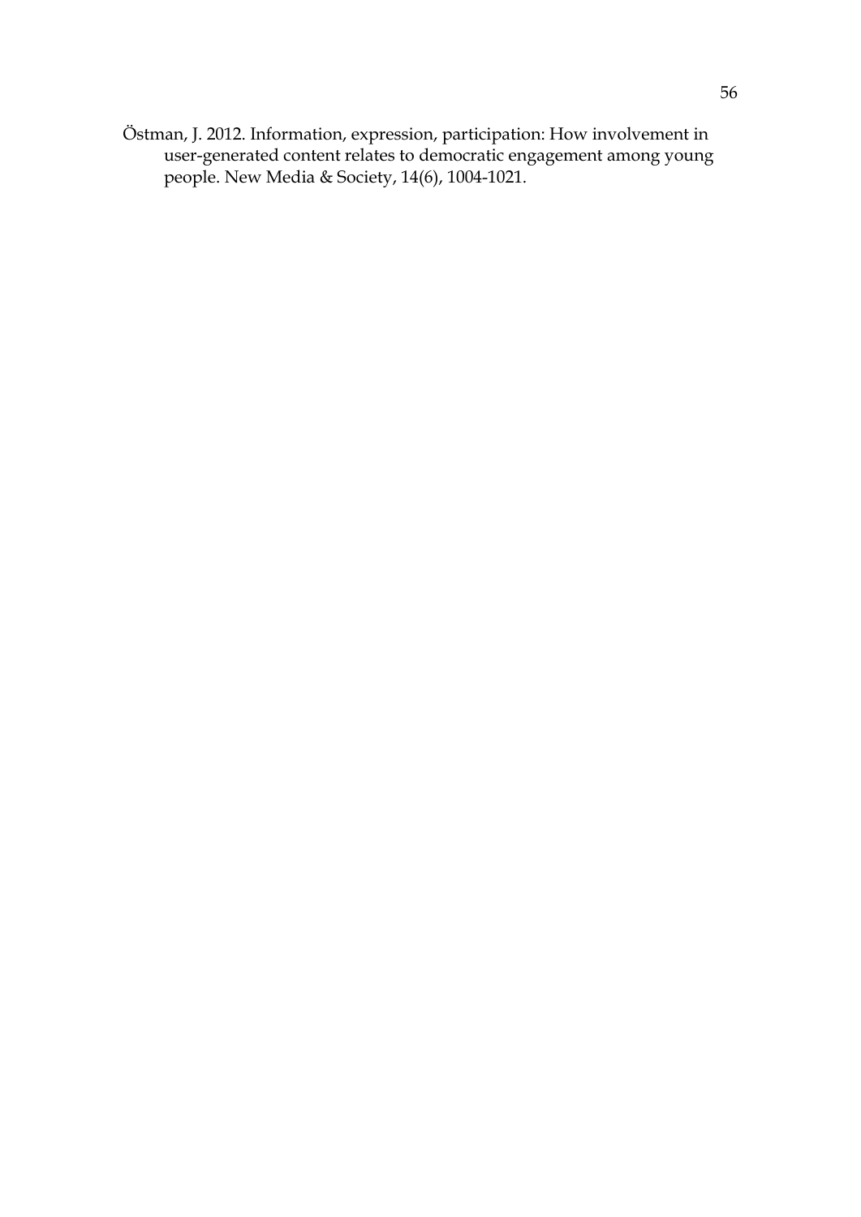Östman, J. 2012. Information, expression, participation: How involvement in user-generated content relates to democratic engagement among young people. New Media & Society, 14(6), 1004-1021.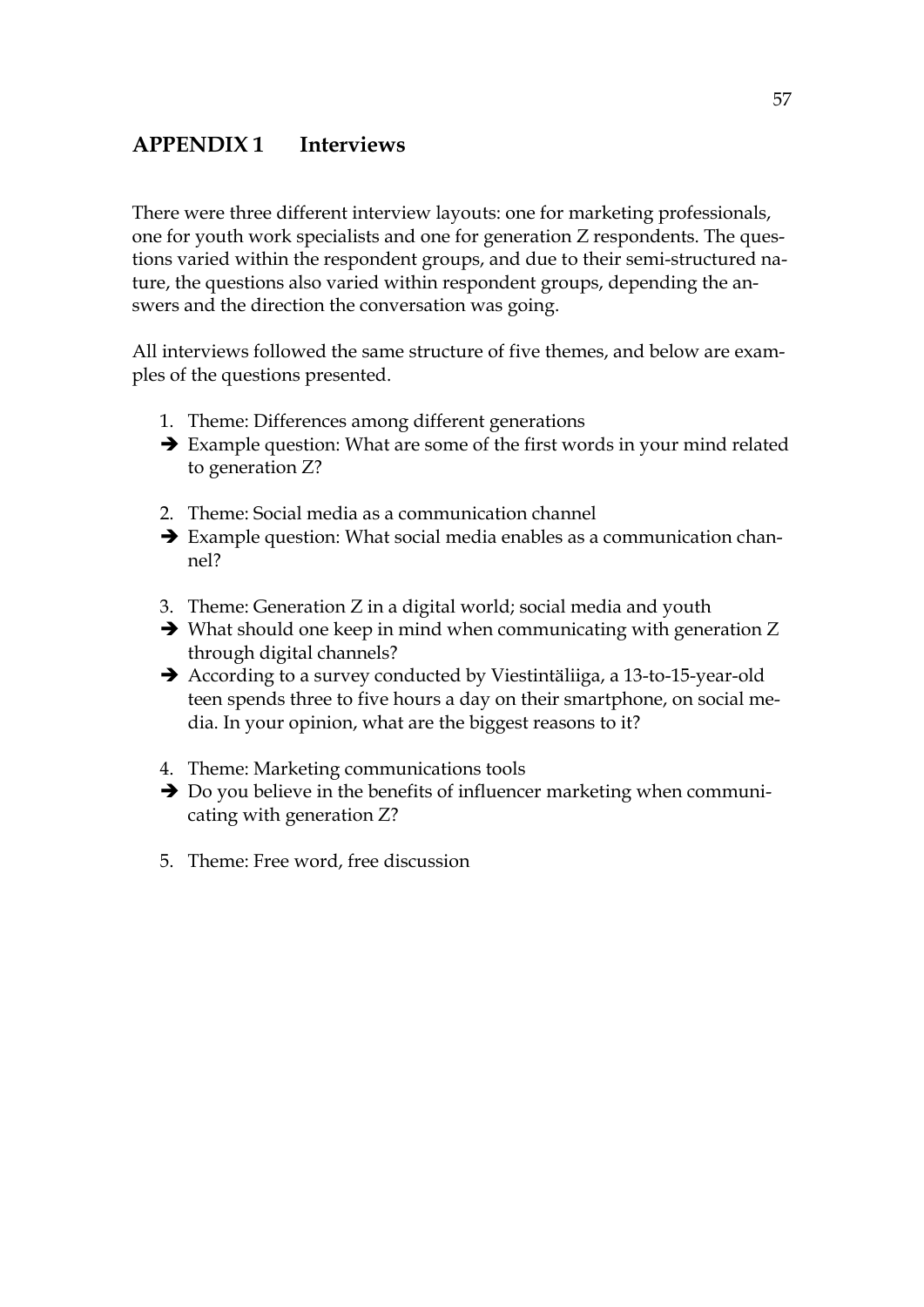# APPENDIX 1 Interviews

There were three different interview layouts: one for marketing professionals, one for youth work specialists and one for generation Z respondents. The questions varied within the respondent groups, and due to their semi-structured nature, the questions also varied within respondent groups, depending the answers and the direction the conversation was going.

All interviews followed the same structure of five themes, and below are examples of the questions presented.

1. Theme: Differences among different generations
   - ➔ Example question: What are some of the first words in your mind related to generation Z?
2. Theme: Social media as a communication channel
   - ➔ Example question: What social media enables as a communication channel?
3. Theme: Generation Z in a digital world; social media and youth
   - ➔ What should one keep in mind when communicating with generation Z through digital channels?
   - ➔ According to a survey conducted by Viestintäliiga, a 13-to-15-year-old teen spends three to five hours a day on their smartphone, on social media. In your opinion, what are the biggest reasons to it?
4. Theme: Marketing communications tools
   - ➔ Do you believe in the benefits of influencer marketing when communicating with generation Z?
5. Theme: Free word, free discussion